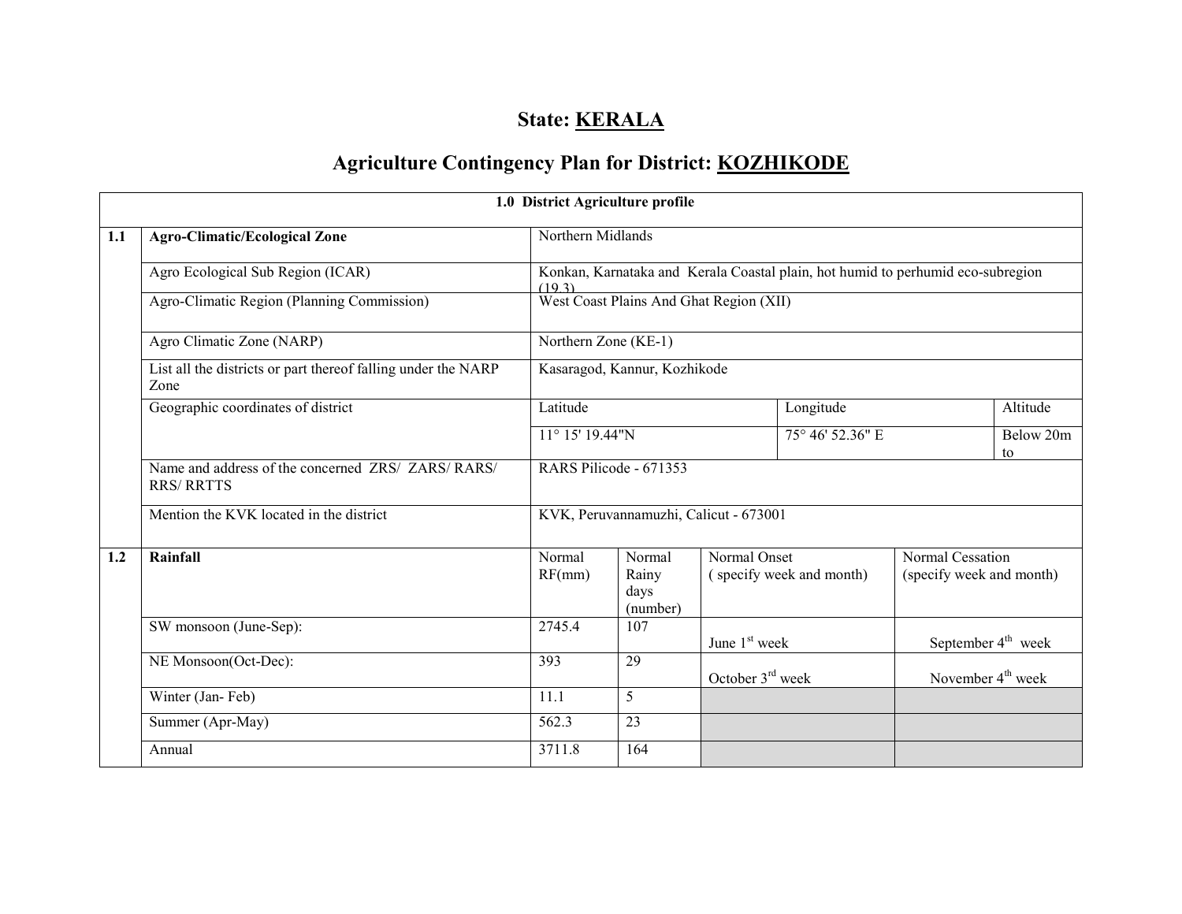# State: KERALA

## Agriculture Contingency Plan for District: KOZHIKODE

| 1.0 District Agriculture profile | | | | | | |
|---|---|---|---|---|---|---|
| **1.1** | **Agro-Climatic/Ecological Zone** | Northern Midlands | | | | |
| | Agro Ecological Sub Region (ICAR) | Konkan, Karnataka and Kerala Coastal plain, hot humid to perhumid eco-subregion (19.3) | | | | |
| | Agro-Climatic Region (Planning Commission) | West Coast Plains And Ghat Region (XII) | | | | |
| | Agro Climatic Zone (NARP) | Northern Zone (KE-1) | | | | |
| | List all the districts or part thereof falling under the NARP Zone | Kasaragod, Kannur, Kozhikode | | | | |
| | Geographic coordinates of district | Latitude | | Longitude | | Altitude |
| | | 11° 15' 19.44"N | | 75° 46' 52.36" E | | Below 20m to |
| | Name and address of the concerned ZRS/ ZARS/ RARS/ RRS/ RRTTS | RARS Pilicode - 671353 | | | | |
| | Mention the KVK located in the district | KVK, Peruvannamuzhi, Calicut - 673001 | | | | |
| **1.2** | **Rainfall** | Normal RF(mm) | Normal Rainy days (number) | Normal Onset ( specify week and month) | Normal Cessation (specify week and month) | |
| | SW monsoon (June-Sep): | 2745.4 | 107 | June 1st week | September 4th week | |
| | NE Monsoon(Oct-Dec): | 393 | 29 | October 3rd week | November 4th week | |
| | Winter (Jan- Feb) | 11.1 | 5 | | | |
| | Summer (Apr-May) | 562.3 | 23 | | | |
| | Annual | 3711.8 | 164 | | | |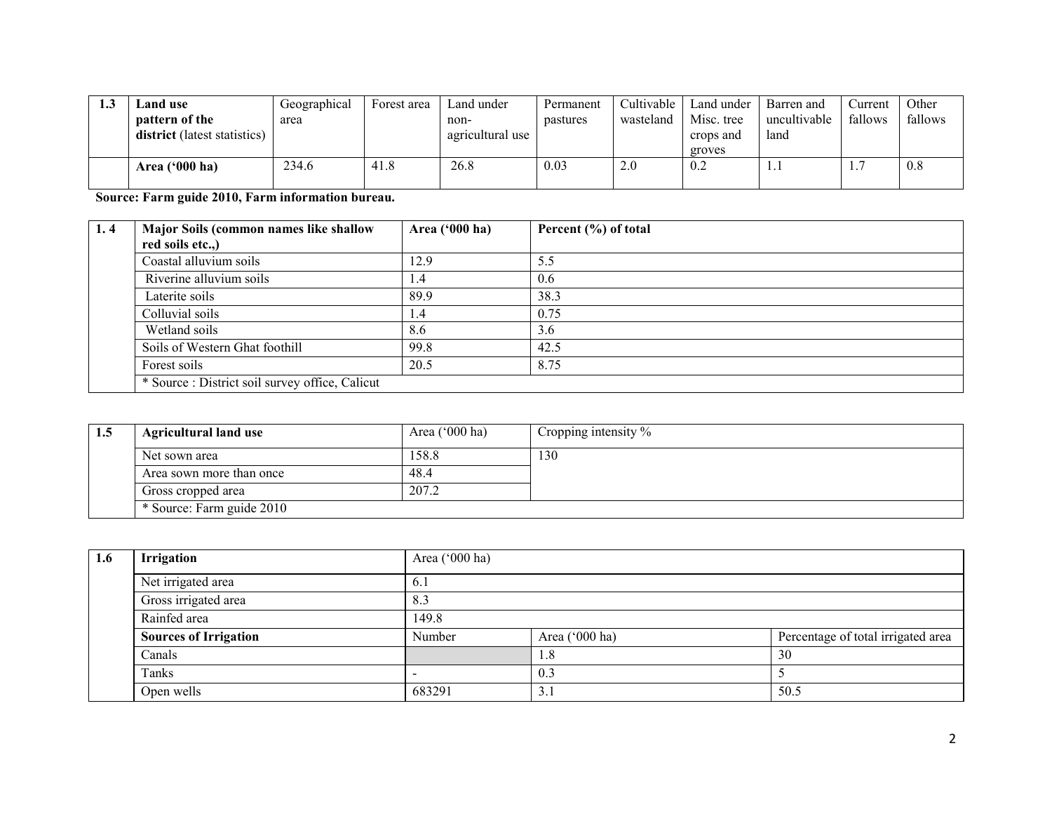| 1.3 | **Land use pattern of the district** (latest statistics) | Geographical area | Forest area | Land under non-agricultural use | Permanent pastures | Cultivable wasteland | Land under Misc. tree crops and groves | Barren and uncultivable land | Current fallows | Other fallows |
|---|---|---|---|---|---|---|---|---|---|---|
| | **Area ('000 ha)** | 234.6 | 41.8 | 26.8 | 0.03 | 2.0 | 0.2 | 1.1 | 1.7 | 0.8 |

**Source: Farm guide 2010, Farm information bureau.**

| 1. 4 | **Major Soils (common names like shallow red soils etc.,)** | **Area ('000 ha)** | **Percent (%) of total** |
|---|---|---|---|
| | Coastal alluvium soils | 12.9 | 5.5 |
| | Riverine alluvium soils | 1.4 | 0.6 |
| | Laterite soils | 89.9 | 38.3 |
| | Colluvial soils | 1.4 | 0.75 |
| | Wetland soils | 8.6 | 3.6 |
| | Soils of Western Ghat foothill | 99.8 | 42.5 |
| | Forest soils | 20.5 | 8.75 |
| | * Source : District soil survey office, Calicut | | |

| 1.5 | **Agricultural land use** | Area ('000 ha) | Cropping intensity % |
|---|---|---|---|
| | Net sown area | 158.8 | 130 |
| | Area sown more than once | 48.4 | |
| | Gross cropped area | 207.2 | |
| | * Source: Farm guide 2010 | | |

| 1.6 | **Irrigation** | Area ('000 ha) | | |
|---|---|---|---|---|
| | Net irrigated area | 6.1 | | |
| | Gross irrigated area | 8.3 | | |
| | Rainfed area | 149.8 | | |
| | **Sources of Irrigation** | Number | Area ('000 ha) | Percentage of total irrigated area |
| | Canals | | 1.8 | 30 |
| | Tanks | - | 0.3 | 5 |
| | Open wells | 683291 | 3.1 | 50.5 |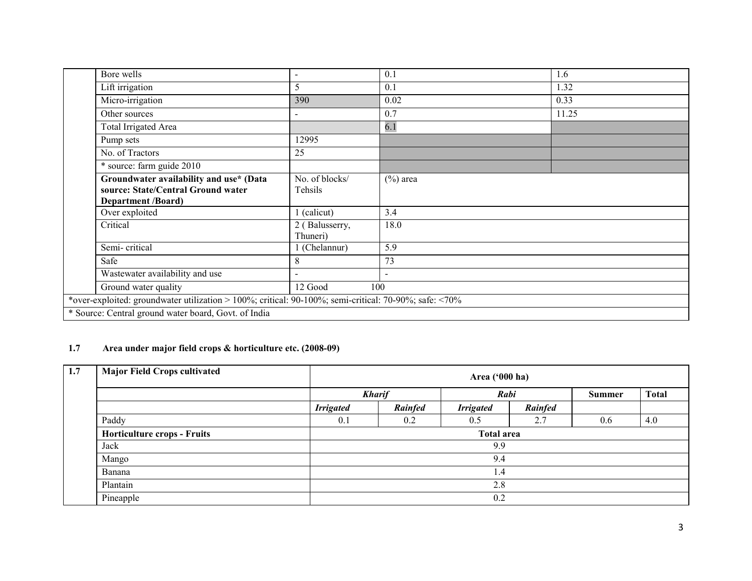| | | | | |
|---|---|---|---|---|
| | Bore wells | - | 0.1 | 1.6 |
| | Lift irrigation | 5 | 0.1 | 1.32 |
| | Micro-irrigation | 390 | 0.02 | 0.33 |
| | Other sources | - | 0.7 | 11.25 |
| | Total Irrigated Area | | 6.1 | |
| | Pump sets | 12995 | | |
| | No. of Tractors | 25 | | |
| | * source: farm guide 2010 | | | |
| | **Groundwater availability and use* (Data source: State/Central Ground water Department /Board)** | No. of blocks/ Tehsils | (%) area | |
| | Over exploited | 1 (calicut) | 3.4 | |
| | Critical | 2 ( Balusserry, Thuneri) | 18.0 | |
| | Semi- critical | 1 (Chelannur) | 5.9 | |
| | Safe | 8 | 73 | |
| | Wastewater availability and use | - | - | |
| | Ground water quality | 12 Good | 100 | |
| *over-exploited: groundwater utilization > 100%; critical: 90-100%; semi-critical: 70-90%; safe: <70% | | | | |
| * Source: Central ground water board, Govt. of India | | | | |

### 1.7 Area under major field crops & horticulture etc. (2008-09)

| 1.7 | Major Field Crops cultivated | Area ('000 ha) | | | | | |
|---|---|---|---|---|---|---|---|
| | | ***Kharif*** | | ***Rabi*** | | **Summer** | **Total** |
| | | ***Irrigated*** | ***Rainfed*** | ***Irrigated*** | ***Rainfed*** | | |
| | Paddy | 0.1 | 0.2 | 0.5 | 2.7 | 0.6 | 4.0 |
| | **Horticulture crops - Fruits** | **Total area** | | | | | |
| | Jack | 9.9 | | | | | |
| | Mango | 9.4 | | | | | |
| | Banana | 1.4 | | | | | |
| | Plantain | 2.8 | | | | | |
| | Pineapple | 0.2 | | | | | |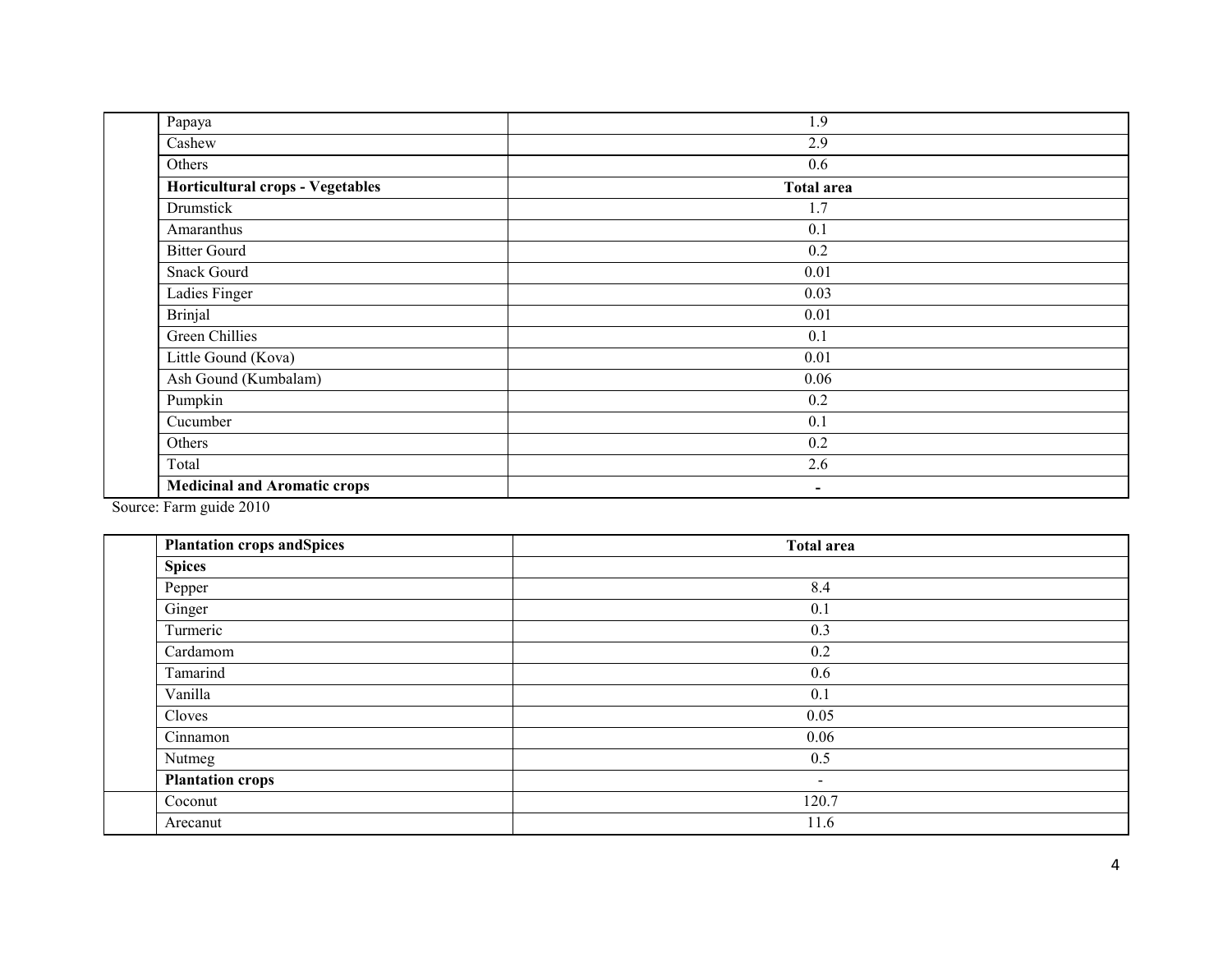| | | |
|---|---|---|
| | Papaya | 1.9 |
| | Cashew | 2.9 |
| | Others | 0.6 |
| | **Horticultural crops - Vegetables** | **Total area** |
| | Drumstick | 1.7 |
| | Amaranthus | 0.1 |
| | Bitter Gourd | 0.2 |
| | Snack Gourd | 0.01 |
| | Ladies Finger | 0.03 |
| | Brinjal | 0.01 |
| | Green Chillies | 0.1 |
| | Little Gound (Kova) | 0.01 |
| | Ash Gound (Kumbalam) | 0.06 |
| | Pumpkin | 0.2 |
| | Cucumber | 0.1 |
| | Others | 0.2 |
| | Total | 2.6 |
| | **Medicinal and Aromatic crops** | **-** |

Source: Farm guide 2010

| | **Plantation crops andSpices** | **Total area** |
|---|---|---|
| | **Spices** | |
| | Pepper | 8.4 |
| | Ginger | 0.1 |
| | Turmeric | 0.3 |
| | Cardamom | 0.2 |
| | Tamarind | 0.6 |
| | Vanilla | 0.1 |
| | Cloves | 0.05 |
| | Cinnamon | 0.06 |
| | Nutmeg | 0.5 |
| | **Plantation crops** | - |
| | Coconut | 120.7 |
| | Arecanut | 11.6 |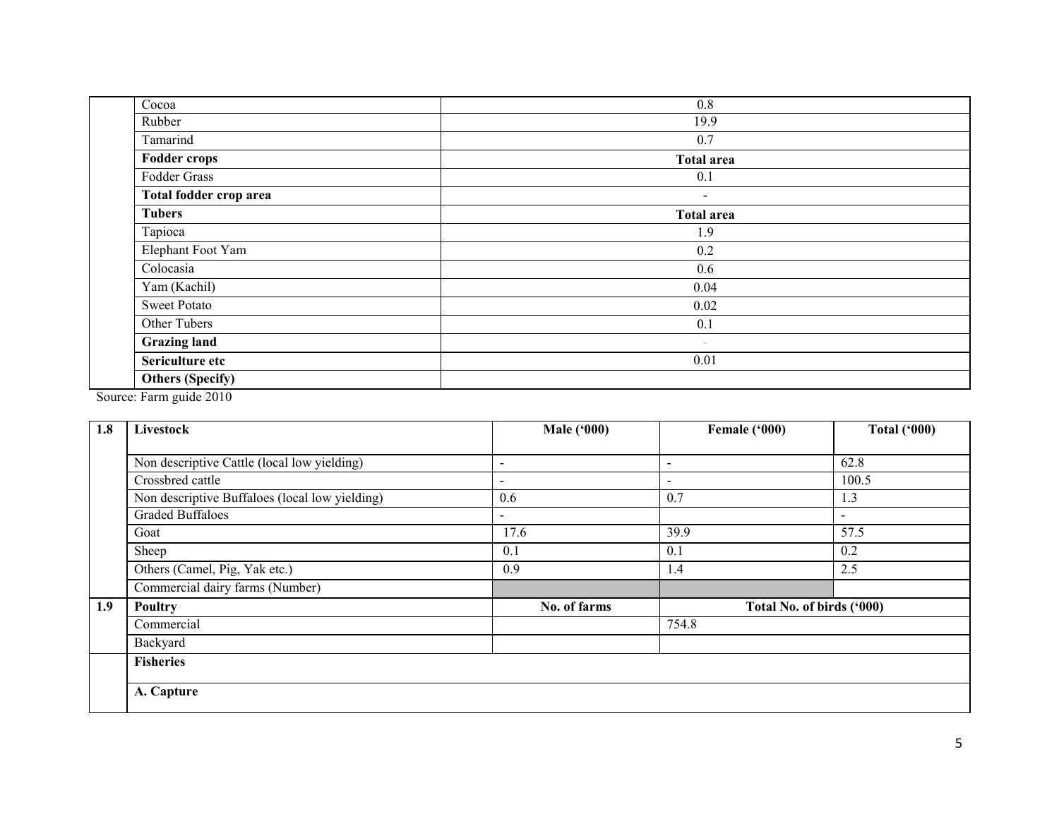| | | |
|---|---|---|
| | Cocoa | 0.8 |
| | Rubber | 19.9 |
| | Tamarind | 0.7 |
| | **Fodder crops** | **Total area** |
| | Fodder Grass | 0.1 |
| | **Total fodder crop area** | - |
| | **Tubers** | **Total area** |
| | Tapioca | 1.9 |
| | Elephant Foot Yam | 0.2 |
| | Colocasia | 0.6 |
| | Yam (Kachil) | 0.04 |
| | Sweet Potato | 0.02 |
| | Other Tubers | 0.1 |
| | **Grazing land** | - |
| | **Sericulture etc** | 0.01 |
| | **Others (Specify)** | |

Source: Farm guide 2010

| 1.8 | Livestock | Male ('000) | Female ('000) | Total ('000) |
|---|---|---|---|---|
| | Non descriptive Cattle (local low yielding) | - | - | 62.8 |
| | Crossbred cattle | - | - | 100.5 |
| | Non descriptive Buffaloes (local low yielding) | 0.6 | 0.7 | 1.3 |
| | Graded Buffaloes | - | | - |
| | Goat | 17.6 | 39.9 | 57.5 |
| | Sheep | 0.1 | 0.1 | 0.2 |
| | Others (Camel, Pig, Yak etc.) | 0.9 | 1.4 | 2.5 |
| | Commercial dairy farms (Number) | | | |
| **1.9** | **Poultry** | **No. of farms** | **Total No. of birds ('000)** | |
| | Commercial | | 754.8 | |
| | Backyard | | | |
| | **Fisheries** | | | |
| | **A. Capture** | | | |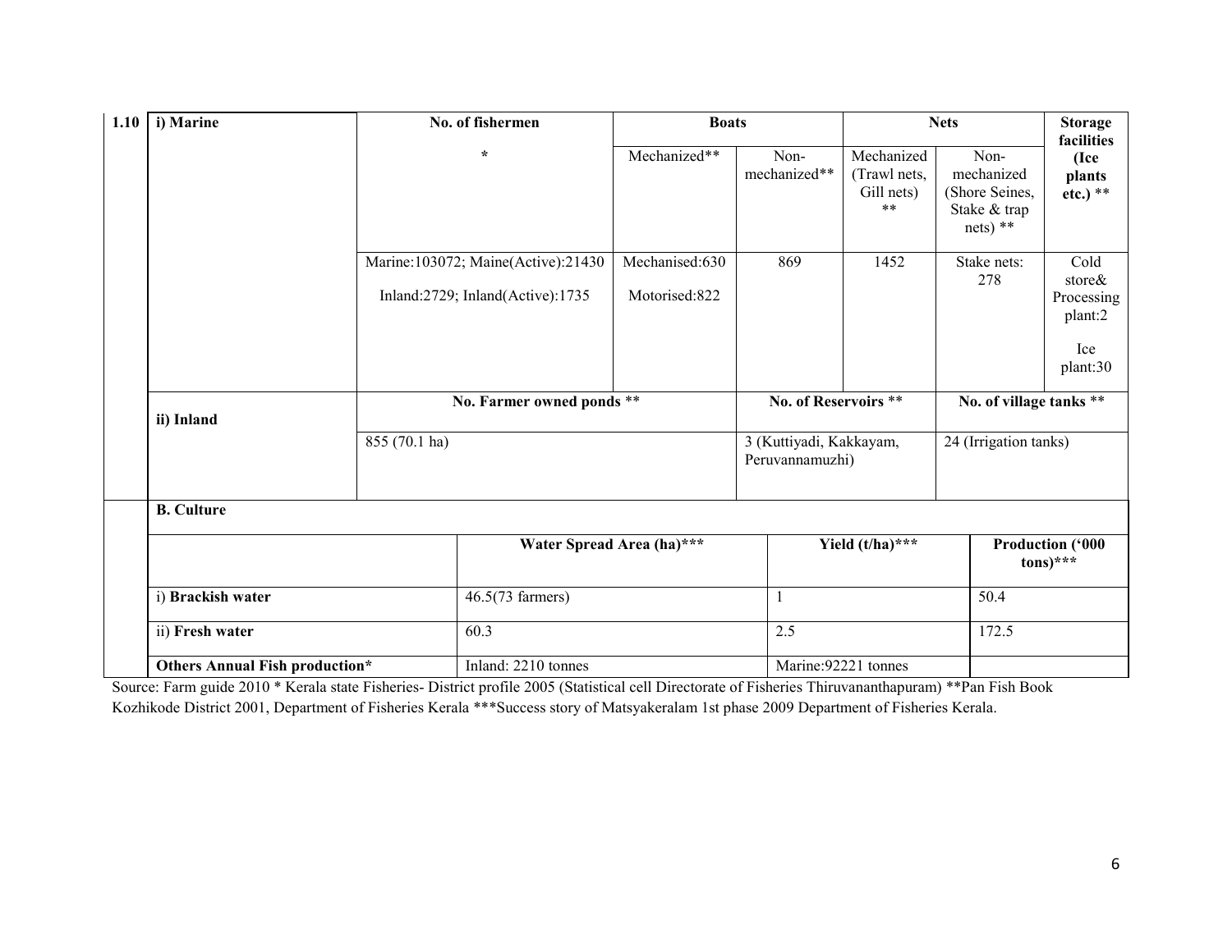| 1.10 | i) Marine | No. of fishermen | Boats | | Nets | | Storage facilities |
|---|---|---|---|---|---|---|---|
| | | * | Mechanized** | Non-mechanized** | Mechanized (Trawl nets, Gill nets) ** | Non-mechanized (Shore Seines, Stake & trap nets) ** | (Ice plants etc.) ** |
| | | Marine:103072; Maine(Active):21430<br>Inland:2729; Inland(Active):1735 | Mechanised:630<br>Motorised:822 | 869 | 1452 | Stake nets: 278 | Cold store& Processing plant:2<br>Ice plant:30 |
| | ii) Inland | No. Farmer owned ponds ** | | No. of Reservoirs ** | | No. of village tanks ** | |
| | | 855 (70.1 ha) | | 3 (Kuttiyadi, Kakkayam, Peruvannamuzhi) | | 24 (Irrigation tanks) | |

| B. Culture | | | |
|---|---|---|---|
| | **Water Spread Area (ha)*** ** | **Yield (t/ha)*** ** | **Production ('000 tons)*** ** |
| i) **Brackish water** | 46.5(73 farmers) | 1 | 50.4 |
| ii) **Fresh water** | 60.3 | 2.5 | 172.5 |
| **Others Annual Fish production*** | Inland: 2210 tonnes | Marine:92221 tonnes | |

Source: Farm guide 2010 * Kerala state Fisheries- District profile 2005 (Statistical cell Directorate of Fisheries Thiruvananthapuram) **Pan Fish Book Kozhikode District 2001, Department of Fisheries Kerala ***Success story of Matsyakeralam 1st phase 2009 Department of Fisheries Kerala.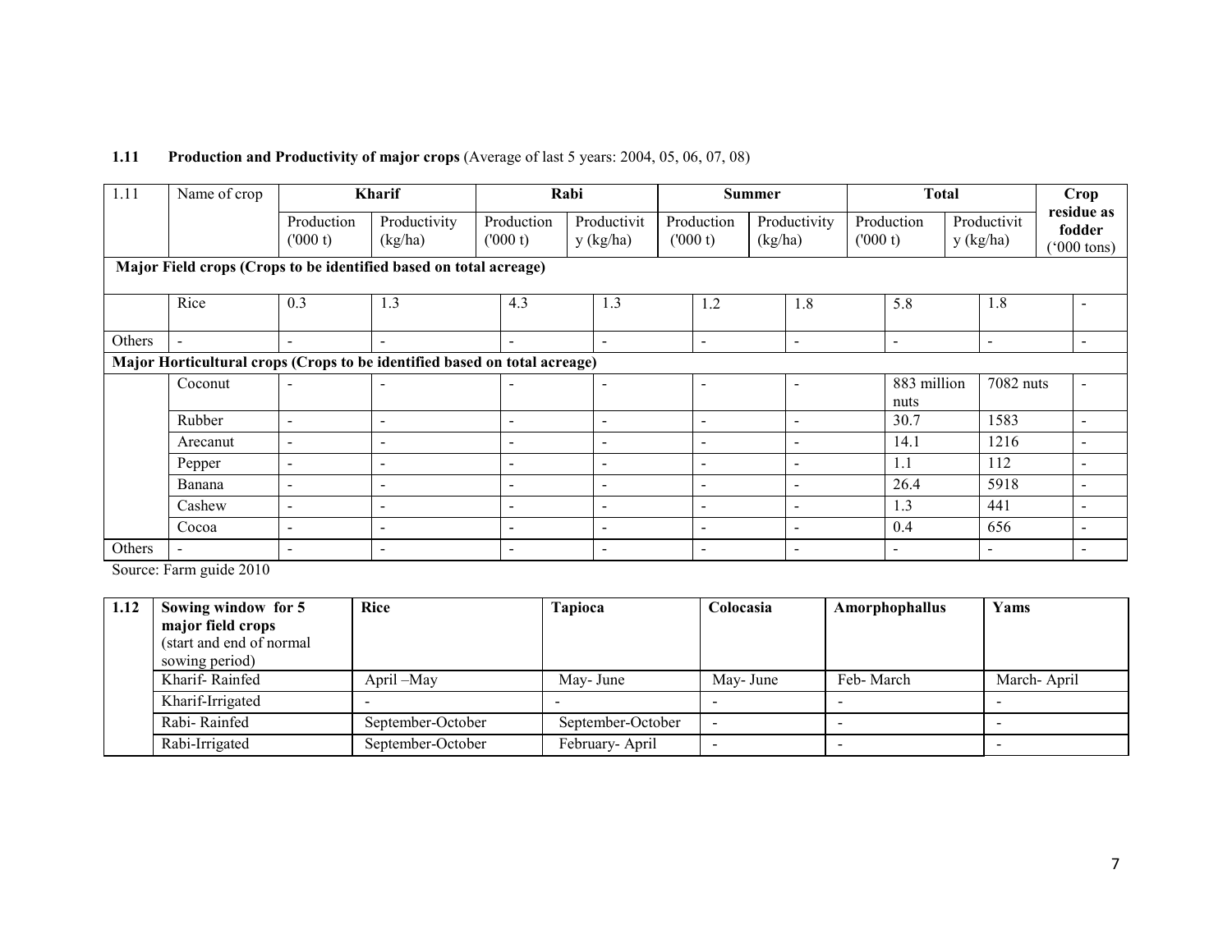**1.11 Production and Productivity of major crops** (Average of last 5 years: 2004, 05, 06, 07, 08)

| 1.11 | Name of crop | Kharif | | Rabi | | Summer | | Total | | Crop residue as fodder ('000 tons) |
|---|---|---|---|---|---|---|---|---|---|---|
| | | Production ('000 t) | Productivity (kg/ha) | Production ('000 t) | Productivity (kg/ha) | Production ('000 t) | Productivity (kg/ha) | Production ('000 t) | Productivity (kg/ha) | |
| **Major Field crops (Crops to be identified based on total acreage)** | | | | | | | | | | |
| | Rice | 0.3 | 1.3 | 4.3 | 1.3 | 1.2 | 1.8 | 5.8 | 1.8 | - |
| Others | - | - | - | - | - | - | - | - | - | - |
| **Major Horticultural crops (Crops to be identified based on total acreage)** | | | | | | | | | | |
| | Coconut | - | - | - | - | - | - | 883 million nuts | 7082 nuts | - |
| | Rubber | - | - | - | - | - | - | 30.7 | 1583 | - |
| | Arecanut | - | - | - | - | - | - | 14.1 | 1216 | - |
| | Pepper | - | - | - | - | - | - | 1.1 | 112 | - |
| | Banana | - | - | - | - | - | - | 26.4 | 5918 | - |
| | Cashew | - | - | - | - | - | - | 1.3 | 441 | - |
| | Cocoa | - | - | - | - | - | - | 0.4 | 656 | - |
| Others | - | - | - | - | - | - | - | - | - | - |

Source: Farm guide 2010

| 1.12 | Sowing window for 5 major field crops (start and end of normal sowing period) | Rice | Tapioca | Colocasia | Amorphophallus | Yams |
|---|---|---|---|---|---|---|
| | Kharif- Rainfed | April –May | May- June | May- June | Feb- March | March- April |
| | Kharif-Irrigated | - | - | - | - | - |
| | Rabi- Rainfed | September-October | September-October | - | - | - |
| | Rabi-Irrigated | September-October | February- April | - | - | - |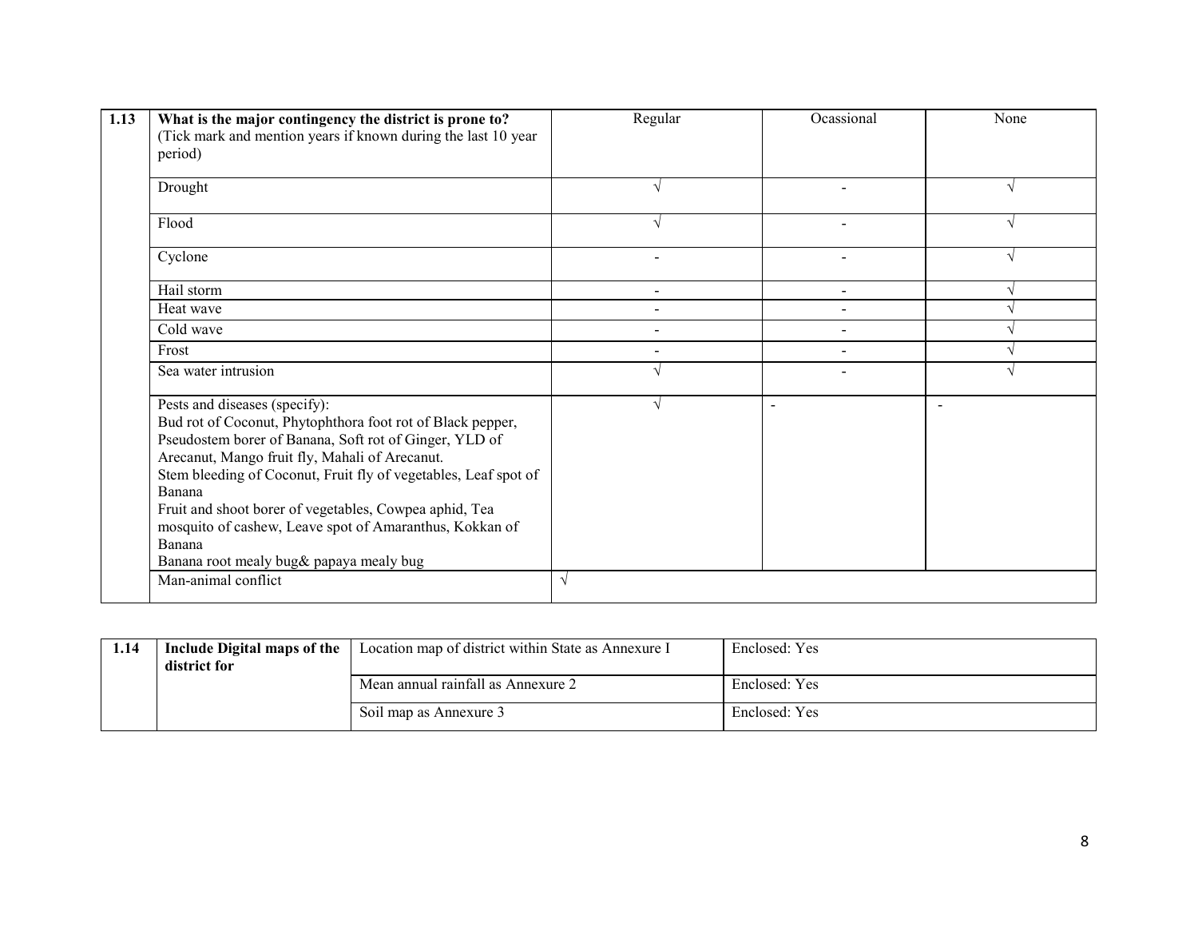| 1.13 | What is the major contingency the district is prone to? (Tick mark and mention years if known during the last 10 year period) | Regular | Ocassional | None |
|---|---|---|---|---|
| | Drought | √ | - | √ |
| | Flood | √ | - | √ |
| | Cyclone | - | - | √ |
| | Hail storm | - | - | √ |
| | Heat wave | - | - | √ |
| | Cold wave | - | - | √ |
| | Frost | - | - | √ |
| | Sea water intrusion | √ | - | √ |
| | Pests and diseases (specify):<br>Bud rot of Coconut, Phytophthora foot rot of Black pepper, Pseudostem borer of Banana, Soft rot of Ginger, YLD of Arecanut, Mango fruit fly, Mahali of Arecanut.<br>Stem bleeding of Coconut, Fruit fly of vegetables, Leaf spot of Banana<br>Fruit and shoot borer of vegetables, Cowpea aphid, Tea mosquito of cashew, Leave spot of Amaranthus, Kokkan of Banana<br>Banana root mealy bug& papaya mealy bug | √ | - | - |
| | Man-animal conflict | √ | | |

| 1.14 | Include Digital maps of the district for | Location map of district within State as Annexure I | Enclosed: Yes |
|---|---|---|---|
| | | Mean annual rainfall as Annexure 2 | Enclosed: Yes |
| | | Soil map as Annexure 3 | Enclosed: Yes |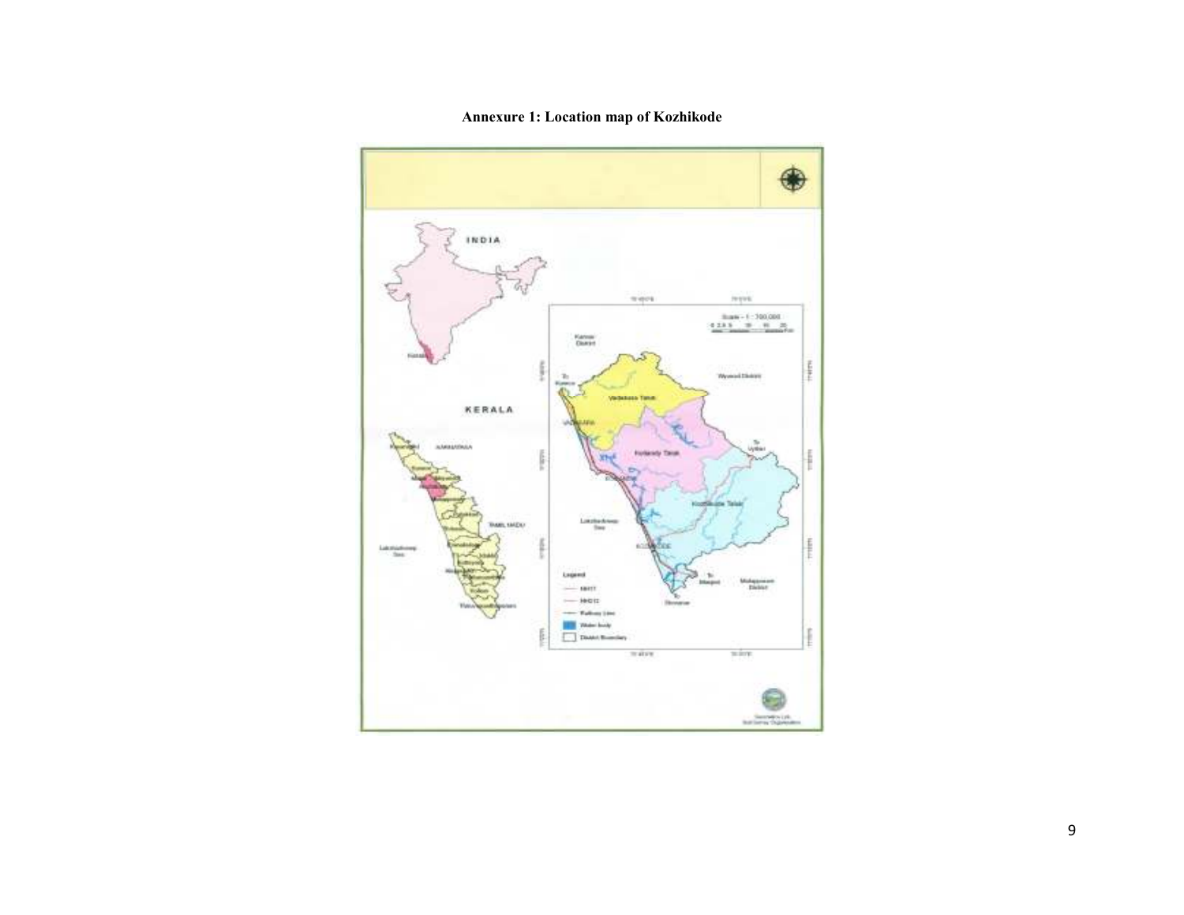**Annexure 1: Location map of Kozhikode**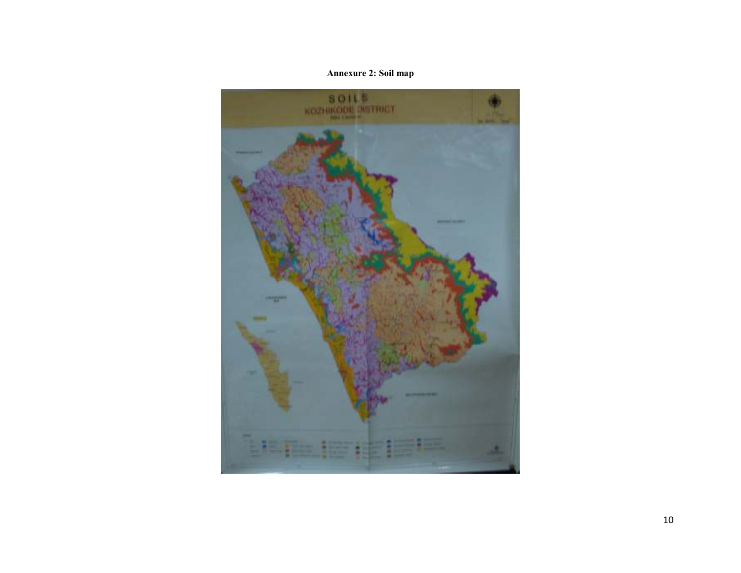**Annexure 2: Soil map**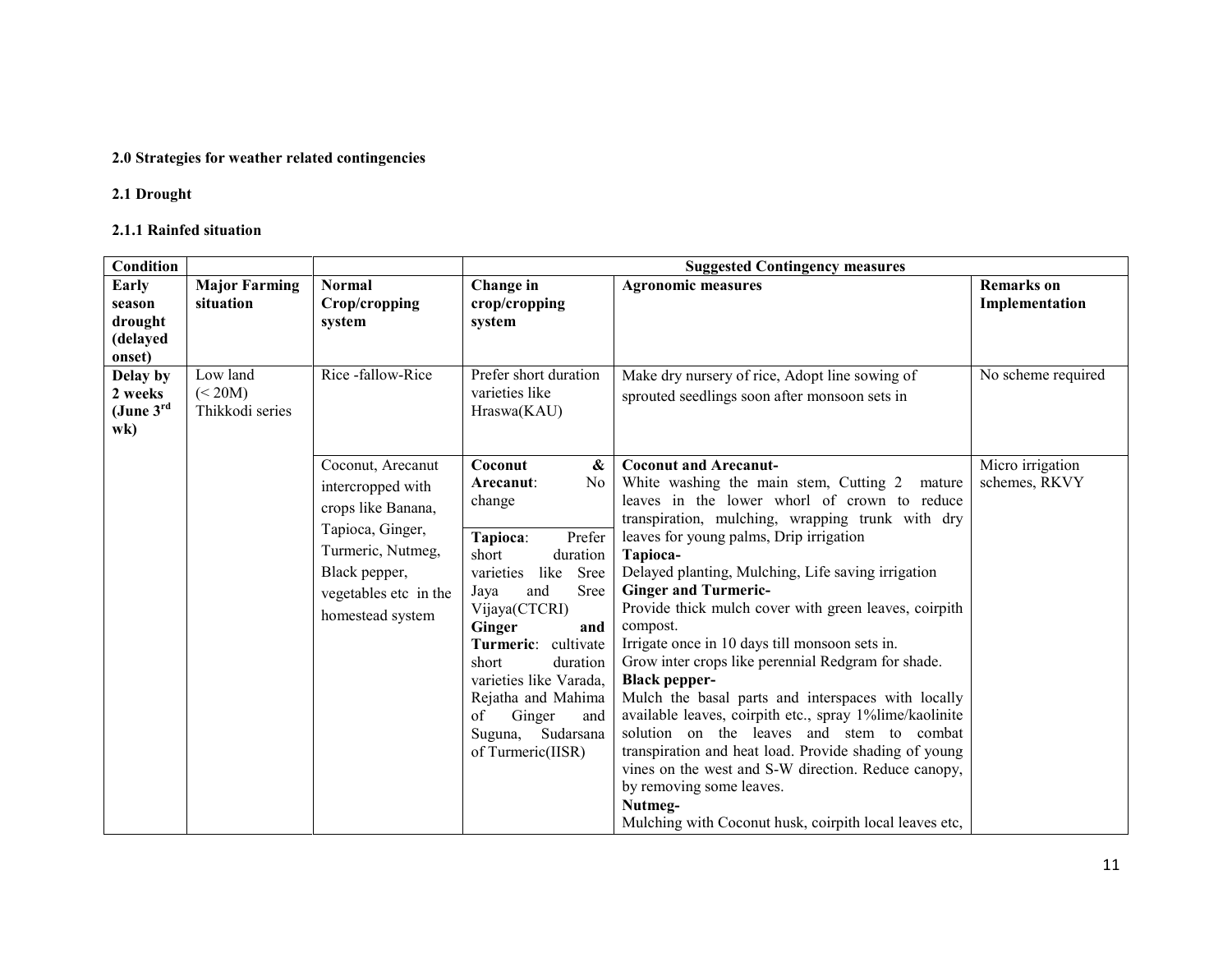### 2.0 Strategies for weather related contingencies

### 2.1 Drought

#### 2.1.1 Rainfed situation

| Condition | | | Suggested Contingency measures | | |
|---|---|---|---|---|---|
| Early season drought (delayed onset) | Major Farming situation | Normal Crop/cropping system | Change in crop/cropping system | Agronomic measures | Remarks on Implementation |
| Delay by 2 weeks (June 3rd wk) | Low land (< 20M) Thikkodi series | Rice -fallow-Rice | Prefer short duration varieties like Hraswa(KAU) | Make dry nursery of rice, Adopt line sowing of sprouted seedlings soon after monsoon sets in | No scheme required |
| | | Coconut, Arecanut intercropped with crops like Banana, Tapioca, Ginger, Turmeric, Nutmeg, Black pepper, vegetables etc in the homestead system | **Coconut & Arecanut**: No change<br>**Tapioca**: Prefer short duration varieties like Sree Jaya and Sree Vijaya(CTCRI)<br>**Ginger and Turmeric**: cultivate short duration varieties like Varada, Rejatha and Mahima of Ginger and Suguna, Sudarsana of Turmeric(IISR) | **Coconut and Arecanut-**<br>White washing the main stem, Cutting 2 mature leaves in the lower whorl of crown to reduce transpiration, mulching, wrapping trunk with dry leaves for young palms, Drip irrigation<br>**Tapioca-**<br>Delayed planting, Mulching, Life saving irrigation<br>**Ginger and Turmeric-**<br>Provide thick mulch cover with green leaves, coirpith compost.<br>Irrigate once in 10 days till monsoon sets in.<br>Grow inter crops like perennial Redgram for shade.<br>**Black pepper-**<br>Mulch the basal parts and interspaces with locally available leaves, coirpith etc., spray 1%lime/kaolinite solution on the leaves and stem to combat transpiration and heat load. Provide shading of young vines on the west and S-W direction. Reduce canopy, by removing some leaves.<br>**Nutmeg-**<br>Mulching with Coconut husk, coirpith local leaves etc, | Micro irrigation schemes, RKVY |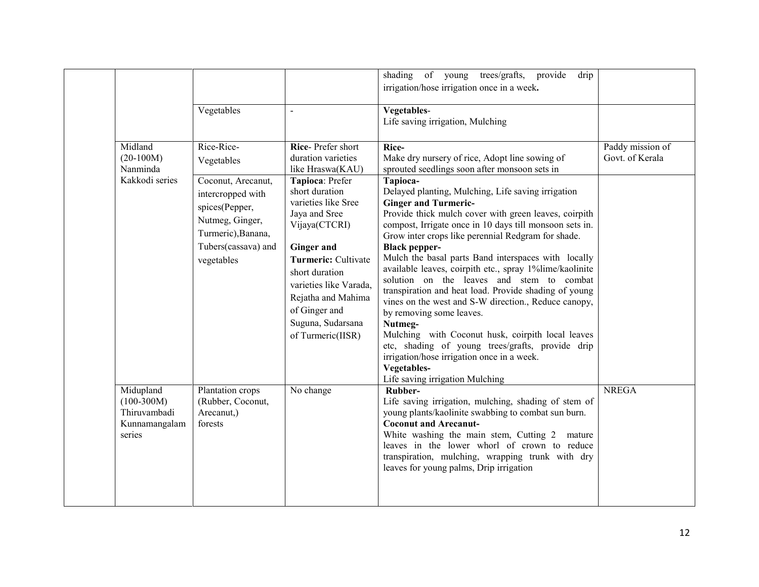|  |  |  | shading of young trees/grafts, provide drip irrigation/hose irrigation once in a week**.** |  |
|---|---|---|---|---|
|  |  | Vegetables | - | **Vegetables**-<br>Life saving irrigation, Mulching |  |
|  | Midland (20-100M) Nanminda Kakkodi series | Rice-Rice-Vegetables | **Rice**- Prefer short duration varieties like Hraswa(KAU) | **Rice-**<br>Make dry nursery of rice, Adopt line sowing of sprouted seedlings soon after monsoon sets in | Paddy mission of Govt. of Kerala |
|  |  | Coconut, Arecanut, intercropped with spices(Pepper, Nutmeg, Ginger, Turmeric),Banana, Tubers(cassava) and vegetables | **Tapioca**: Prefer short duration varieties like Sree Jaya and Sree Vijaya(CTCRI)<br><br>**Ginger and Turmeric:** Cultivate short duration varieties like Varada, Rejatha and Mahima of Ginger and Suguna, Sudarsana of Turmeric(IISR) | **Tapioca-**<br>Delayed planting, Mulching, Life saving irrigation<br>**Ginger and Turmeric-**<br>Provide thick mulch cover with green leaves, coirpith compost, Irrigate once in 10 days till monsoon sets in. Grow inter crops like perennial Redgram for shade.<br>**Black pepper-**<br>Mulch the basal parts Band interspaces with locally available leaves, coirpith etc., spray 1%lime/kaolinite solution on the leaves and stem to combat transpiration and heat load. Provide shading of young vines on the west and S-W direction., Reduce canopy, by removing some leaves.<br>**Nutmeg-**<br>Mulching with Coconut husk, coirpith local leaves etc, shading of young trees/grafts, provide drip irrigation/hose irrigation once in a week.<br>**Vegetables-**<br>Life saving irrigation Mulching |  |
|  | Midupland (100-300M) Thiruvambadi Kunnamangalam series | Plantation crops (Rubber, Coconut, Arecanut,) forests | No change | **Rubber-**<br>Life saving irrigation, mulching, shading of stem of young plants/kaolinite swabbing to combat sun burn.<br>**Coconut and Arecanut-**<br>White washing the main stem, Cutting 2 mature leaves in the lower whorl of crown to reduce transpiration, mulching, wrapping trunk with dry leaves for young palms, Drip irrigation | NREGA |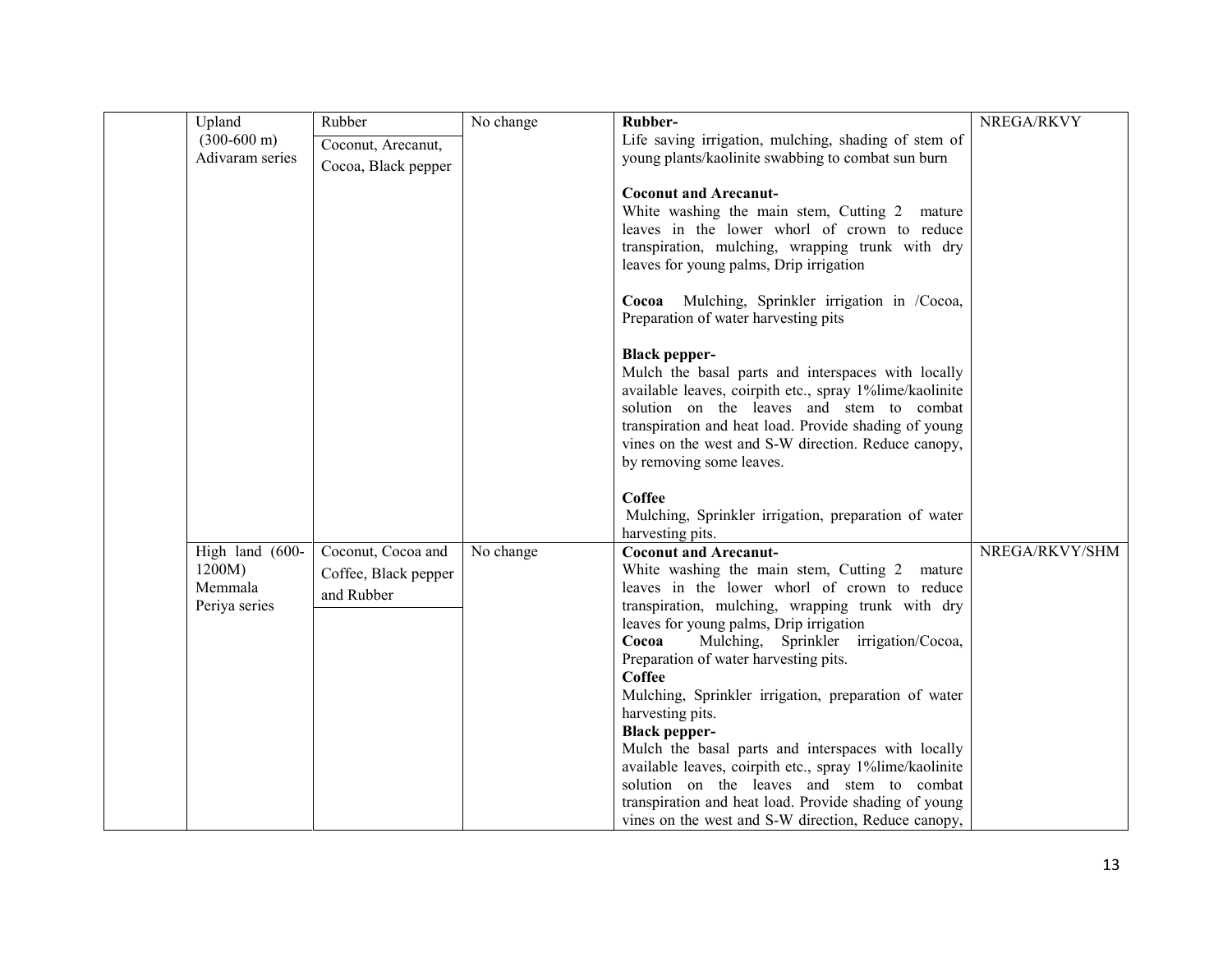| | | | | | |
|---|---|---|---|---|---|
| | Upland (300-600 m) Adivaram series | Rubber<br>Coconut, Arecanut, Cocoa, Black pepper | No change | **Rubber-**<br>Life saving irrigation, mulching, shading of stem of young plants/kaolinite swabbing to combat sun burn<br><br>**Coconut and Arecanut-**<br>White washing the main stem, Cutting 2 mature leaves in the lower whorl of crown to reduce transpiration, mulching, wrapping trunk with dry leaves for young palms, Drip irrigation<br><br>**Cocoa** Mulching, Sprinkler irrigation in /Cocoa, Preparation of water harvesting pits<br><br>**Black pepper-**<br>Mulch the basal parts and interspaces with locally available leaves, coirpith etc., spray 1%lime/kaolinite solution on the leaves and stem to combat transpiration and heat load. Provide shading of young vines on the west and S-W direction. Reduce canopy, by removing some leaves.<br><br>**Coffee**<br>Mulching, Sprinkler irrigation, preparation of water harvesting pits. | NREGA/RKVY |
| | High land (600-1200M) Memmala Periya series | Coconut, Cocoa and Coffee, Black pepper and Rubber | No change | **Coconut and Arecanut-**<br>White washing the main stem, Cutting 2 mature leaves in the lower whorl of crown to reduce transpiration, mulching, wrapping trunk with dry leaves for young palms, Drip irrigation<br>**Cocoa** Mulching, Sprinkler irrigation/Cocoa, Preparation of water harvesting pits.<br>**Coffee**<br>Mulching, Sprinkler irrigation, preparation of water harvesting pits.<br>**Black pepper-**<br>Mulch the basal parts and interspaces with locally available leaves, coirpith etc., spray 1%lime/kaolinite solution on the leaves and stem to combat transpiration and heat load. Provide shading of young vines on the west and S-W direction, Reduce canopy, | NREGA/RKVY/SHM |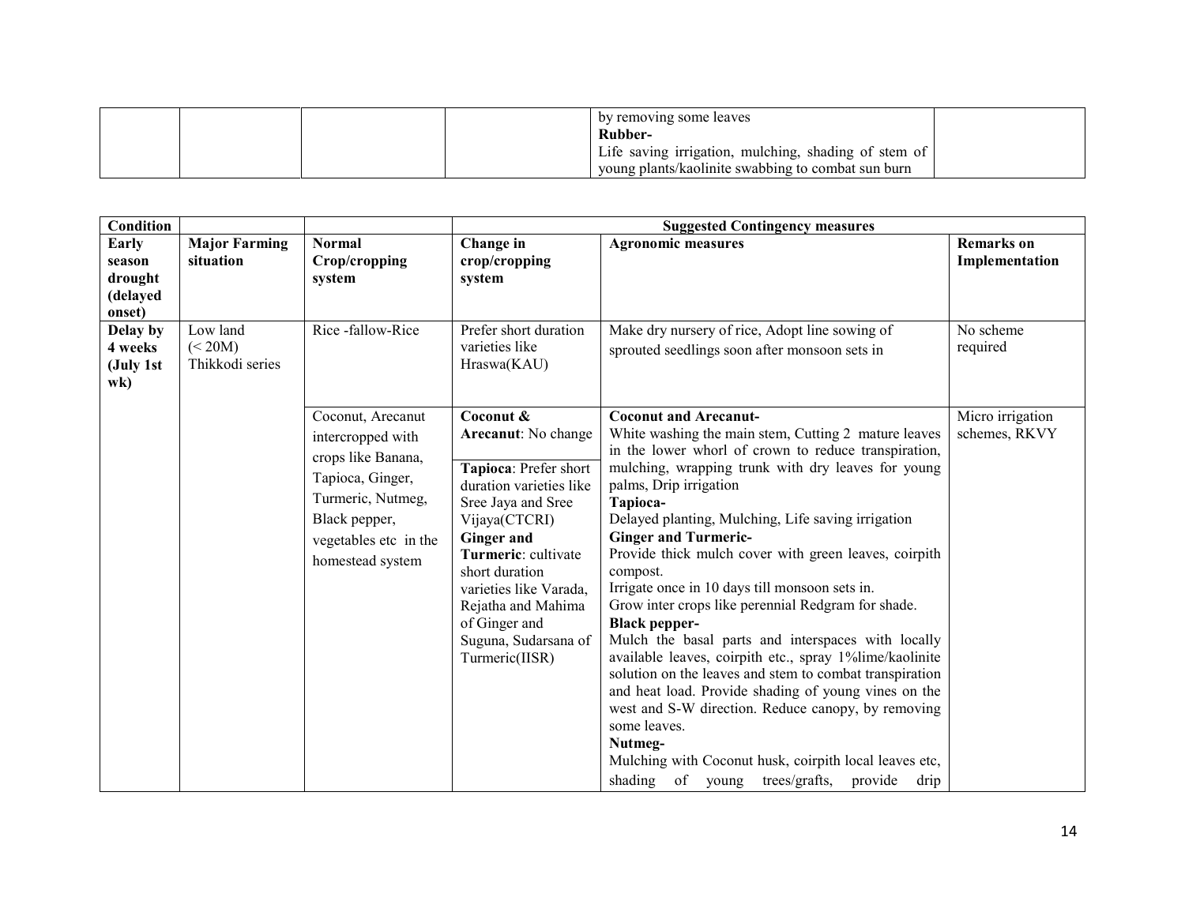| | | | | by removing some leaves<br>**Rubber-**<br>Life saving irrigation, mulching, shading of stem of young plants/kaolinite swabbing to combat sun burn | |
|---|---|---|---|---|---|

| **Condition** | | | **Suggested Contingency measures** | | |
|---|---|---|---|---|---|
| **Early season drought (delayed onset)** | **Major Farming situation** | **Normal Crop/cropping system** | **Change in crop/cropping system** | **Agronomic measures** | **Remarks on Implementation** |
| **Delay by 4 weeks (July 1st wk)** | Low land (< 20M) Thikkodi series | Rice -fallow-Rice | Prefer short duration varieties like Hraswa(KAU) | Make dry nursery of rice, Adopt line sowing of sprouted seedlings soon after monsoon sets in | No scheme required |
| | | Coconut, Arecanut intercropped with crops like Banana, Tapioca, Ginger, Turmeric, Nutmeg, Black pepper, vegetables etc in the homestead system | **Coconut & Arecanut**: No change<br>**Tapioca**: Prefer short duration varieties like Sree Jaya and Sree Vijaya(CTCRI)<br>**Ginger and Turmeric**: cultivate short duration varieties like Varada, Rejatha and Mahima of Ginger and Suguna, Sudarsana of Turmeric(IISR) | **Coconut and Arecanut-**<br>White washing the main stem, Cutting 2 mature leaves in the lower whorl of crown to reduce transpiration, mulching, wrapping trunk with dry leaves for young palms, Drip irrigation<br>**Tapioca-**<br>Delayed planting, Mulching, Life saving irrigation<br>**Ginger and Turmeric-**<br>Provide thick mulch cover with green leaves, coirpith compost.<br>Irrigate once in 10 days till monsoon sets in.<br>Grow inter crops like perennial Redgram for shade.<br>**Black pepper-**<br>Mulch the basal parts and interspaces with locally available leaves, coirpith etc., spray 1%lime/kaolinite solution on the leaves and stem to combat transpiration and heat load. Provide shading of young vines on the west and S-W direction. Reduce canopy, by removing some leaves.<br>**Nutmeg-**<br>Mulching with Coconut husk, coirpith local leaves etc, shading of young trees/grafts, provide drip | Micro irrigation schemes, RKVY |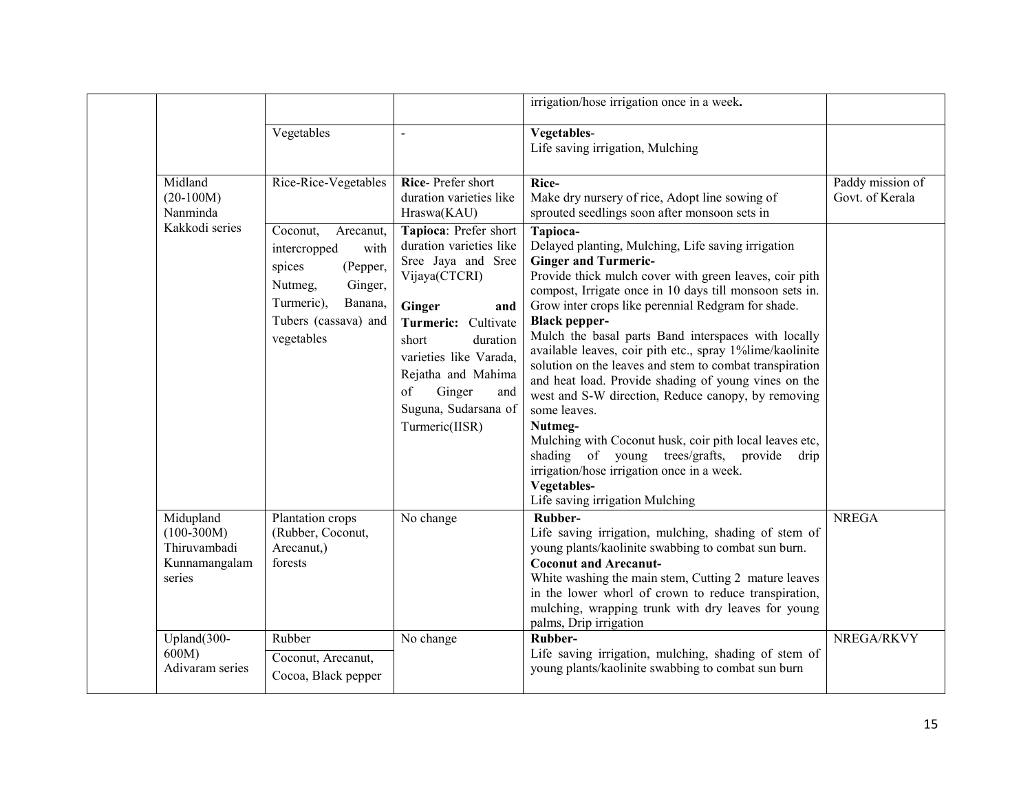| | | | | |
|---|---|---|---|---|
| | | | irrigation/hose irrigation once in a week**.** | |
| | Vegetables | - | **Vegetables**-<br>Life saving irrigation, Mulching | |
| | Midland (20-100M) Nanminda Kakkodi series | Rice-Rice-Vegetables | **Rice**- Prefer short duration varieties like Hraswa(KAU) | **Rice-**<br>Make dry nursery of rice, Adopt line sowing of sprouted seedlings soon after monsoon sets in | Paddy mission of Govt. of Kerala |
| | | Coconut, Arecanut, intercropped with spices (Pepper, Nutmeg, Ginger, Turmeric), Banana, Tubers (cassava) and vegetables | **Tapioca**: Prefer short duration varieties like Sree Jaya and Sree Vijaya(CTCRI)<br><br>**Ginger and Turmeric:** Cultivate short duration varieties like Varada, Rejatha and Mahima of Ginger and Suguna, Sudarsana of Turmeric(IISR) | **Tapioca-**<br>Delayed planting, Mulching, Life saving irrigation<br>**Ginger and Turmeric-**<br>Provide thick mulch cover with green leaves, coir pith compost, Irrigate once in 10 days till monsoon sets in. Grow inter crops like perennial Redgram for shade.<br>**Black pepper-**<br>Mulch the basal parts Band interspaces with locally available leaves, coir pith etc., spray 1%lime/kaolinite solution on the leaves and stem to combat transpiration and heat load. Provide shading of young vines on the west and S-W direction, Reduce canopy, by removing some leaves.<br>**Nutmeg-**<br>Mulching with Coconut husk, coir pith local leaves etc, shading of young trees/grafts, provide drip irrigation/hose irrigation once in a week.<br>**Vegetables-**<br>Life saving irrigation Mulching | |
| | Midupland (100-300M) Thiruvambadi Kunnamangalam series | Plantation crops (Rubber, Coconut, Arecanut,) forests | No change | **Rubber-**<br>Life saving irrigation, mulching, shading of stem of young plants/kaolinite swabbing to combat sun burn.<br>**Coconut and Arecanut-**<br>White washing the main stem, Cutting 2 mature leaves in the lower whorl of crown to reduce transpiration, mulching, wrapping trunk with dry leaves for young palms, Drip irrigation | NREGA |
| | Upland(300-600M) Adivaram series | Rubber<br>Coconut, Arecanut, Cocoa, Black pepper | No change | **Rubber-**<br>Life saving irrigation, mulching, shading of stem of young plants/kaolinite swabbing to combat sun burn | NREGA/RKVY |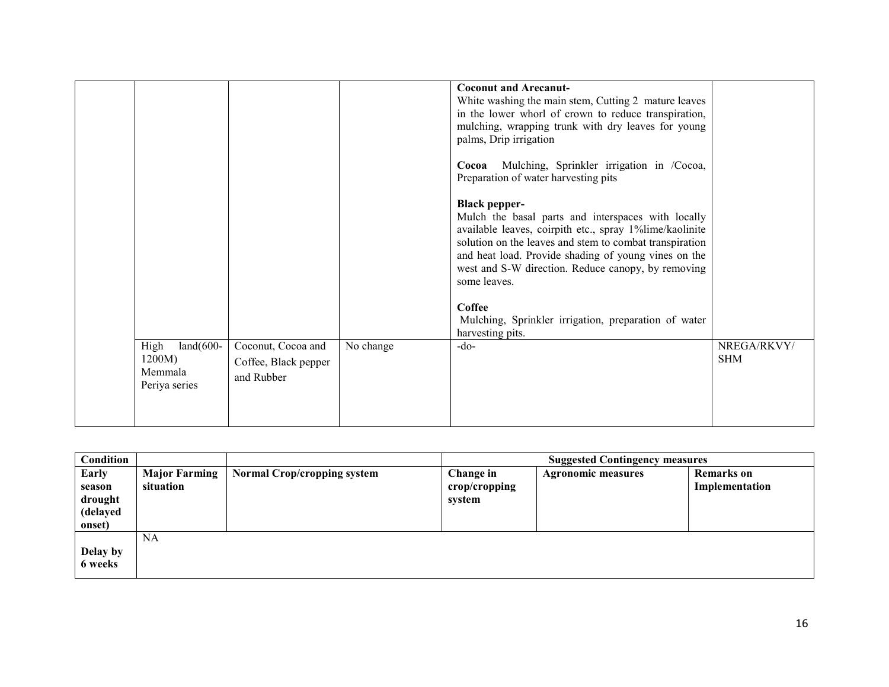| | | | | | |
|---|---|---|---|---|---|
| | | | | **Coconut and Arecanut-**<br>White washing the main stem, Cutting 2 mature leaves in the lower whorl of crown to reduce transpiration, mulching, wrapping trunk with dry leaves for young palms, Drip irrigation<br><br>**Cocoa** Mulching, Sprinkler irrigation in /Cocoa, Preparation of water harvesting pits<br><br>**Black pepper-**<br>Mulch the basal parts and interspaces with locally available leaves, coirpith etc., spray 1%lime/kaolinite solution on the leaves and stem to combat transpiration and heat load. Provide shading of young vines on the west and S-W direction. Reduce canopy, by removing some leaves.<br><br>**Coffee**<br>Mulching, Sprinkler irrigation, preparation of water harvesting pits. | |
| | High land(600-1200M) Memmala Periya series | Coconut, Cocoa and Coffee, Black pepper and Rubber | No change | -do- | NREGA/RKVY/ SHM |

| Condition | | | Suggested Contingency measures | | |
|---|---|---|---|---|---|
| **Early season drought (delayed onset)** | **Major Farming situation** | **Normal Crop/cropping system** | **Change in crop/cropping system** | **Agronomic measures** | **Remarks on Implementation** |
| **Delay by 6 weeks** | NA | | | | |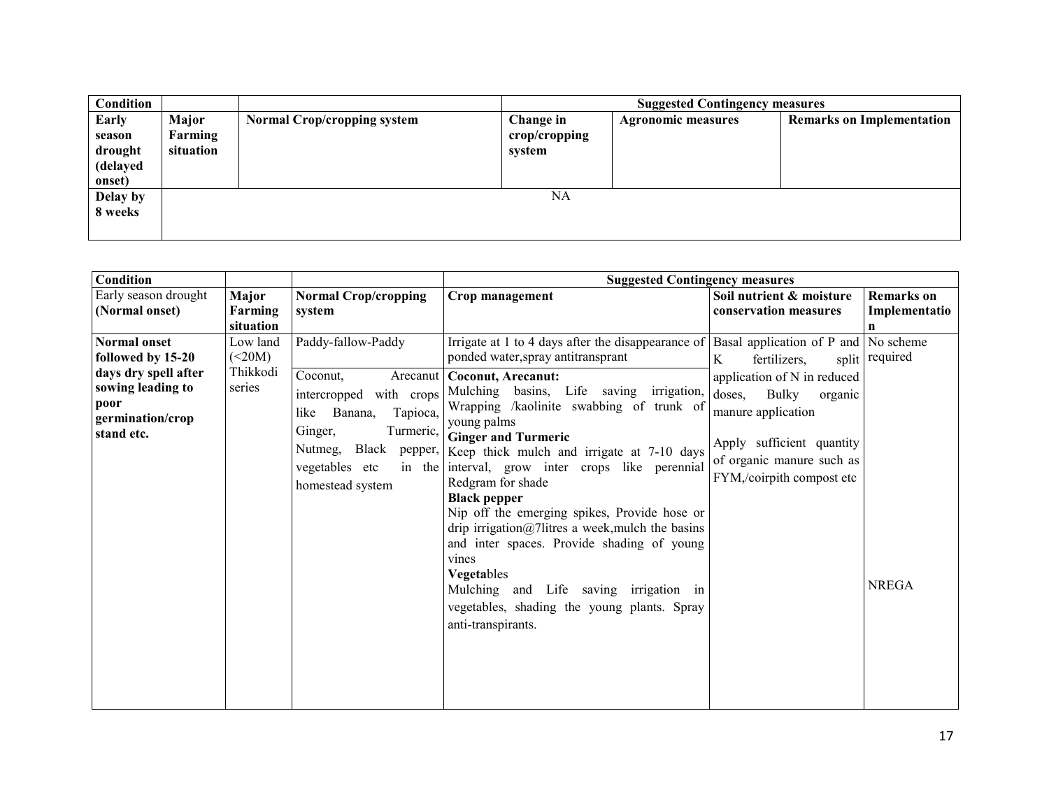| Condition | | | Suggested Contingency measures | | |
|---|---|---|---|---|---|
| **Early season drought (delayed onset)** | **Major Farming situation** | **Normal Crop/cropping system** | **Change in crop/cropping system** | **Agronomic measures** | **Remarks on Implementation** |
| **Delay by 8 weeks** | NA | | | | |

| Condition | | | Suggested Contingency measures | | |
|---|---|---|---|---|---|
| Early season drought **(Normal onset)** | **Major Farming situation** | **Normal Crop/cropping system** | **Crop management** | **Soil nutrient & moisture conservation measures** | **Remarks on Implementation** |
| **Normal onset followed by 15-20 days dry spell after sowing leading to poor germination/crop stand etc.** | Low land (<20M) Thikkodi series | Paddy-fallow-Paddy | Irrigate at 1 to 4 days after the disappearance of ponded water,spray antitransprant | Basal application of P and K fertilizers, split application of N in reduced doses, Bulky organic manure application<br><br>Apply sufficient quantity of organic manure such as FYM,/coirpith compost etc | No scheme required<br><br>NREGA |
| | | Coconut, Arecanut intercropped with crops like Banana, Tapioca, Ginger, Turmeric, Nutmeg, Black pepper, vegetables etc in the homestead system | **Coconut, Arecanut:** Mulching basins, Life saving irrigation, Wrapping /kaolinite swabbing of trunk of young palms<br>**Ginger and Turmeric** Keep thick mulch and irrigate at 7-10 days interval, grow inter crops like perennial Redgram for shade<br>**Black pepper** Nip off the emerging spikes, Provide hose or drip irrigation@7litres a week,mulch the basins and inter spaces. Provide shading of young vines<br>**Vegeta**bles Mulching and Life saving irrigation in vegetables, shading the young plants. Spray anti-transpirants. | | |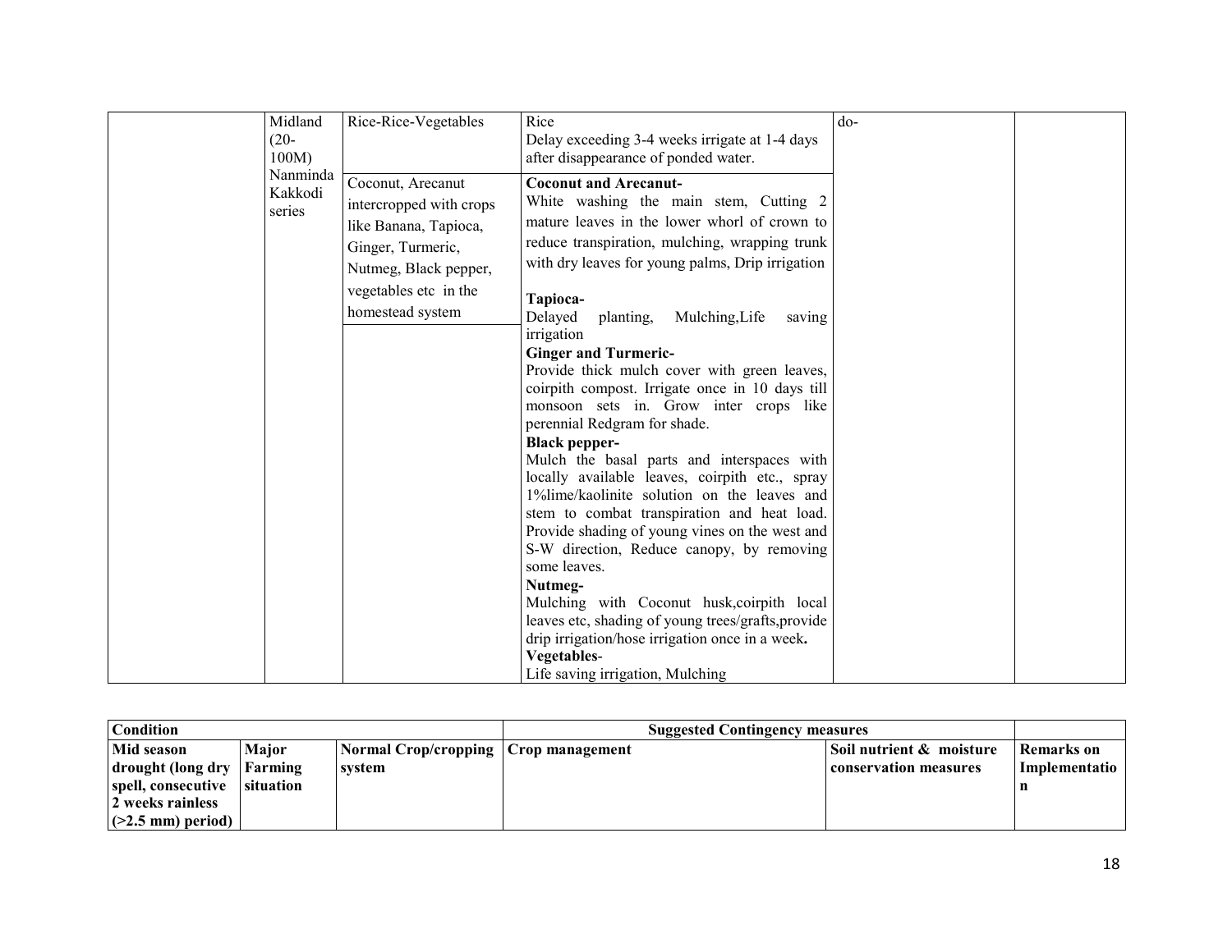| | | | | | |
|---|---|---|---|---|---|
| | Midland (20-100M) Nanminda Kakkodi series | Rice-Rice-Vegetables | Rice<br>Delay exceeding 3-4 weeks irrigate at 1-4 days after disappearance of ponded water. | do- | |
| | | Coconut, Arecanut intercropped with crops like Banana, Tapioca, Ginger, Turmeric, Nutmeg, Black pepper, vegetables etc in the homestead system | **Coconut and Arecanut-**<br>White washing the main stem, Cutting 2 mature leaves in the lower whorl of crown to reduce transpiration, mulching, wrapping trunk with dry leaves for young palms, Drip irrigation<br>**Tapioca-**<br>Delayed planting, Mulching,Life saving irrigation<br>**Ginger and Turmeric-**<br>Provide thick mulch cover with green leaves, coirpith compost. Irrigate once in 10 days till monsoon sets in. Grow inter crops like perennial Redgram for shade.<br>**Black pepper-**<br>Mulch the basal parts and interspaces with locally available leaves, coirpith etc., spray 1%lime/kaolinite solution on the leaves and stem to combat transpiration and heat load. Provide shading of young vines on the west and S-W direction, Reduce canopy, by removing some leaves.<br>**Nutmeg-**<br>Mulching with Coconut husk,coirpith local leaves etc, shading of young trees/grafts,provide drip irrigation/hose irrigation once in a week**.**<br>**Vegetables**-<br>Life saving irrigation, Mulching | | |

| **Condition** | | | **Suggested Contingency measures** | | |
|---|---|---|---|---|---|
| **Mid season drought (long dry spell, consecutive 2 weeks rainless (>2.5 mm) period)** | **Major Farming situation** | **Normal Crop/cropping system** | **Crop management** | **Soil nutrient & moisture conservation measures** | **Remarks on Implementation** |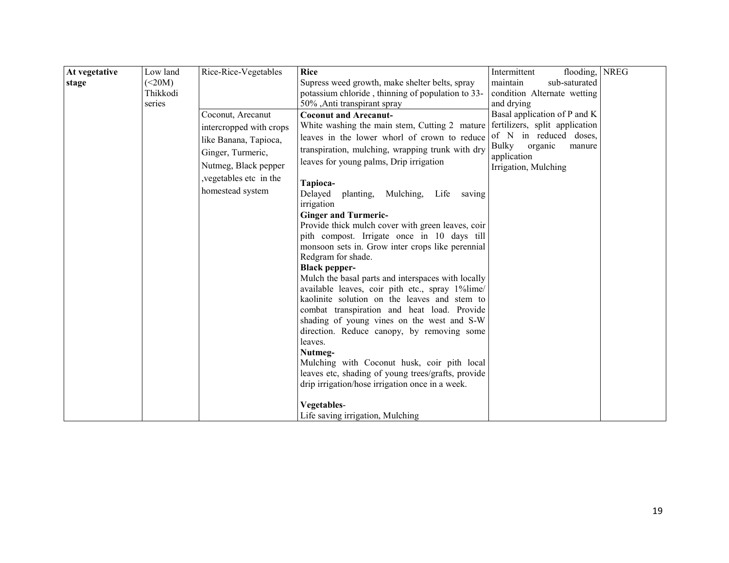| | | | | | |
|---|---|---|---|---|---|
| **At vegetative stage** | Low land (<20M) Thikkodi series | Rice-Rice-Vegetables | **Rice**<br>Supress weed growth, make shelter belts, spray potassium chloride , thinning of population to 33-50% ,Anti transpirant spray | Intermittent flooding, maintain sub-saturated condition Alternate wetting and drying | NREG |
| | | Coconut, Arecanut intercropped with crops like Banana, Tapioca, Ginger, Turmeric, Nutmeg, Black pepper ,vegetables etc in the homestead system | **Coconut and Arecanut-**<br>White washing the main stem, Cutting 2 mature leaves in the lower whorl of crown to reduce transpiration, mulching, wrapping trunk with dry leaves for young palms, Drip irrigation<br><br>**Tapioca-**<br>Delayed planting, Mulching, Life saving irrigation<br>**Ginger and Turmeric-**<br>Provide thick mulch cover with green leaves, coir pith compost. Irrigate once in 10 days till monsoon sets in. Grow inter crops like perennial Redgram for shade.<br>**Black pepper-**<br>Mulch the basal parts and interspaces with locally available leaves, coir pith etc., spray 1%lime/ kaolinite solution on the leaves and stem to combat transpiration and heat load. Provide shading of young vines on the west and S-W direction. Reduce canopy, by removing some leaves.<br>**Nutmeg-**<br>Mulching with Coconut husk, coir pith local leaves etc, shading of young trees/grafts, provide drip irrigation/hose irrigation once in a week.<br><br>**Vegetables**-<br>Life saving irrigation, Mulching | Basal application of P and K fertilizers, split application of N in reduced doses, Bulky organic manure application<br>Irrigation, Mulching | |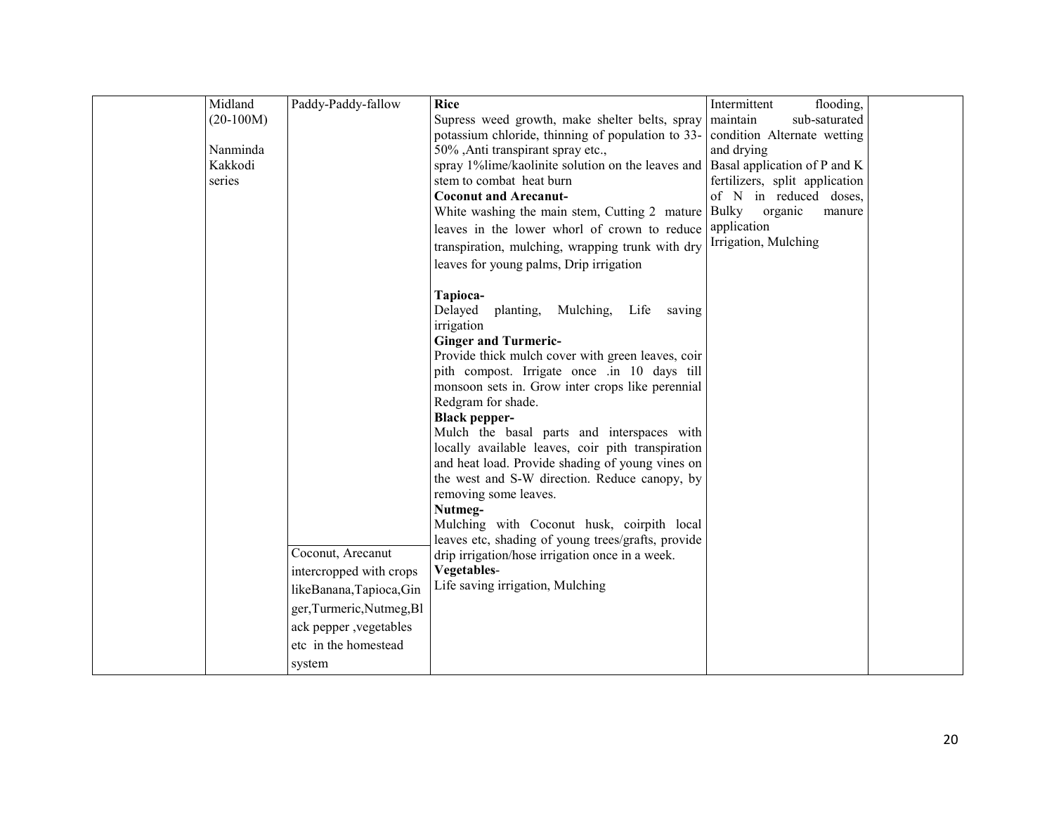| | | | | | |
|---|---|---|---|---|---|
| | Midland (20-100M)<br><br>Nanminda Kakkodi series | Paddy-Paddy-fallow<br><br>Coconut, Arecanut intercropped with crops likeBanana,Tapioca,Ginger,Turmeric,Nutmeg,Black pepper ,vegetables etc in the homestead system | **Rice**<br>Supress weed growth, make shelter belts, spray potassium chloride, thinning of population to 33-50% ,Anti transpirant spray etc.,<br>spray 1%lime/kaolinite solution on the leaves and stem to combat heat burn<br>**Coconut and Arecanut-**<br>White washing the main stem, Cutting 2 mature leaves in the lower whorl of crown to reduce transpiration, mulching, wrapping trunk with dry leaves for young palms, Drip irrigation<br><br>**Tapioca-**<br>Delayed planting, Mulching, Life saving irrigation<br>**Ginger and Turmeric-**<br>Provide thick mulch cover with green leaves, coir pith compost. Irrigate once .in 10 days till monsoon sets in. Grow inter crops like perennial Redgram for shade.<br>**Black pepper-**<br>Mulch the basal parts and interspaces with locally available leaves, coir pith transpiration and heat load. Provide shading of young vines on the west and S-W direction. Reduce canopy, by removing some leaves.<br>**Nutmeg-**<br>Mulching with Coconut husk, coirpith local leaves etc, shading of young trees/grafts, provide drip irrigation/hose irrigation once in a week.<br>**Vegetables**-<br>Life saving irrigation, Mulching | Intermittent flooding, maintain sub-saturated condition Alternate wetting and drying<br>Basal application of P and K fertilizers, split application of N in reduced doses, Bulky organic manure application<br>Irrigation, Mulching | |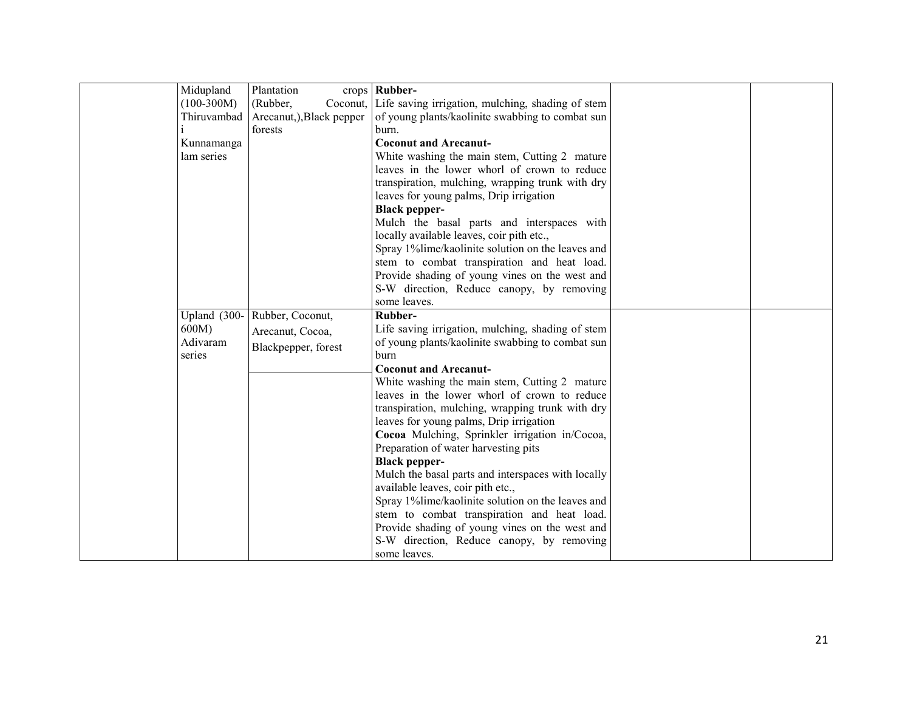|  |  |  |  |  |  |
|---|---|---|---|---|---|
|  | Midupland (100-300M) Thiruvambadi Kunnamangalam series | Plantation crops (Rubber, Coconut, Arecanut,),Black pepper forests | **Rubber-** Life saving irrigation, mulching, shading of stem of young plants/kaolinite swabbing to combat sun burn. **Coconut and Arecanut-** White washing the main stem, Cutting 2 mature leaves in the lower whorl of crown to reduce transpiration, mulching, wrapping trunk with dry leaves for young palms, Drip irrigation **Black pepper-** Mulch the basal parts and interspaces with locally available leaves, coir pith etc., Spray 1%lime/kaolinite solution on the leaves and stem to combat transpiration and heat load. Provide shading of young vines on the west and S-W direction, Reduce canopy, by removing some leaves. |  |  |
|  | Upland (300-600M) Adivaram series | Rubber, Coconut, Arecanut, Cocoa, Blackpepper, forest | **Rubber-** Life saving irrigation, mulching, shading of stem of young plants/kaolinite swabbing to combat sun burn **Coconut and Arecanut-** White washing the main stem, Cutting 2 mature leaves in the lower whorl of crown to reduce transpiration, mulching, wrapping trunk with dry leaves for young palms, Drip irrigation **Cocoa** Mulching, Sprinkler irrigation in/Cocoa, Preparation of water harvesting pits **Black pepper-** Mulch the basal parts and interspaces with locally available leaves, coir pith etc., Spray 1%lime/kaolinite solution on the leaves and stem to combat transpiration and heat load. Provide shading of young vines on the west and S-W direction, Reduce canopy, by removing some leaves. |  |  |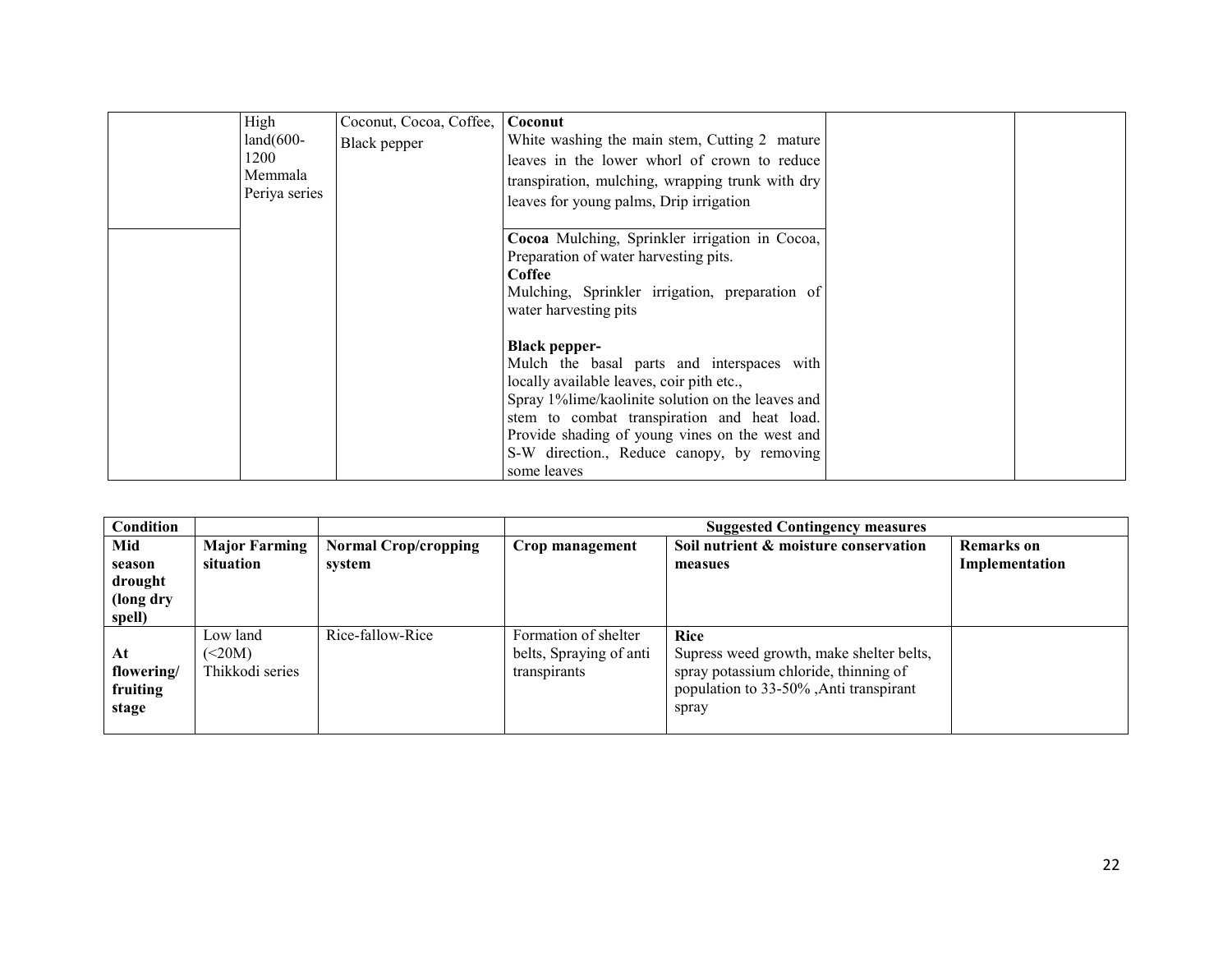| | | | | | |
|---|---|---|---|---|---|
| | High land(600-1200 Memmala Periya series | Coconut, Cocoa, Coffee, Black pepper | **Coconut** White washing the main stem, Cutting 2 mature leaves in the lower whorl of crown to reduce transpiration, mulching, wrapping trunk with dry leaves for young palms, Drip irrigation | | |
| | | | **Cocoa** Mulching, Sprinkler irrigation in Cocoa, Preparation of water harvesting pits.<br>**Coffee**<br>Mulching, Sprinkler irrigation, preparation of water harvesting pits<br><br>**Black pepper-**<br>Mulch the basal parts and interspaces with locally available leaves, coir pith etc.,<br>Spray 1%lime/kaolinite solution on the leaves and stem to combat transpiration and heat load. Provide shading of young vines on the west and S-W direction., Reduce canopy, by removing some leaves | | |

| **Condition** | | | **Suggested Contingency measures** | | |
|---|---|---|---|---|---|
| **Mid season drought (long dry spell)** | **Major Farming situation** | **Normal Crop/cropping system** | **Crop management** | **Soil nutrient & moisture conservation measues** | **Remarks on Implementation** |
| **At flowering/ fruiting stage** | Low land (<20M) Thikkodi series | Rice-fallow-Rice | Formation of shelter belts, Spraying of anti transpirants | **Rice**<br>Supress weed growth, make shelter belts, spray potassium chloride, thinning of population to 33-50% ,Anti transpirant spray | |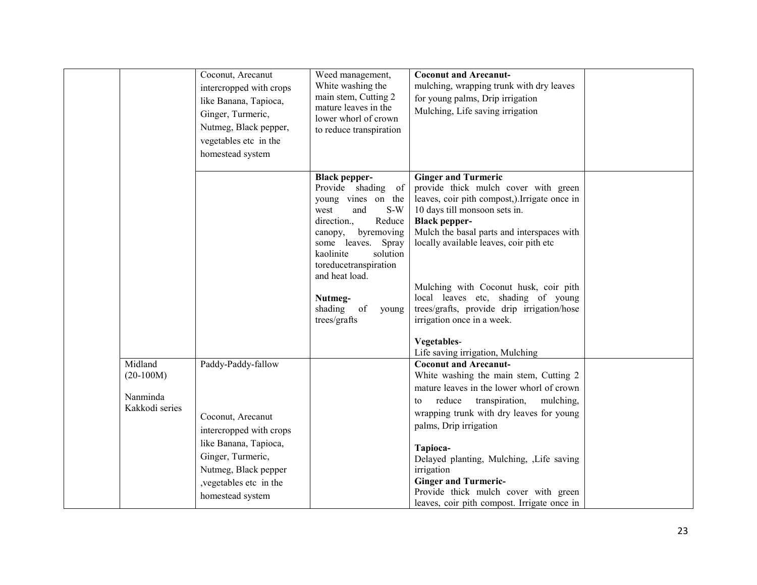| | | | | | |
|---|---|---|---|---|---|
| | | Coconut, Arecanut intercropped with crops like Banana, Tapioca, Ginger, Turmeric, Nutmeg, Black pepper, vegetables etc in the homestead system | Weed management, White washing the main stem, Cutting 2 mature leaves in the lower whorl of crown to reduce transpiration | **Coconut and Arecanut-** mulching, wrapping trunk with dry leaves for young palms, Drip irrigation Mulching, Life saving irrigation | |
| | | | **Black pepper-** Provide shading of young vines on the west and S-W direction., Reduce canopy, byremoving some leaves. Spray kaolinite solution toreducetranspiration and heat load.<br><br>**Nutmeg-** shading of young trees/grafts | **Ginger and Turmeric** provide thick mulch cover with green leaves, coir pith compost,).Irrigate once in 10 days till monsoon sets in.<br>**Black pepper-** Mulch the basal parts and interspaces with locally available leaves, coir pith etc<br><br>Mulching with Coconut husk, coir pith local leaves etc, shading of young trees/grafts, provide drip irrigation/hose irrigation once in a week.<br><br>**Vegetables**-<br>Life saving irrigation, Mulching | |
| | Midland (20-100M)<br><br>Nanminda Kakkodi series | Paddy-Paddy-fallow<br><br>Coconut, Arecanut intercropped with crops like Banana, Tapioca, Ginger, Turmeric, Nutmeg, Black pepper ,vegetables etc in the homestead system | | **Coconut and Arecanut-** White washing the main stem, Cutting 2 mature leaves in the lower whorl of crown to reduce transpiration, mulching, wrapping trunk with dry leaves for young palms, Drip irrigation<br><br>**Tapioca-** Delayed planting, Mulching, ,Life saving irrigation<br>**Ginger and Turmeric-** Provide thick mulch cover with green leaves, coir pith compost. Irrigate once in | |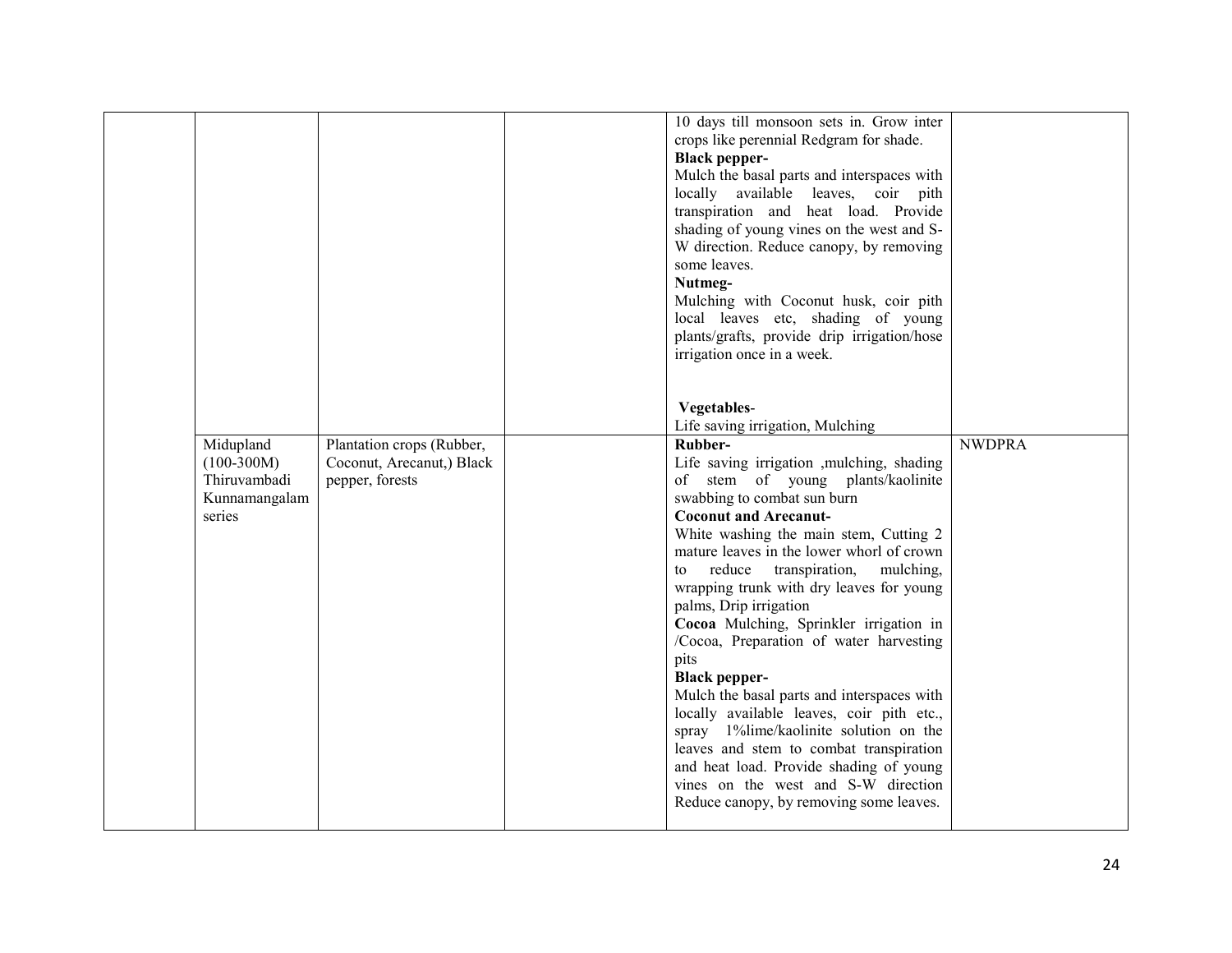| | | | | | |
|---|---|---|---|---|---|
| | | | | 10 days till monsoon sets in. Grow inter crops like perennial Redgram for shade.<br>**Black pepper-**<br>Mulch the basal parts and interspaces with locally available leaves, coir pith transpiration and heat load. Provide shading of young vines on the west and S-W direction. Reduce canopy, by removing some leaves.<br>**Nutmeg-**<br>Mulching with Coconut husk, coir pith local leaves etc, shading of young plants/grafts, provide drip irrigation/hose irrigation once in a week.<br><br>**Vegetables**-<br>Life saving irrigation, Mulching | |
| | Midupland (100-300M) Thiruvambadi Kunnamangalam series | Plantation crops (Rubber, Coconut, Arecanut,) Black pepper, forests | | **Rubber-**<br>Life saving irrigation ,mulching, shading of stem of young plants/kaolinite swabbing to combat sun burn<br>**Coconut and Arecanut-**<br>White washing the main stem, Cutting 2 mature leaves in the lower whorl of crown to reduce transpiration, mulching, wrapping trunk with dry leaves for young palms, Drip irrigation<br>**Cocoa** Mulching, Sprinkler irrigation in /Cocoa, Preparation of water harvesting pits<br>**Black pepper-**<br>Mulch the basal parts and interspaces with locally available leaves, coir pith etc., spray 1%lime/kaolinite solution on the leaves and stem to combat transpiration and heat load. Provide shading of young vines on the west and S-W direction Reduce canopy, by removing some leaves. | NWDPRA |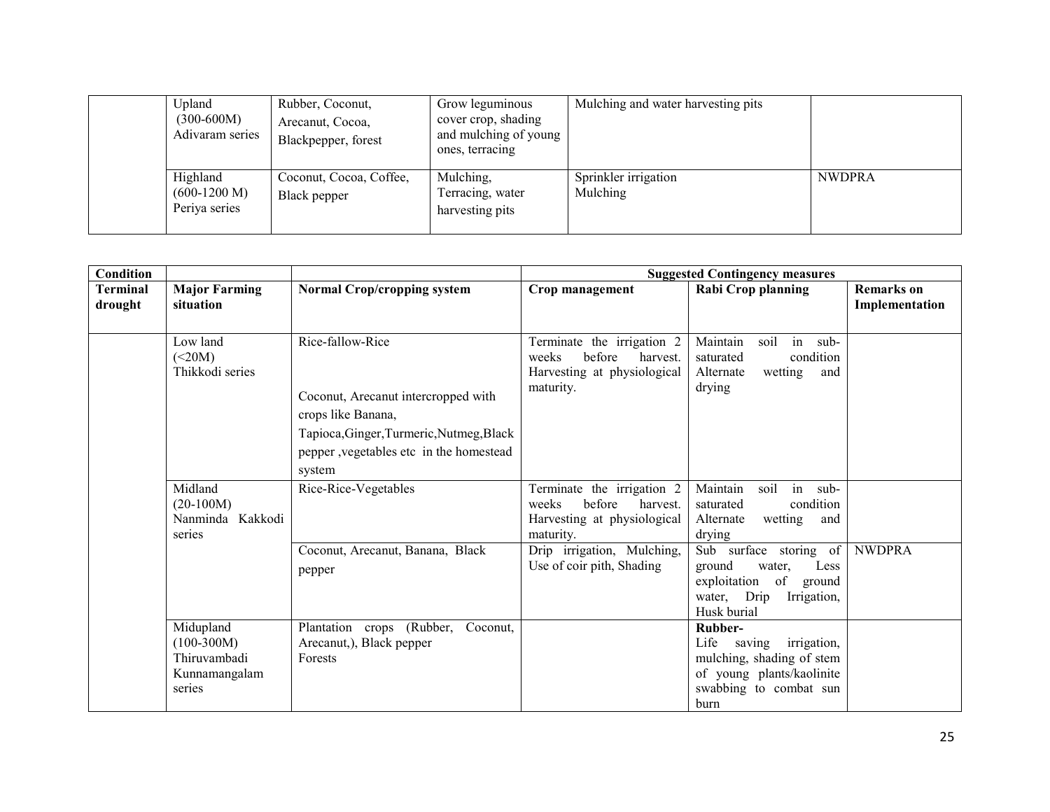| | Upland (300-600M) Adivaram series | Rubber, Coconut, Arecanut, Cocoa, Blackpepper, forest | Grow leguminous cover crop, shading and mulching of young ones, terracing | Mulching and water harvesting pits | |
|---|---|---|---|---|---|
| | Highland (600-1200 M) Periya series | Coconut, Cocoa, Coffee, Black pepper | Mulching, Terracing, water harvesting pits | Sprinkler irrigation Mulching | NWDPRA |

| Condition | | | Suggested Contingency measures | | |
|---|---|---|---|---|---|
| **Terminal drought** | **Major Farming situation** | **Normal Crop/cropping system** | **Crop management** | **Rabi Crop planning** | **Remarks on Implementation** |
| | Low land (<20M) Thikkodi series | Rice-fallow-Rice<br><br>Coconut, Arecanut intercropped with crops like Banana, Tapioca,Ginger,Turmeric,Nutmeg,Black pepper ,vegetables etc in the homestead system | Terminate the irrigation 2 weeks before harvest. Harvesting at physiological maturity. | Maintain soil in sub-saturated condition Alternate wetting and drying | |
| | Midland (20-100M) Nanminda Kakkodi series | Rice-Rice-Vegetables | Terminate the irrigation 2 weeks before harvest. Harvesting at physiological maturity. | Maintain soil in sub-saturated condition Alternate wetting and drying | |
| | | Coconut, Arecanut, Banana, Black pepper | Drip irrigation, Mulching, Use of coir pith, Shading | Sub surface storing of ground water, Less exploitation of ground water, Drip Irrigation, Husk burial | NWDPRA |
| | Midupland (100-300M) Thiruvambadi Kunnamangalam series | Plantation crops (Rubber, Coconut, Arecanut,), Black pepper Forests | | **Rubber-** Life saving irrigation, mulching, shading of stem of young plants/kaolinite swabbing to combat sun burn | |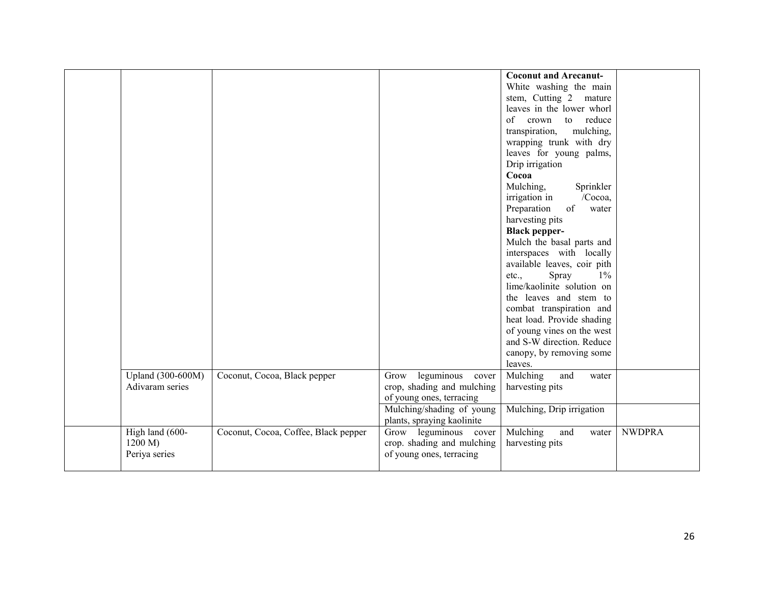| | | | | | |
|---|---|---|---|---|---|
| | | | | **Coconut and Arecanut-** White washing the main stem, Cutting 2 mature leaves in the lower whorl of crown to reduce transpiration, mulching, wrapping trunk with dry leaves for young palms, Drip irrigation **Cocoa** Mulching, Sprinkler irrigation in /Cocoa, Preparation of water harvesting pits **Black pepper-** Mulch the basal parts and interspaces with locally available leaves, coir pith etc., Spray 1% lime/kaolinite solution on the leaves and stem to combat transpiration and heat load. Provide shading of young vines on the west and S-W direction. Reduce canopy, by removing some leaves. | |
| | Upland (300-600M) Adivaram series | Coconut, Cocoa, Black pepper | Grow leguminous cover crop, shading and mulching of young ones, terracing | Mulching and water harvesting pits | |
| | | | Mulching/shading of young plants, spraying kaolinite | Mulching, Drip irrigation | |
| | High land (600-1200 M) Periya series | Coconut, Cocoa, Coffee, Black pepper | Grow leguminous cover crop. shading and mulching of young ones, terracing | Mulching and water harvesting pits | NWDPRA |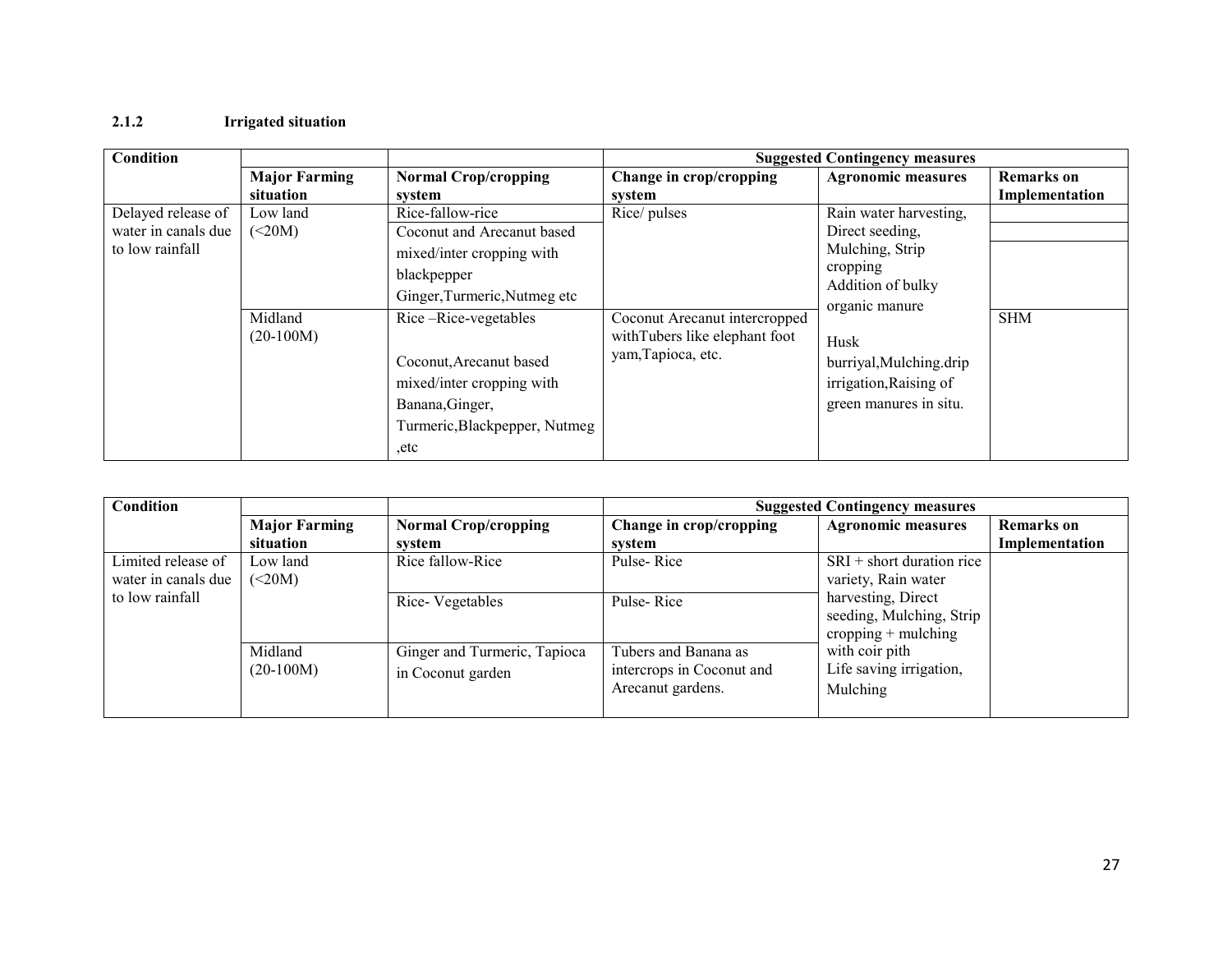#### 2.1.2 Irrigated situation

| Condition | | | Suggested Contingency measures | | |
|---|---|---|---|---|---|
| | Major Farming situation | Normal Crop/cropping system | Change in crop/cropping system | Agronomic measures | Remarks on Implementation |
| Delayed release of water in canals due to low rainfall | Low land (<20M) | Rice-fallow-rice | Rice/ pulses | Rain water harvesting, Direct seeding, Mulching, Strip cropping Addition of bulky organic manure | |
| | | Coconut and Arecanut based mixed/inter cropping with blackpepper Ginger,Turmeric,Nutmeg etc | | | |
| | Midland (20-100M) | Rice –Rice-vegetables<br><br>Coconut,Arecanut based mixed/inter cropping with Banana,Ginger, Turmeric,Blackpepper, Nutmeg ,etc | Coconut Arecanut intercropped withTubers like elephant foot yam,Tapioca, etc. | Husk burriyal,Mulching.drip irrigation,Raising of green manures in situ. | SHM |

| Condition | | | Suggested Contingency measures | | |
|---|---|---|---|---|---|
| | Major Farming situation | Normal Crop/cropping system | Change in crop/cropping system | Agronomic measures | Remarks on Implementation |
| Limited release of water in canals due to low rainfall | Low land (<20M) | Rice fallow-Rice | Pulse- Rice | SRI + short duration rice variety, Rain water harvesting, Direct seeding, Mulching, Strip cropping + mulching with coir pith Life saving irrigation, Mulching | |
| | | Rice- Vegetables | Pulse- Rice | | |
| | Midland (20-100M) | Ginger and Turmeric, Tapioca in Coconut garden | Tubers and Banana as intercrops in Coconut and Arecanut gardens. | | |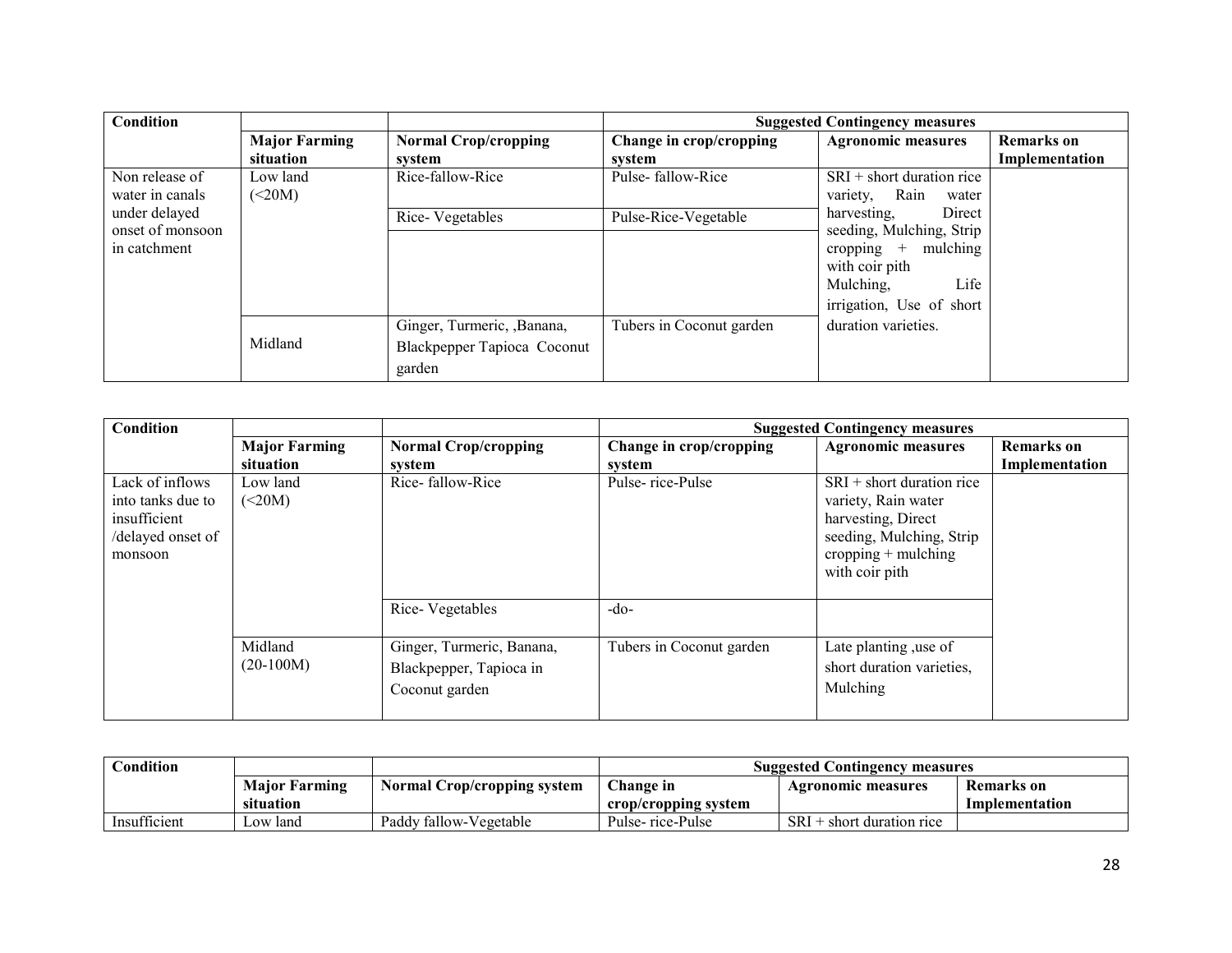| Condition | | | Suggested Contingency measures | | |
|---|---|---|---|---|---|
| | Major Farming situation | Normal Crop/cropping system | Change in crop/cropping system | Agronomic measures | Remarks on Implementation |
| Non release of water in canals under delayed onset of monsoon in catchment | Low land (<20M) | Rice-fallow-Rice | Pulse- fallow-Rice | SRI + short duration rice variety, Rain water harvesting, Direct seeding, Mulching, Strip cropping + mulching with coir pith Mulching, Life irrigation, Use of short duration varieties. | |
| | | Rice- Vegetables | Pulse-Rice-Vegetable | | |
| | | | | | |
| | Midland | Ginger, Turmeric, ,Banana, Blackpepper Tapioca Coconut garden | Tubers in Coconut garden | | |

| Condition | | | Suggested Contingency measures | | |
|---|---|---|---|---|---|
| | Major Farming situation | Normal Crop/cropping system | Change in crop/cropping system | Agronomic measures | Remarks on Implementation |
| Lack of inflows into tanks due to insufficient /delayed onset of monsoon | Low land (<20M) | Rice- fallow-Rice | Pulse- rice-Pulse | SRI + short duration rice variety, Rain water harvesting, Direct seeding, Mulching, Strip cropping + mulching with coir pith | |
| | | Rice- Vegetables | -do- | | |
| | Midland (20-100M) | Ginger, Turmeric, Banana, Blackpepper, Tapioca in Coconut garden | Tubers in Coconut garden | Late planting ,use of short duration varieties, Mulching | |

| Condition | | | Suggested Contingency measures | | |
|---|---|---|---|---|---|
| | Major Farming situation | Normal Crop/cropping system | Change in crop/cropping system | Agronomic measures | Remarks on Implementation |
| Insufficient | Low land | Paddy fallow-Vegetable | Pulse- rice-Pulse | SRI + short duration rice | |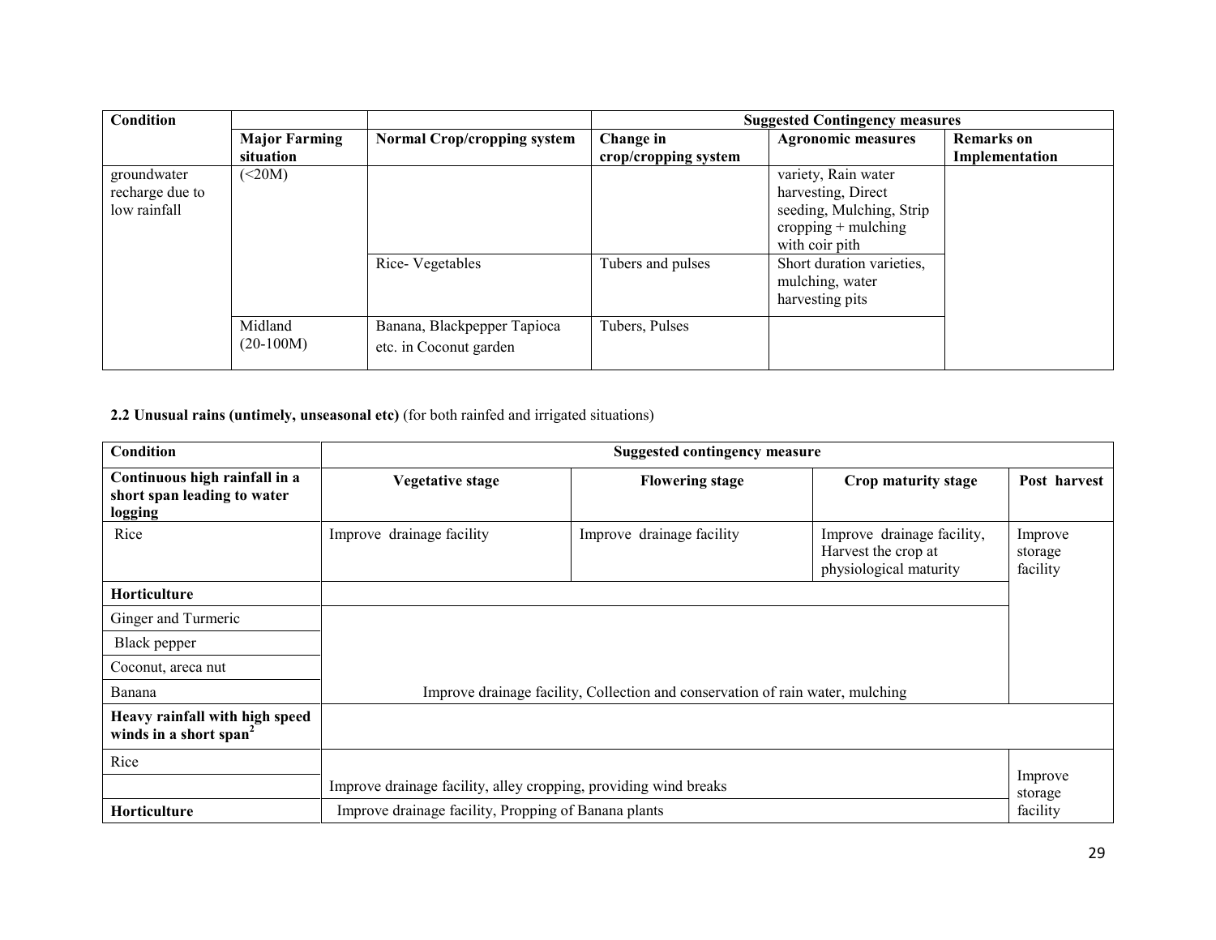| Condition | | | Suggested Contingency measures | | |
|---|---|---|---|---|---|
| | Major Farming situation | Normal Crop/cropping system | Change in crop/cropping system | Agronomic measures | Remarks on Implementation |
| groundwater recharge due to low rainfall | (<20M) | | | variety, Rain water harvesting, Direct seeding, Mulching, Strip cropping + mulching with coir pith | |
| | | Rice- Vegetables | Tubers and pulses | Short duration varieties, mulching, water harvesting pits | |
| | Midland (20-100M) | Banana, Blackpepper Tapioca etc. in Coconut garden | Tubers, Pulses | | |

**2.2 Unusual rains (untimely, unseasonal etc)** (for both rainfed and irrigated situations)

| Condition | Suggested contingency measure | | | |
|---|---|---|---|---|
| **Continuous high rainfall in a short span leading to water logging** | **Vegetative stage** | **Flowering stage** | **Crop maturity stage** | **Post harvest** |
| Rice | Improve drainage facility | Improve drainage facility | Improve drainage facility, Harvest the crop at physiological maturity | Improve storage facility |
| **Horticulture** | | | | |
| Ginger and Turmeric | Improve drainage facility, Collection and conservation of rain water, mulching | | | |
| Black pepper | | | | |
| Coconut, areca nut | | | | |
| Banana | | | | |
| **Heavy rainfall with high speed winds in a short span**[2] | | | | |
| Rice | Improve drainage facility, alley cropping, providing wind breaks | | | Improve storage facility |
| **Horticulture** | Improve drainage facility, Propping of Banana plants | | | |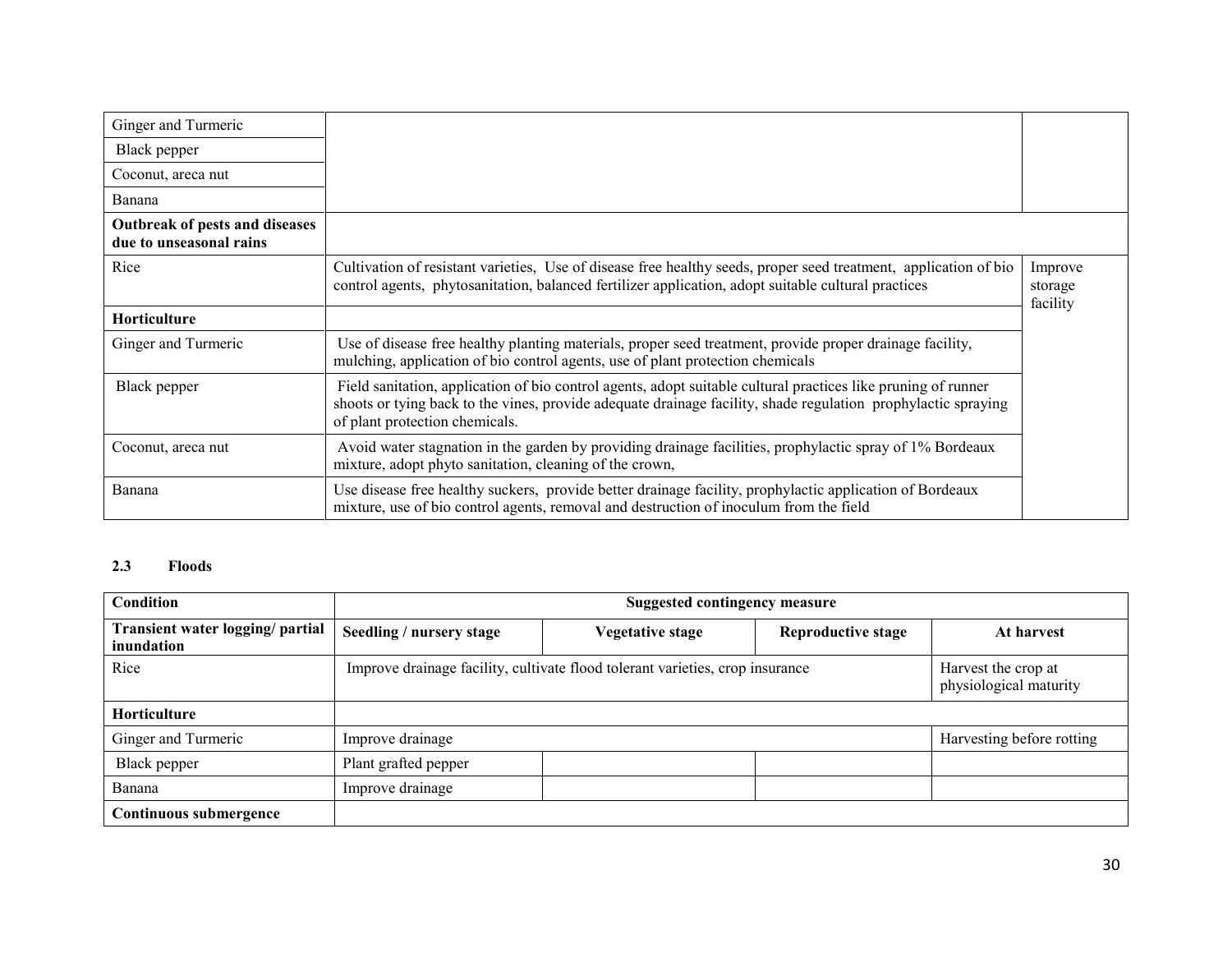| | | |
|---|---|---|
| Ginger and Turmeric | | |
| Black pepper | | |
| Coconut, areca nut | | |
| Banana | | |
| **Outbreak of pests and diseases due to unseasonal rains** | | |
| Rice | Cultivation of resistant varieties, Use of disease free healthy seeds, proper seed treatment, application of bio control agents, phytosanitation, balanced fertilizer application, adopt suitable cultural practices | Improve storage facility |
| **Horticulture** | | |
| Ginger and Turmeric | Use of disease free healthy planting materials, proper seed treatment, provide proper drainage facility, mulching, application of bio control agents, use of plant protection chemicals | |
| Black pepper | Field sanitation, application of bio control agents, adopt suitable cultural practices like pruning of runner shoots or tying back to the vines, provide adequate drainage facility, shade regulation prophylactic spraying of plant protection chemicals. | |
| Coconut, areca nut | Avoid water stagnation in the garden by providing drainage facilities, prophylactic spray of 1% Bordeaux mixture, adopt phyto sanitation, cleaning of the crown, | |
| Banana | Use disease free healthy suckers, provide better drainage facility, prophylactic application of Bordeaux mixture, use of bio control agents, removal and destruction of inoculum from the field | |

### 2.3 Floods

| Condition | Suggested contingency measure | | | |
|---|---|---|---|---|
| **Transient water logging/ partial inundation** | **Seedling / nursery stage** | **Vegetative stage** | **Reproductive stage** | **At harvest** |
| Rice | Improve drainage facility, cultivate flood tolerant varieties, crop insurance | | | Harvest the crop at physiological maturity |
| **Horticulture** | | | | |
| Ginger and Turmeric | Improve drainage | | | Harvesting before rotting |
| Black pepper | Plant grafted pepper | | | |
| Banana | Improve drainage | | | |
| **Continuous submergence** | | | | |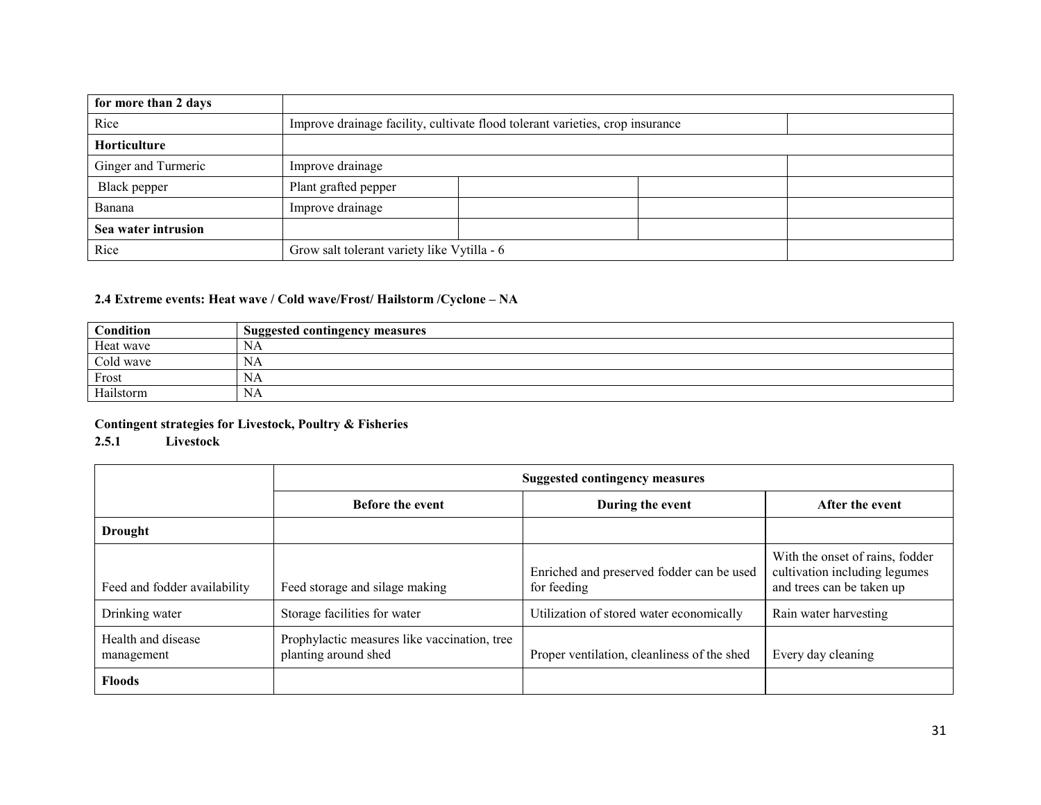| for more than 2 days | | | | |
|---|---|---|---|---|
| Rice | Improve drainage facility, cultivate flood tolerant varieties, crop insurance | | | |
| **Horticulture** | | | | |
| Ginger and Turmeric | Improve drainage | | | |
| Black pepper | Plant grafted pepper | | | |
| Banana | Improve drainage | | | |
| **Sea water intrusion** | | | | |
| Rice | Grow salt tolerant variety like Vytilla - 6 | | | |

**2.4 Extreme events: Heat wave / Cold wave/Frost/ Hailstorm /Cyclone – NA**

| Condition | Suggested contingency measures |
|---|---|
| Heat wave | NA |
| Cold wave | NA |
| Frost | NA |
| Hailstorm | NA |

**Contingent strategies for Livestock, Poultry & Fisheries**

**2.5.1 Livestock**

| | Suggested contingency measures | | |
|---|---|---|---|
| | **Before the event** | **During the event** | **After the event** |
| **Drought** | | | |
| Feed and fodder availability | Feed storage and silage making | Enriched and preserved fodder can be used for feeding | With the onset of rains, fodder cultivation including legumes and trees can be taken up |
| Drinking water | Storage facilities for water | Utilization of stored water economically | Rain water harvesting |
| Health and disease management | Prophylactic measures like vaccination, tree planting around shed | Proper ventilation, cleanliness of the shed | Every day cleaning |
| **Floods** | | | |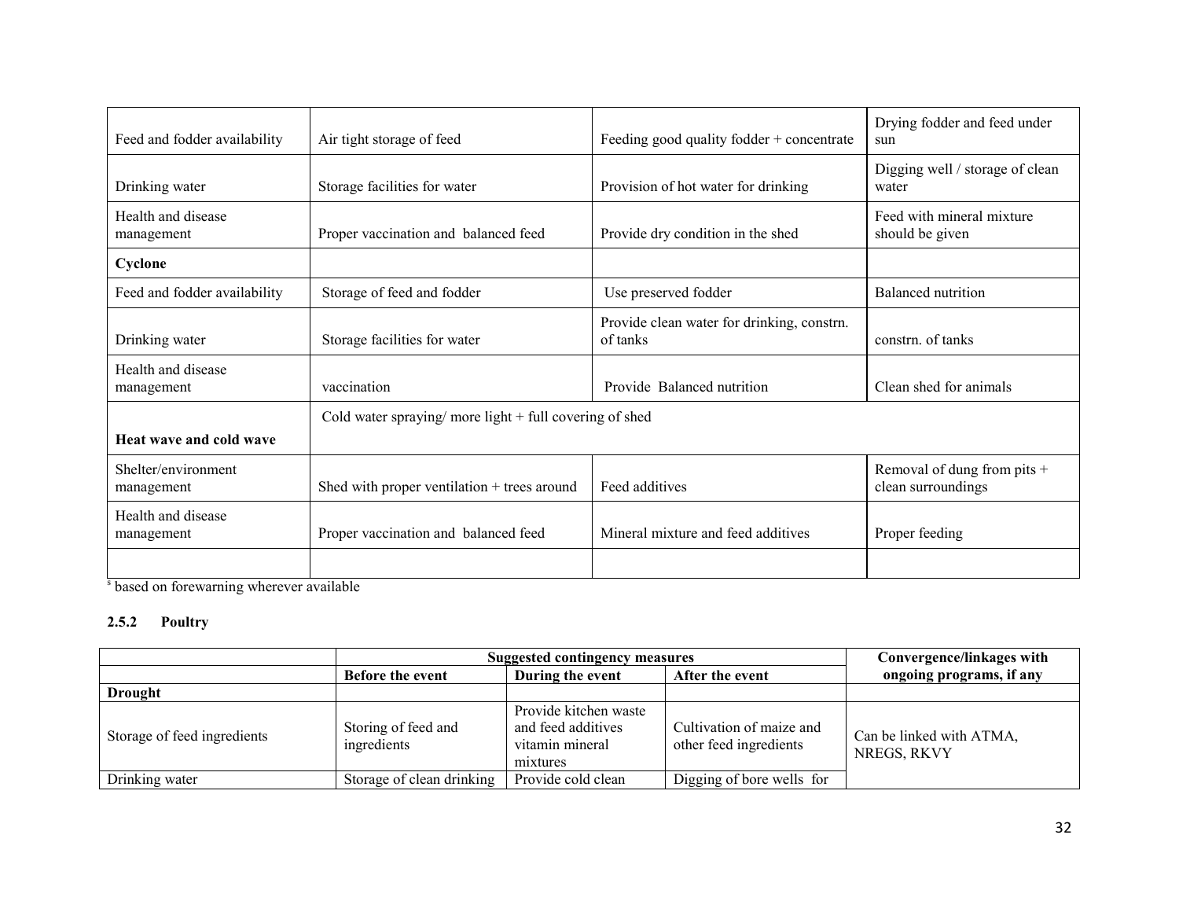| | | | |
|---|---|---|---|
| Feed and fodder availability | Air tight storage of feed | Feeding good quality fodder + concentrate | Drying fodder and feed under sun |
| Drinking water | Storage facilities for water | Provision of hot water for drinking | Digging well / storage of clean water |
| Health and disease management | Proper vaccination and balanced feed | Provide dry condition in the shed | Feed with mineral mixture should be given |
| **Cyclone** | | | |
| Feed and fodder availability | Storage of feed and fodder | Use preserved fodder | Balanced nutrition |
| Drinking water | Storage facilities for water | Provide clean water for drinking, constrn. of tanks | constrn. of tanks |
| Health and disease management | vaccination | Provide Balanced nutrition | Clean shed for animals |
| **Heat wave and cold wave** | Cold water spraying/ more light + full covering of shed | | |
| Shelter/environment management | Shed with proper ventilation + trees around | Feed additives | Removal of dung from pits + clean surroundings |
| Health and disease management | Proper vaccination and balanced feed | Mineral mixture and feed additives | Proper feeding |
| | | | |

[s] based on forewarning wherever available

### 2.5.2 Poultry

| | Suggested contingency measures | | | Convergence/linkages with ongoing programs, if any |
|---|---|---|---|---|
| | **Before the event** | **During the event** | **After the event** | |
| **Drought** | | | | |
| Storage of feed ingredients | Storing of feed and ingredients | Provide kitchen waste and feed additives vitamin mineral mixtures | Cultivation of maize and other feed ingredients | Can be linked with ATMA, NREGS, RKVY |
| Drinking water | Storage of clean drinking | Provide cold clean | Digging of bore wells for | |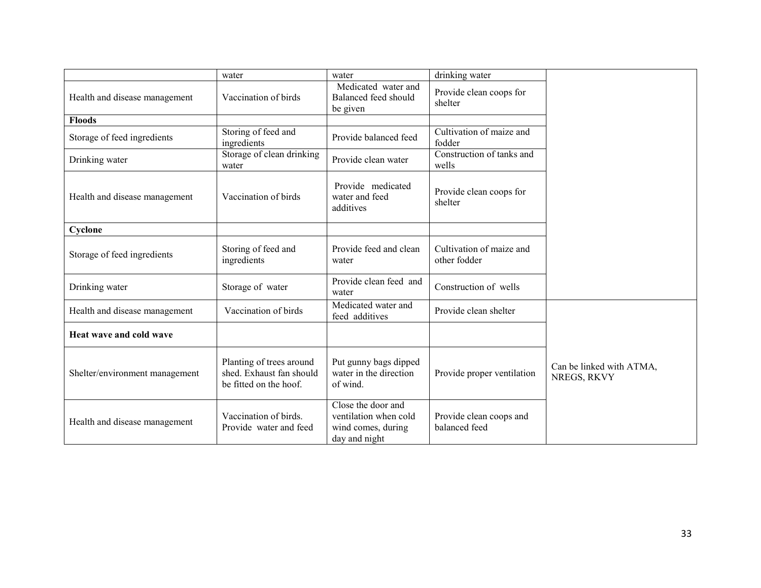| | water | water | drinking water | |
|---|---|---|---|---|
| Health and disease management | Vaccination of birds | Medicated water and Balanced feed should be given | Provide clean coops for shelter | |
| **Floods** | | | | |
| Storage of feed ingredients | Storing of feed and ingredients | Provide balanced feed | Cultivation of maize and fodder | |
| Drinking water | Storage of clean drinking water | Provide clean water | Construction of tanks and wells | |
| Health and disease management | Vaccination of birds | Provide medicated water and feed additives | Provide clean coops for shelter | |
| **Cyclone** | | | | |
| Storage of feed ingredients | Storing of feed and ingredients | Provide feed and clean water | Cultivation of maize and other fodder | |
| Drinking water | Storage of water | Provide clean feed and water | Construction of wells | |
| Health and disease management | Vaccination of birds | Medicated water and feed additives | Provide clean shelter | Can be linked with ATMA, NREGS, RKVY |
| **Heat wave and cold wave** | | | | |
| Shelter/environment management | Planting of trees around shed. Exhaust fan should be fitted on the hoof. | Put gunny bags dipped water in the direction of wind. | Provide proper ventilation | |
| Health and disease management | Vaccination of birds. Provide water and feed | Close the door and ventilation when cold wind comes, during day and night | Provide clean coops and balanced feed | |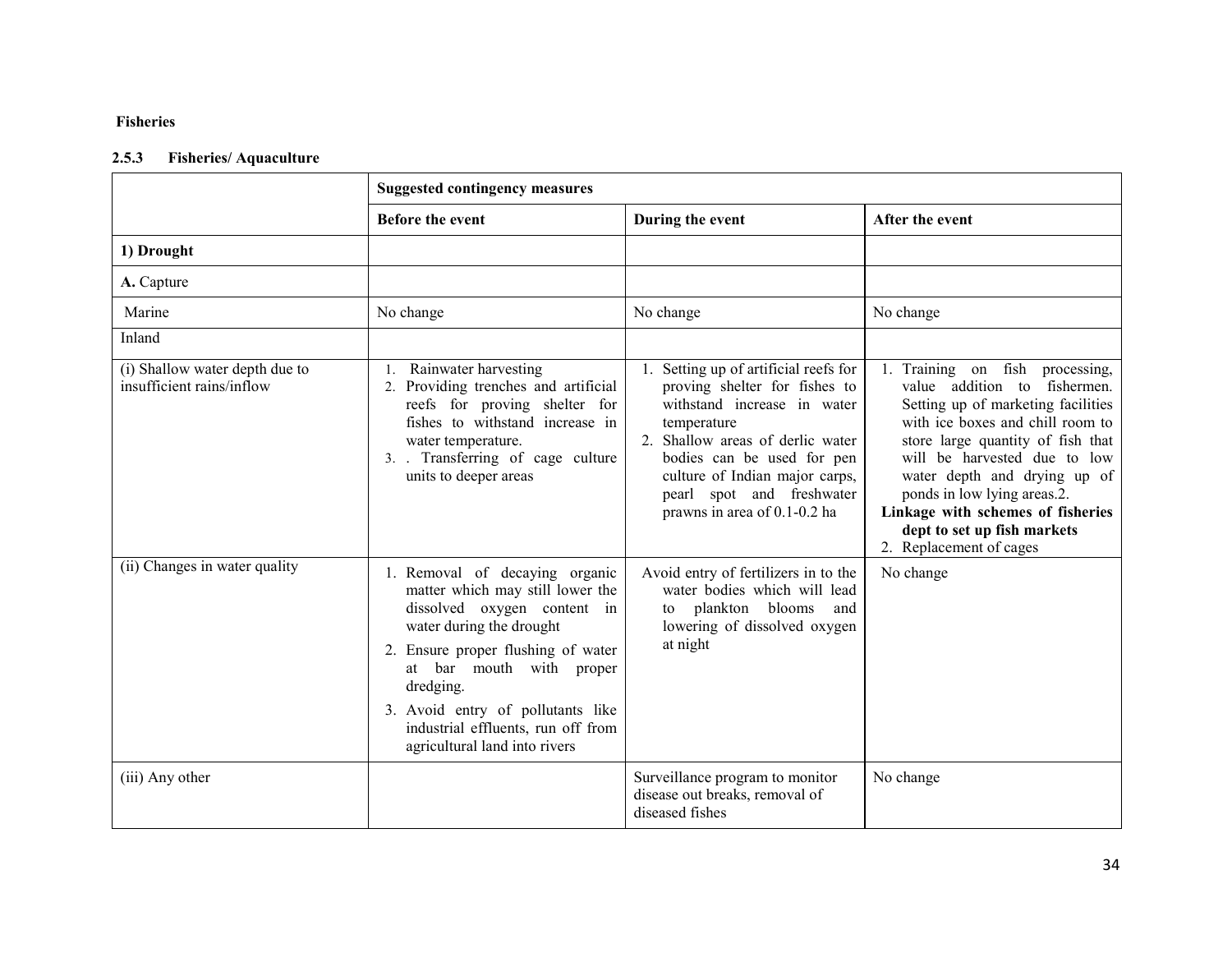**Fisheries**

### 2.5.3 Fisheries/ Aquaculture

| | Suggested contingency measures | | |
|---|---|---|---|
| | **Before the event** | **During the event** | **After the event** |
| **1) Drought** | | | |
| **A.** Capture | | | |
| Marine | No change | No change | No change |
| Inland | | | |
| (i) Shallow water depth due to insufficient rains/inflow | 1. Rainwater harvesting<br>2. Providing trenches and artificial reefs for proving shelter for fishes to withstand increase in water temperature.<br>3. . Transferring of cage culture units to deeper areas | 1. Setting up of artificial reefs for proving shelter for fishes to withstand increase in water temperature<br>2. Shallow areas of derlic water bodies can be used for pen culture of Indian major carps, pearl spot and freshwater prawns in area of 0.1-0.2 ha | 1. Training on fish processing, value addition to fishermen. Setting up of marketing facilities with ice boxes and chill room to store large quantity of fish that will be harvested due to low water depth and drying up of ponds in low lying areas.2. **Linkage with schemes of fisheries dept to set up fish markets**<br>2. Replacement of cages |
| (ii) Changes in water quality | 1. Removal of decaying organic matter which may still lower the dissolved oxygen content in water during the drought<br>2. Ensure proper flushing of water at bar mouth with proper dredging.<br>3. Avoid entry of pollutants like industrial effluents, run off from agricultural land into rivers | Avoid entry of fertilizers in to the water bodies which will lead to plankton blooms and lowering of dissolved oxygen at night | No change |
| (iii) Any other | | Surveillance program to monitor disease out breaks, removal of diseased fishes | No change |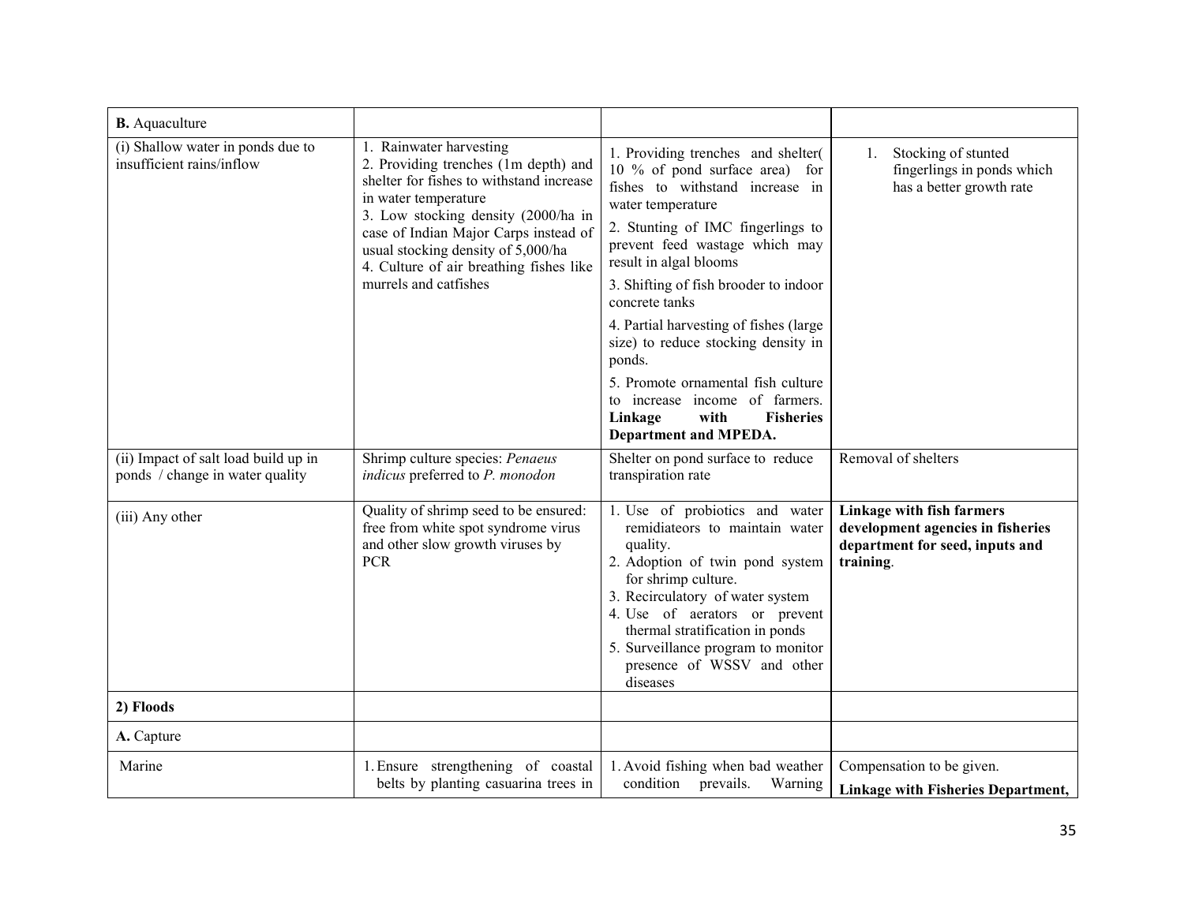| **B.** Aquaculture | | | |
|---|---|---|---|
| (i) Shallow water in ponds due to insufficient rains/inflow | 1. Rainwater harvesting<br>2. Providing trenches (1m depth) and shelter for fishes to withstand increase in water temperature<br>3. Low stocking density (2000/ha in case of Indian Major Carps instead of usual stocking density of 5,000/ha<br>4. Culture of air breathing fishes like murrels and catfishes | 1. Providing trenches and shelter( 10 % of pond surface area) for fishes to withstand increase in water temperature<br>2. Stunting of IMC fingerlings to prevent feed wastage which may result in algal blooms<br>3. Shifting of fish brooder to indoor concrete tanks<br>4. Partial harvesting of fishes (large size) to reduce stocking density in ponds.<br>5. Promote ornamental fish culture to increase income of farmers. **Linkage with Fisheries Department and MPEDA.** | 1. Stocking of stunted fingerlings in ponds which has a better growth rate |
| (ii) Impact of salt load build up in ponds / change in water quality | Shrimp culture species: *Penaeus indicus* preferred to *P. monodon* | Shelter on pond surface to reduce transpiration rate | Removal of shelters |
| (iii) Any other | Quality of shrimp seed to be ensured: free from white spot syndrome virus and other slow growth viruses by PCR | 1. Use of probiotics and water remidiateors to maintain water quality.<br>2. Adoption of twin pond system for shrimp culture.<br>3. Recirculatory of water system<br>4. Use of aerators or prevent thermal stratification in ponds<br>5. Surveillance program to monitor presence of WSSV and other diseases | **Linkage with fish farmers development agencies in fisheries department for seed, inputs and training**. |
| **2) Floods** | | | |
| **A.** Capture | | | |
| Marine | 1. Ensure strengthening of coastal belts by planting casuarina trees in | 1. Avoid fishing when bad weather condition prevails. Warning | Compensation to be given.<br>**Linkage with Fisheries Department,** |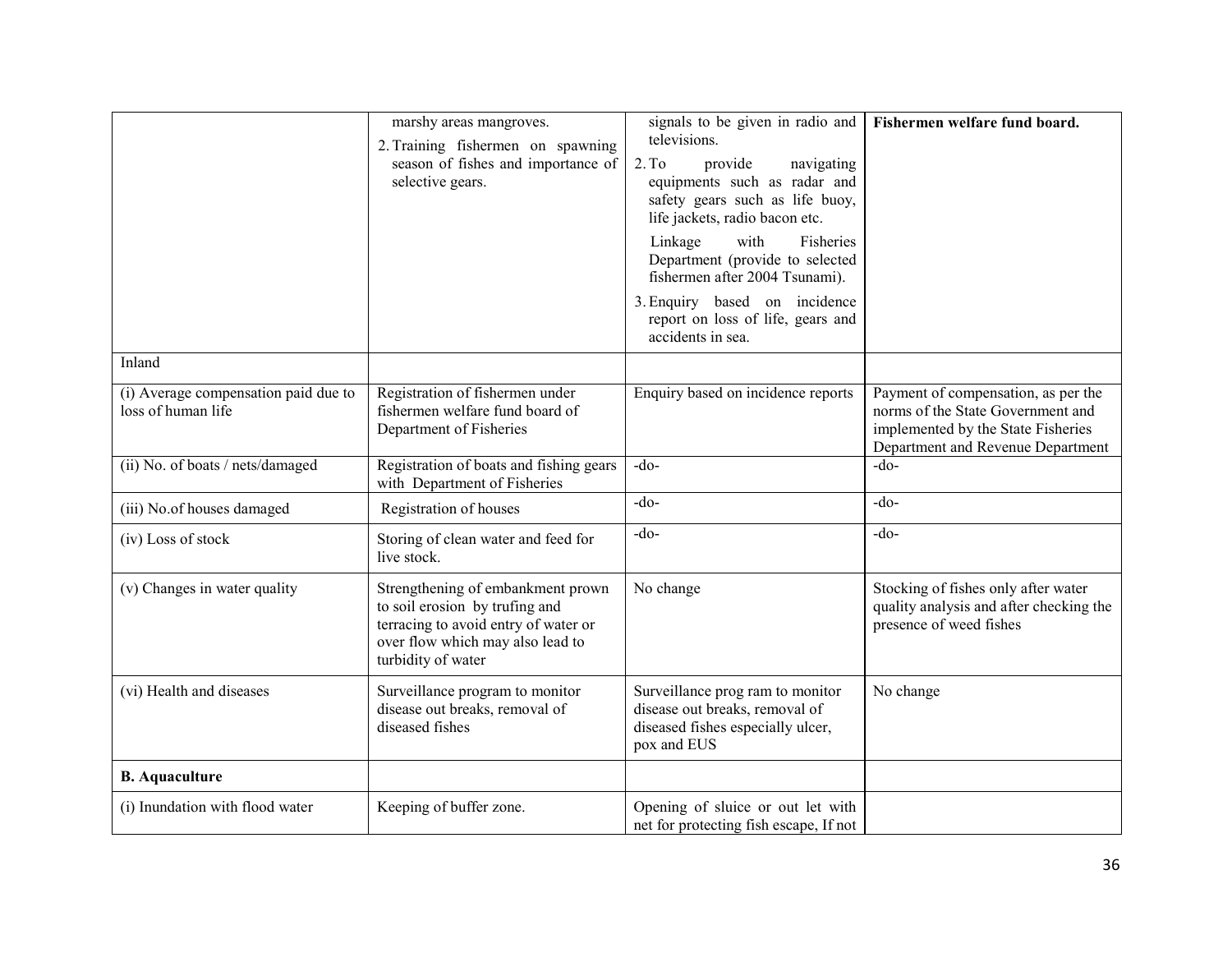| | | | |
|---|---|---|---|
| | marshy areas mangroves.<br>2. Training fishermen on spawning season of fishes and importance of selective gears. | signals to be given in radio and televisions.<br>2. To provide navigating equipments such as radar and safety gears such as life buoy, life jackets, radio bacon etc.<br>Linkage with Fisheries Department (provide to selected fishermen after 2004 Tsunami).<br>3. Enquiry based on incidence report on loss of life, gears and accidents in sea. | **Fishermen welfare fund board.** |
| Inland | | | |
| (i) Average compensation paid due to loss of human life | Registration of fishermen under fishermen welfare fund board of Department of Fisheries | Enquiry based on incidence reports | Payment of compensation, as per the norms of the State Government and implemented by the State Fisheries Department and Revenue Department |
| (ii) No. of boats / nets/damaged | Registration of boats and fishing gears with Department of Fisheries | -do- | -do- |
| (iii) No.of houses damaged | Registration of houses | -do- | -do- |
| (iv) Loss of stock | Storing of clean water and feed for live stock. | -do- | -do- |
| (v) Changes in water quality | Strengthening of embankment prown to soil erosion by trufing and terracing to avoid entry of water or over flow which may also lead to turbidity of water | No change | Stocking of fishes only after water quality analysis and after checking the presence of weed fishes |
| (vi) Health and diseases | Surveillance program to monitor disease out breaks, removal of diseased fishes | Surveillance prog ram to monitor disease out breaks, removal of diseased fishes especially ulcer, pox and EUS | No change |
| **B. Aquaculture** | | | |
| (i) Inundation with flood water | Keeping of buffer zone. | Opening of sluice or out let with net for protecting fish escape, If not | |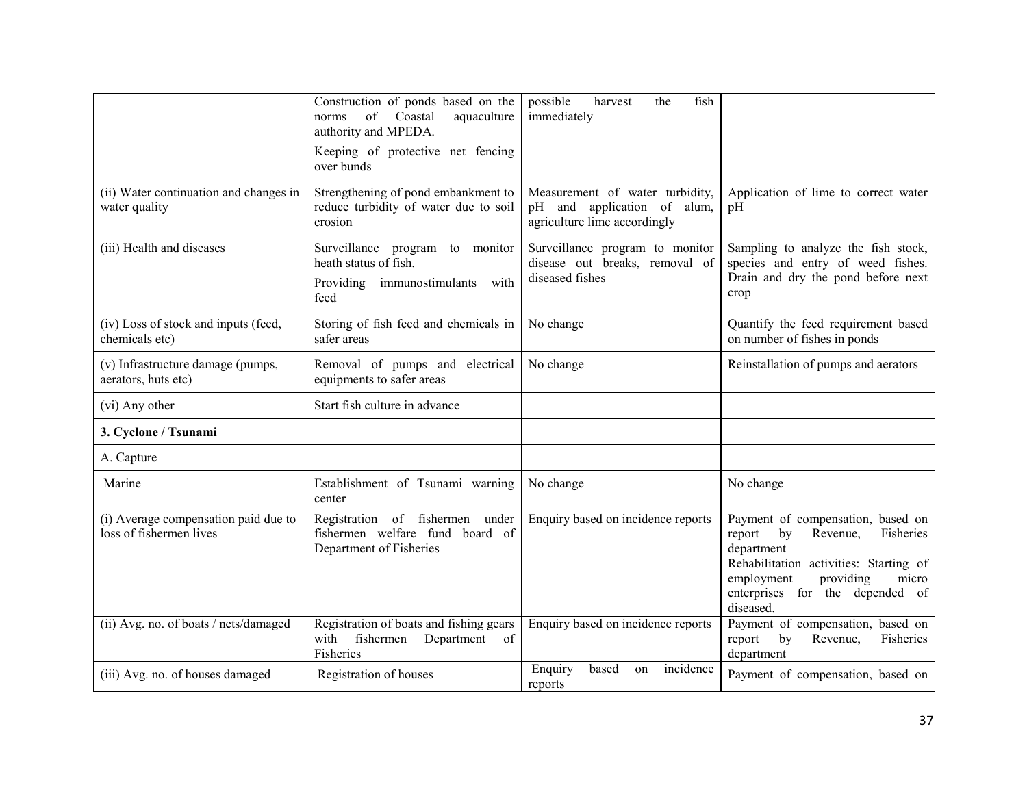| | | | |
|---|---|---|---|
| | Construction of ponds based on the norms of Coastal aquaculture authority and MPEDA.<br>Keeping of protective net fencing over bunds | possible harvest the fish immediately | |
| (ii) Water continuation and changes in water quality | Strengthening of pond embankment to reduce turbidity of water due to soil erosion | Measurement of water turbidity, pH and application of alum, agriculture lime accordingly | Application of lime to correct water pH |
| (iii) Health and diseases | Surveillance program to monitor heath status of fish.<br>Providing immunostimulants with feed | Surveillance program to monitor disease out breaks, removal of diseased fishes | Sampling to analyze the fish stock, species and entry of weed fishes. Drain and dry the pond before next crop |
| (iv) Loss of stock and inputs (feed, chemicals etc) | Storing of fish feed and chemicals in safer areas | No change | Quantify the feed requirement based on number of fishes in ponds |
| (v) Infrastructure damage (pumps, aerators, huts etc) | Removal of pumps and electrical equipments to safer areas | No change | Reinstallation of pumps and aerators |
| (vi) Any other | Start fish culture in advance | | |
| **3. Cyclone / Tsunami** | | | |
| A. Capture | | | |
| Marine | Establishment of Tsunami warning center | No change | No change |
| (i) Average compensation paid due to loss of fishermen lives | Registration of fishermen under fishermen welfare fund board of Department of Fisheries | Enquiry based on incidence reports | Payment of compensation, based on report by Revenue, Fisheries department<br>Rehabilitation activities: Starting of employment providing micro enterprises for the depended of diseased. |
| (ii) Avg. no. of boats / nets/damaged | Registration of boats and fishing gears with fishermen Department of Fisheries | Enquiry based on incidence reports | Payment of compensation, based on report by Revenue, Fisheries department |
| (iii) Avg. no. of houses damaged | Registration of houses | Enquiry based on incidence reports | Payment of compensation, based on |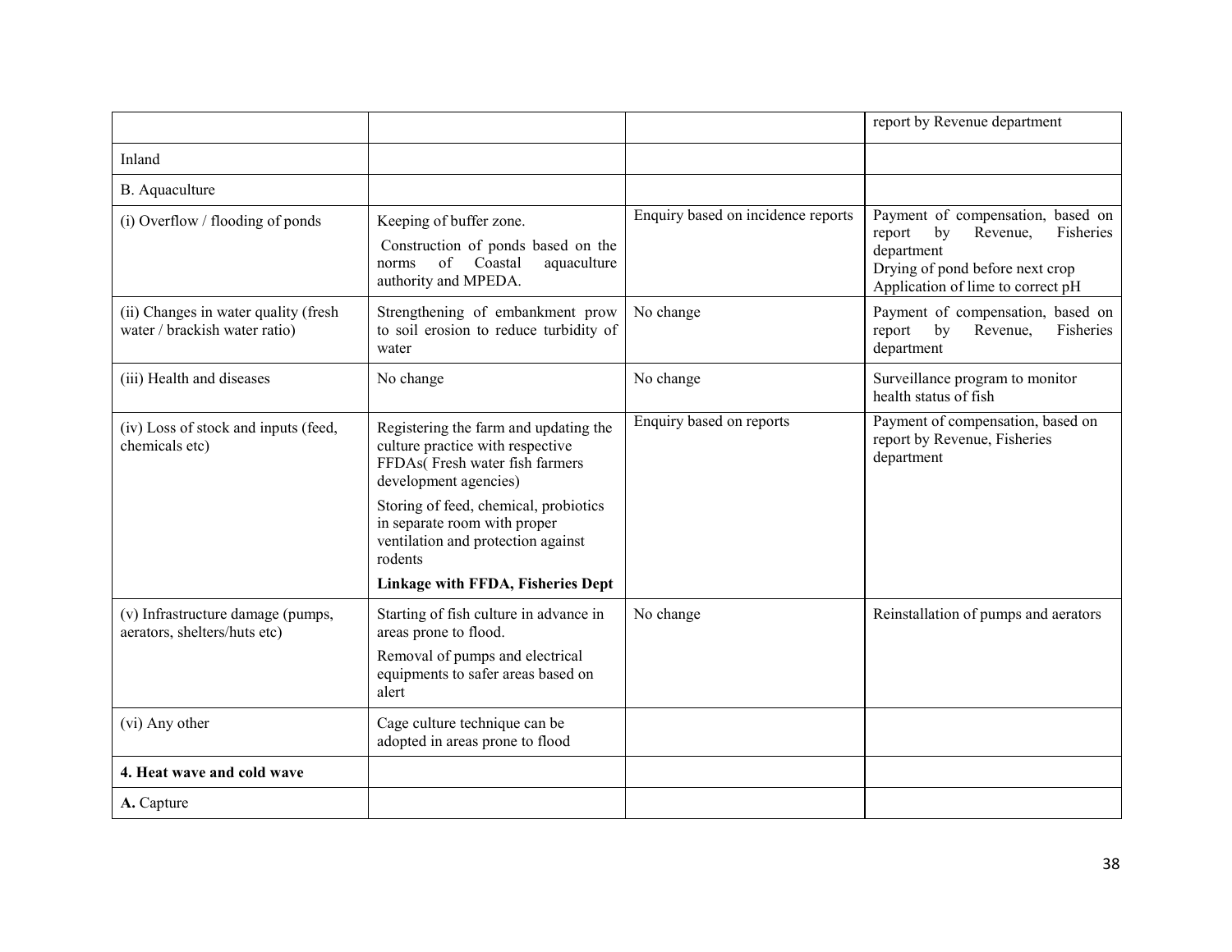| | | | |
|---|---|---|---|
| | | | report by Revenue department |
| Inland | | | |
| B. Aquaculture | | | |
| (i) Overflow / flooding of ponds | Keeping of buffer zone.<br>Construction of ponds based on the norms of Coastal aquaculture authority and MPEDA. | Enquiry based on incidence reports | Payment of compensation, based on report by Revenue, Fisheries department<br>Drying of pond before next crop<br>Application of lime to correct pH |
| (ii) Changes in water quality (fresh water / brackish water ratio) | Strengthening of embankment prow to soil erosion to reduce turbidity of water | No change | Payment of compensation, based on report by Revenue, Fisheries department |
| (iii) Health and diseases | No change | No change | Surveillance program to monitor health status of fish |
| (iv) Loss of stock and inputs (feed, chemicals etc) | Registering the farm and updating the culture practice with respective FFDAs( Fresh water fish farmers development agencies)<br>Storing of feed, chemical, probiotics in separate room with proper ventilation and protection against rodents<br>**Linkage with FFDA, Fisheries Dept** | Enquiry based on reports | Payment of compensation, based on report by Revenue, Fisheries department |
| (v) Infrastructure damage (pumps, aerators, shelters/huts etc) | Starting of fish culture in advance in areas prone to flood.<br>Removal of pumps and electrical equipments to safer areas based on alert | No change | Reinstallation of pumps and aerators |
| (vi) Any other | Cage culture technique can be adopted in areas prone to flood | | |
| **4. Heat wave and cold wave** | | | |
| **A.** Capture | | | |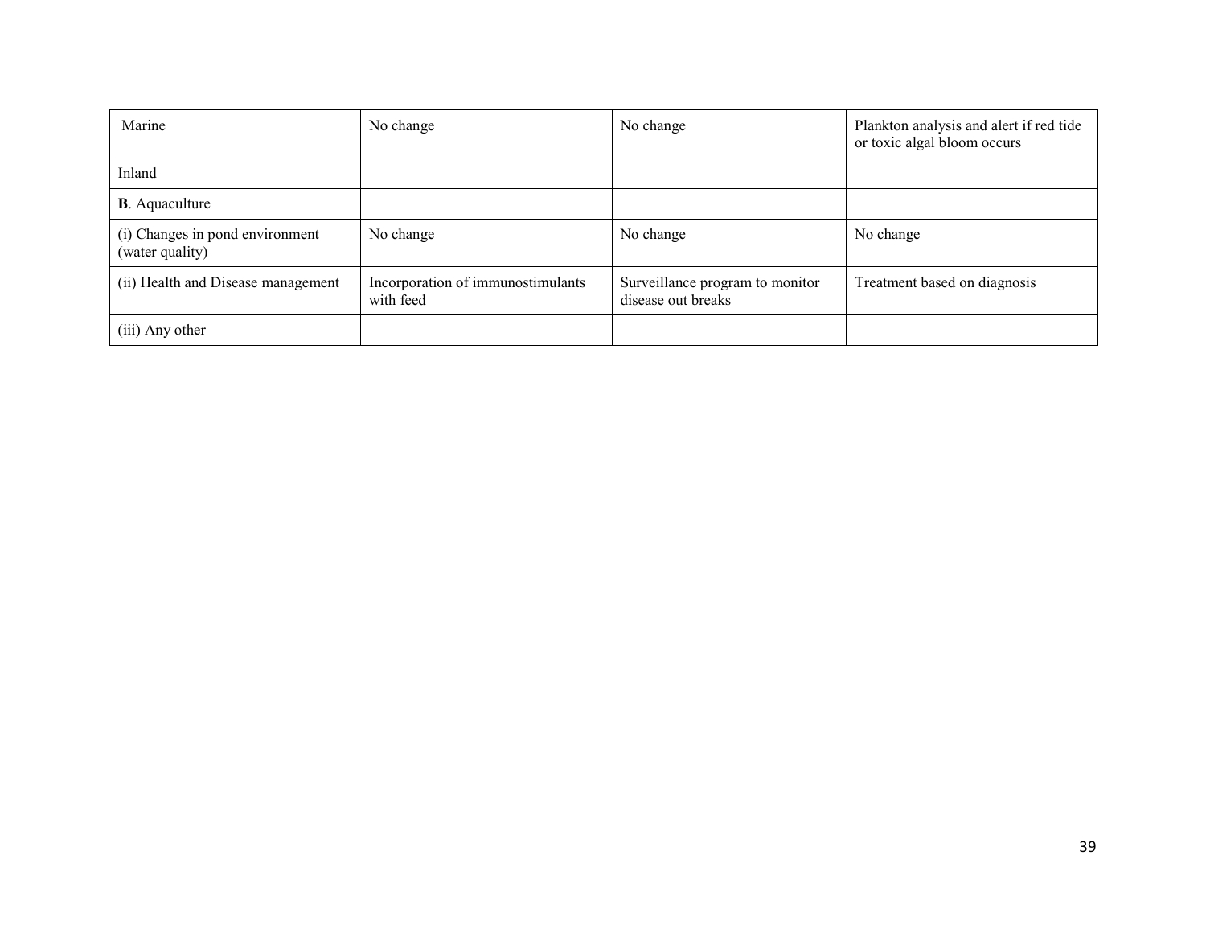| Marine | No change | No change | Plankton analysis and alert if red tide or toxic algal bloom occurs |
|---|---|---|---|
| Inland | | | |
| **B**. Aquaculture | | | |
| (i) Changes in pond environment (water quality) | No change | No change | No change |
| (ii) Health and Disease management | Incorporation of immunostimulants with feed | Surveillance program to monitor disease out breaks | Treatment based on diagnosis |
| (iii) Any other | | | |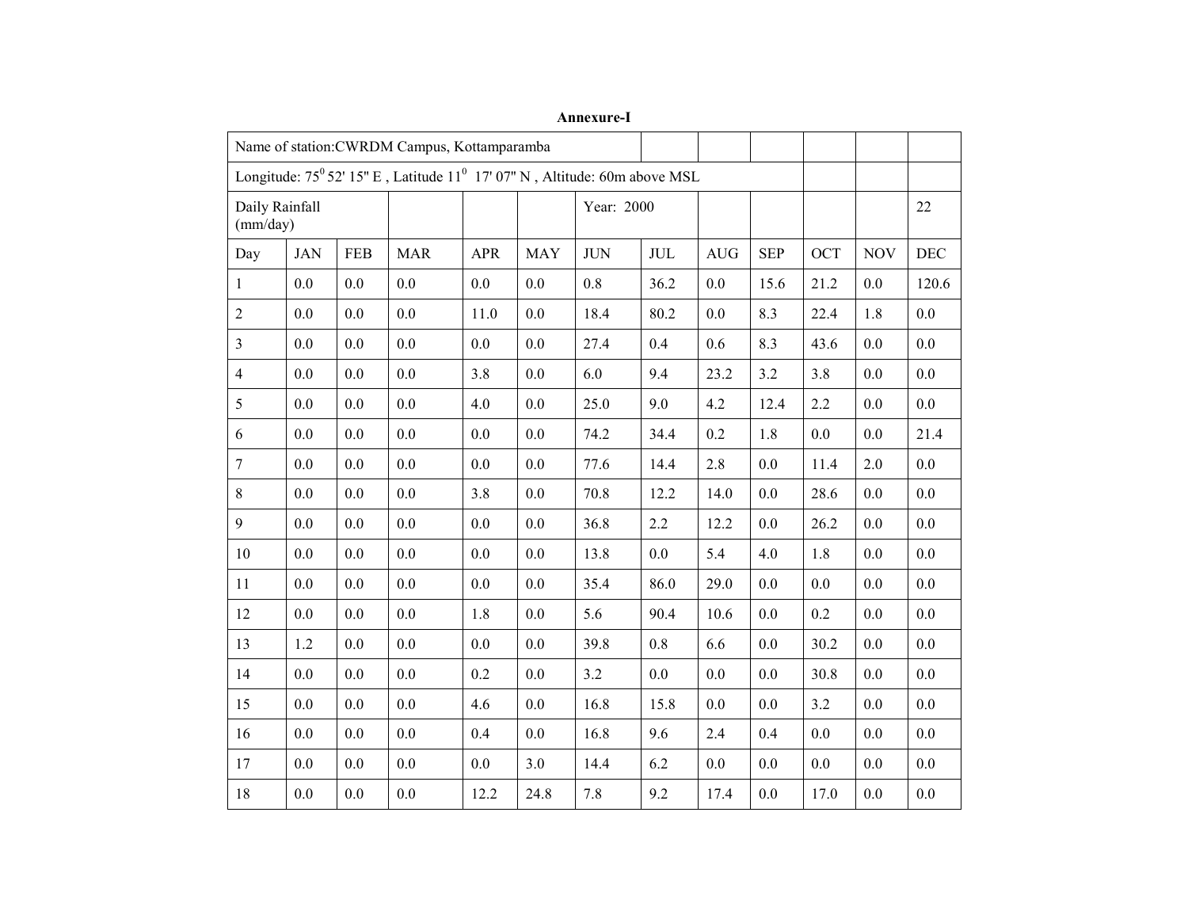**Annexure-I**

| Name of station:CWRDM Campus, Kottamparamba | | | | | | | | | | | | |
|---|---|---|---|---|---|---|---|---|---|---|---|---|
| Longitude: $75^0$ 52' 15" E , Latitude $11^0$ 17' 07" N , Altitude: 60m above MSL | | | | | | | | | | | | |
| Daily Rainfall (mm/day) | | | | | | Year: 2000 | | | | | | 22 |
| Day | JAN | FEB | MAR | APR | MAY | JUN | JUL | AUG | SEP | OCT | NOV | DEC |
| 1 | 0.0 | 0.0 | 0.0 | 0.0 | 0.0 | 0.8 | 36.2 | 0.0 | 15.6 | 21.2 | 0.0 | 120.6 |
| 2 | 0.0 | 0.0 | 0.0 | 11.0 | 0.0 | 18.4 | 80.2 | 0.0 | 8.3 | 22.4 | 1.8 | 0.0 |
| 3 | 0.0 | 0.0 | 0.0 | 0.0 | 0.0 | 27.4 | 0.4 | 0.6 | 8.3 | 43.6 | 0.0 | 0.0 |
| 4 | 0.0 | 0.0 | 0.0 | 3.8 | 0.0 | 6.0 | 9.4 | 23.2 | 3.2 | 3.8 | 0.0 | 0.0 |
| 5 | 0.0 | 0.0 | 0.0 | 4.0 | 0.0 | 25.0 | 9.0 | 4.2 | 12.4 | 2.2 | 0.0 | 0.0 |
| 6 | 0.0 | 0.0 | 0.0 | 0.0 | 0.0 | 74.2 | 34.4 | 0.2 | 1.8 | 0.0 | 0.0 | 21.4 |
| 7 | 0.0 | 0.0 | 0.0 | 0.0 | 0.0 | 77.6 | 14.4 | 2.8 | 0.0 | 11.4 | 2.0 | 0.0 |
| 8 | 0.0 | 0.0 | 0.0 | 3.8 | 0.0 | 70.8 | 12.2 | 14.0 | 0.0 | 28.6 | 0.0 | 0.0 |
| 9 | 0.0 | 0.0 | 0.0 | 0.0 | 0.0 | 36.8 | 2.2 | 12.2 | 0.0 | 26.2 | 0.0 | 0.0 |
| 10 | 0.0 | 0.0 | 0.0 | 0.0 | 0.0 | 13.8 | 0.0 | 5.4 | 4.0 | 1.8 | 0.0 | 0.0 |
| 11 | 0.0 | 0.0 | 0.0 | 0.0 | 0.0 | 35.4 | 86.0 | 29.0 | 0.0 | 0.0 | 0.0 | 0.0 |
| 12 | 0.0 | 0.0 | 0.0 | 1.8 | 0.0 | 5.6 | 90.4 | 10.6 | 0.0 | 0.2 | 0.0 | 0.0 |
| 13 | 1.2 | 0.0 | 0.0 | 0.0 | 0.0 | 39.8 | 0.8 | 6.6 | 0.0 | 30.2 | 0.0 | 0.0 |
| 14 | 0.0 | 0.0 | 0.0 | 0.2 | 0.0 | 3.2 | 0.0 | 0.0 | 0.0 | 30.8 | 0.0 | 0.0 |
| 15 | 0.0 | 0.0 | 0.0 | 4.6 | 0.0 | 16.8 | 15.8 | 0.0 | 0.0 | 3.2 | 0.0 | 0.0 |
| 16 | 0.0 | 0.0 | 0.0 | 0.4 | 0.0 | 16.8 | 9.6 | 2.4 | 0.4 | 0.0 | 0.0 | 0.0 |
| 17 | 0.0 | 0.0 | 0.0 | 0.0 | 3.0 | 14.4 | 6.2 | 0.0 | 0.0 | 0.0 | 0.0 | 0.0 |
| 18 | 0.0 | 0.0 | 0.0 | 12.2 | 24.8 | 7.8 | 9.2 | 17.4 | 0.0 | 17.0 | 0.0 | 0.0 |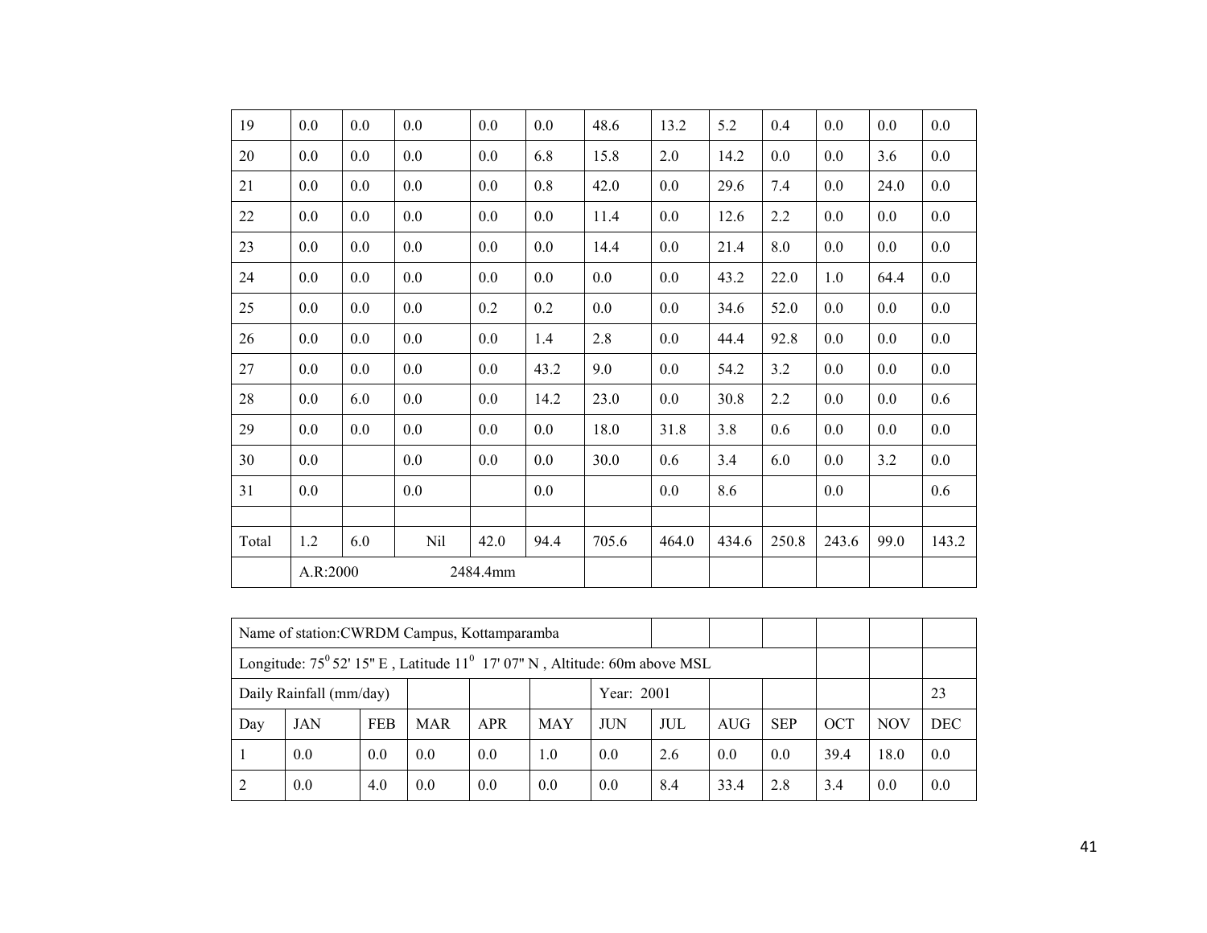| 19 | 0.0 | 0.0 | 0.0 | 0.0 | 0.0 | 48.6 | 13.2 | 5.2 | 0.4 | 0.0 | 0.0 | 0.0 |
|---|---|---|---|---|---|---|---|---|---|---|---|---|
| 20 | 0.0 | 0.0 | 0.0 | 0.0 | 6.8 | 15.8 | 2.0 | 14.2 | 0.0 | 0.0 | 3.6 | 0.0 |
| 21 | 0.0 | 0.0 | 0.0 | 0.0 | 0.8 | 42.0 | 0.0 | 29.6 | 7.4 | 0.0 | 24.0 | 0.0 |
| 22 | 0.0 | 0.0 | 0.0 | 0.0 | 0.0 | 11.4 | 0.0 | 12.6 | 2.2 | 0.0 | 0.0 | 0.0 |
| 23 | 0.0 | 0.0 | 0.0 | 0.0 | 0.0 | 14.4 | 0.0 | 21.4 | 8.0 | 0.0 | 0.0 | 0.0 |
| 24 | 0.0 | 0.0 | 0.0 | 0.0 | 0.0 | 0.0 | 0.0 | 43.2 | 22.0 | 1.0 | 64.4 | 0.0 |
| 25 | 0.0 | 0.0 | 0.0 | 0.2 | 0.2 | 0.0 | 0.0 | 34.6 | 52.0 | 0.0 | 0.0 | 0.0 |
| 26 | 0.0 | 0.0 | 0.0 | 0.0 | 1.4 | 2.8 | 0.0 | 44.4 | 92.8 | 0.0 | 0.0 | 0.0 |
| 27 | 0.0 | 0.0 | 0.0 | 0.0 | 43.2 | 9.0 | 0.0 | 54.2 | 3.2 | 0.0 | 0.0 | 0.0 |
| 28 | 0.0 | 6.0 | 0.0 | 0.0 | 14.2 | 23.0 | 0.0 | 30.8 | 2.2 | 0.0 | 0.0 | 0.6 |
| 29 | 0.0 | 0.0 | 0.0 | 0.0 | 0.0 | 18.0 | 31.8 | 3.8 | 0.6 | 0.0 | 0.0 | 0.0 |
| 30 | 0.0 | | 0.0 | 0.0 | 0.0 | 30.0 | 0.6 | 3.4 | 6.0 | 0.0 | 3.2 | 0.0 |
| 31 | 0.0 | | 0.0 | | 0.0 | | 0.0 | 8.6 | | 0.0 | | 0.6 |
| | | | | | | | | | | | | |
| Total | 1.2 | 6.0 | Nil | 42.0 | 94.4 | 705.6 | 464.0 | 434.6 | 250.8 | 243.6 | 99.0 | 143.2 |
| | A.R:2000 | | | 2484.4mm | | | | | | | | |

| Name of station:CWRDM Campus, Kottamparamba | | | | | | | | | | | | |
|---|---|---|---|---|---|---|---|---|---|---|---|---|
| Longitude: $75^0$ 52' 15" E , Latitude $11^0$ 17' 07" N , Altitude: 60m above MSL | | | | | | | | | | | | |
| Daily Rainfall (mm/day) | | | | | | Year: 2001 | | | | | | 23 |
| Day | JAN | FEB | MAR | APR | MAY | JUN | JUL | AUG | SEP | OCT | NOV | DEC |
| 1 | 0.0 | 0.0 | 0.0 | 0.0 | 1.0 | 0.0 | 2.6 | 0.0 | 0.0 | 39.4 | 18.0 | 0.0 |
| 2 | 0.0 | 4.0 | 0.0 | 0.0 | 0.0 | 0.0 | 8.4 | 33.4 | 2.8 | 3.4 | 0.0 | 0.0 |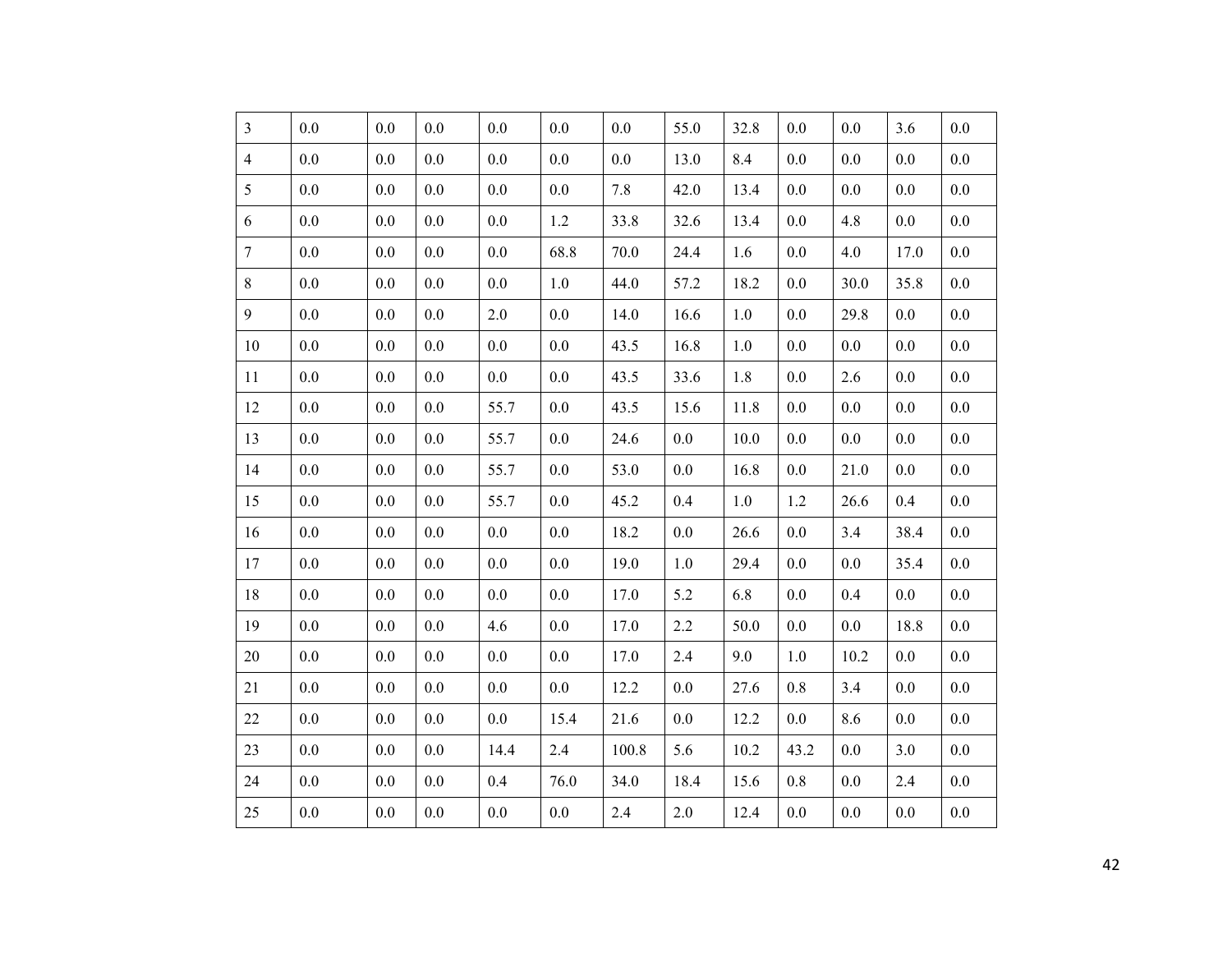| 3 | 0.0 | 0.0 | 0.0 | 0.0 | 0.0 | 0.0 | 55.0 | 32.8 | 0.0 | 0.0 | 3.6 | 0.0 |
|---|---|---|---|---|---|---|---|---|---|---|---|---|
| 4 | 0.0 | 0.0 | 0.0 | 0.0 | 0.0 | 0.0 | 13.0 | 8.4 | 0.0 | 0.0 | 0.0 | 0.0 |
| 5 | 0.0 | 0.0 | 0.0 | 0.0 | 0.0 | 7.8 | 42.0 | 13.4 | 0.0 | 0.0 | 0.0 | 0.0 |
| 6 | 0.0 | 0.0 | 0.0 | 0.0 | 1.2 | 33.8 | 32.6 | 13.4 | 0.0 | 4.8 | 0.0 | 0.0 |
| 7 | 0.0 | 0.0 | 0.0 | 0.0 | 68.8 | 70.0 | 24.4 | 1.6 | 0.0 | 4.0 | 17.0 | 0.0 |
| 8 | 0.0 | 0.0 | 0.0 | 0.0 | 1.0 | 44.0 | 57.2 | 18.2 | 0.0 | 30.0 | 35.8 | 0.0 |
| 9 | 0.0 | 0.0 | 0.0 | 2.0 | 0.0 | 14.0 | 16.6 | 1.0 | 0.0 | 29.8 | 0.0 | 0.0 |
| 10 | 0.0 | 0.0 | 0.0 | 0.0 | 0.0 | 43.5 | 16.8 | 1.0 | 0.0 | 0.0 | 0.0 | 0.0 |
| 11 | 0.0 | 0.0 | 0.0 | 0.0 | 0.0 | 43.5 | 33.6 | 1.8 | 0.0 | 2.6 | 0.0 | 0.0 |
| 12 | 0.0 | 0.0 | 0.0 | 55.7 | 0.0 | 43.5 | 15.6 | 11.8 | 0.0 | 0.0 | 0.0 | 0.0 |
| 13 | 0.0 | 0.0 | 0.0 | 55.7 | 0.0 | 24.6 | 0.0 | 10.0 | 0.0 | 0.0 | 0.0 | 0.0 |
| 14 | 0.0 | 0.0 | 0.0 | 55.7 | 0.0 | 53.0 | 0.0 | 16.8 | 0.0 | 21.0 | 0.0 | 0.0 |
| 15 | 0.0 | 0.0 | 0.0 | 55.7 | 0.0 | 45.2 | 0.4 | 1.0 | 1.2 | 26.6 | 0.4 | 0.0 |
| 16 | 0.0 | 0.0 | 0.0 | 0.0 | 0.0 | 18.2 | 0.0 | 26.6 | 0.0 | 3.4 | 38.4 | 0.0 |
| 17 | 0.0 | 0.0 | 0.0 | 0.0 | 0.0 | 19.0 | 1.0 | 29.4 | 0.0 | 0.0 | 35.4 | 0.0 |
| 18 | 0.0 | 0.0 | 0.0 | 0.0 | 0.0 | 17.0 | 5.2 | 6.8 | 0.0 | 0.4 | 0.0 | 0.0 |
| 19 | 0.0 | 0.0 | 0.0 | 4.6 | 0.0 | 17.0 | 2.2 | 50.0 | 0.0 | 0.0 | 18.8 | 0.0 |
| 20 | 0.0 | 0.0 | 0.0 | 0.0 | 0.0 | 17.0 | 2.4 | 9.0 | 1.0 | 10.2 | 0.0 | 0.0 |
| 21 | 0.0 | 0.0 | 0.0 | 0.0 | 0.0 | 12.2 | 0.0 | 27.6 | 0.8 | 3.4 | 0.0 | 0.0 |
| 22 | 0.0 | 0.0 | 0.0 | 0.0 | 15.4 | 21.6 | 0.0 | 12.2 | 0.0 | 8.6 | 0.0 | 0.0 |
| 23 | 0.0 | 0.0 | 0.0 | 14.4 | 2.4 | 100.8 | 5.6 | 10.2 | 43.2 | 0.0 | 3.0 | 0.0 |
| 24 | 0.0 | 0.0 | 0.0 | 0.4 | 76.0 | 34.0 | 18.4 | 15.6 | 0.8 | 0.0 | 2.4 | 0.0 |
| 25 | 0.0 | 0.0 | 0.0 | 0.0 | 0.0 | 2.4 | 2.0 | 12.4 | 0.0 | 0.0 | 0.0 | 0.0 |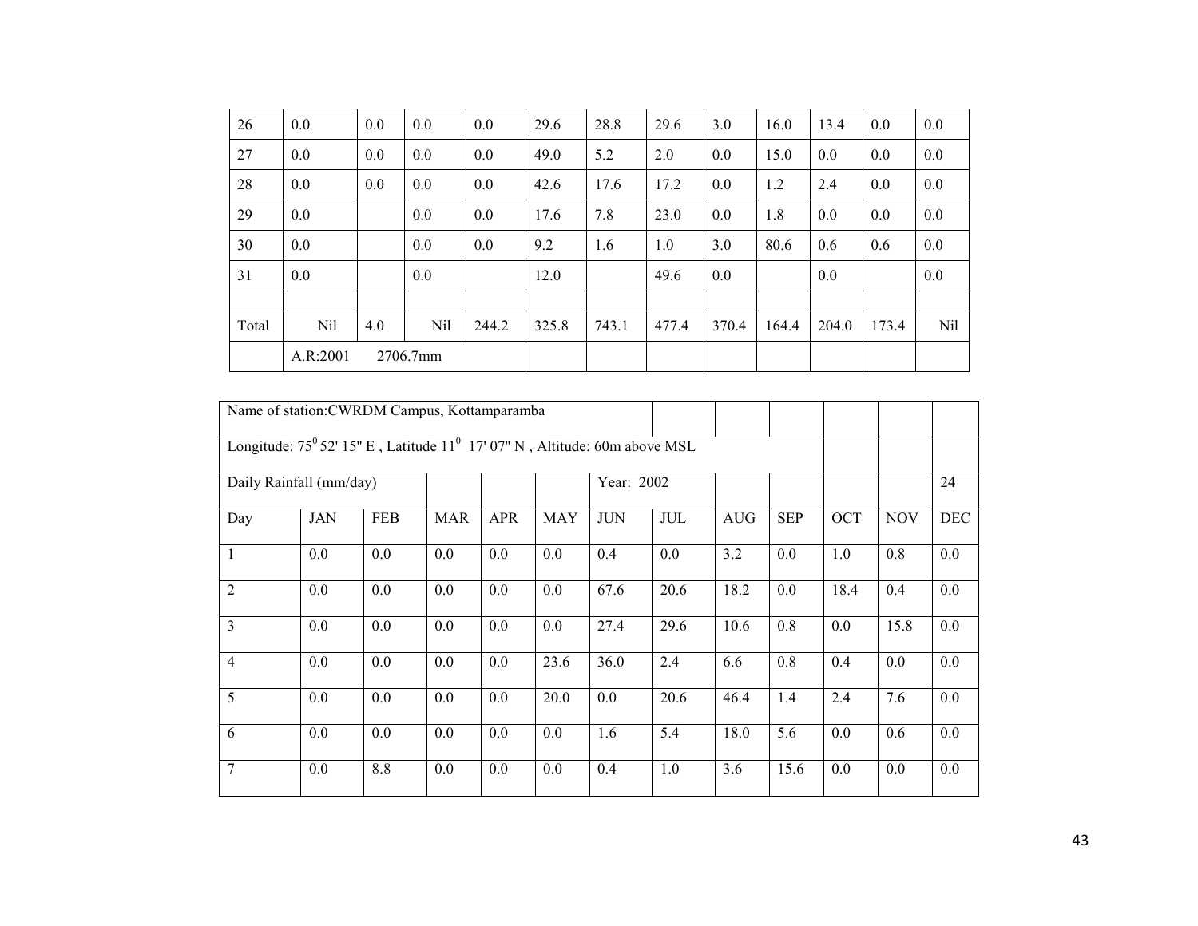| 26 | 0.0 | 0.0 | 0.0 | 0.0 | 29.6 | 28.8 | 29.6 | 3.0 | 16.0 | 13.4 | 0.0 | 0.0 |
|---|---|---|---|---|---|---|---|---|---|---|---|---|
| 27 | 0.0 | 0.0 | 0.0 | 0.0 | 49.0 | 5.2 | 2.0 | 0.0 | 15.0 | 0.0 | 0.0 | 0.0 |
| 28 | 0.0 | 0.0 | 0.0 | 0.0 | 42.6 | 17.6 | 17.2 | 0.0 | 1.2 | 2.4 | 0.0 | 0.0 |
| 29 | 0.0 | | 0.0 | 0.0 | 17.6 | 7.8 | 23.0 | 0.0 | 1.8 | 0.0 | 0.0 | 0.0 |
| 30 | 0.0 | | 0.0 | 0.0 | 9.2 | 1.6 | 1.0 | 3.0 | 80.6 | 0.6 | 0.6 | 0.0 |
| 31 | 0.0 | | 0.0 | | 12.0 | | 49.6 | 0.0 | | 0.0 | | 0.0 |
| | | | | | | | | | | | | |
| Total | Nil | 4.0 | Nil | 244.2 | 325.8 | 743.1 | 477.4 | 370.4 | 164.4 | 204.0 | 173.4 | Nil |
| | A.R:2001 2706.7mm | | | | | | | | | | | |

| Name of station:CWRDM Campus, Kottamparamba | | | | | | | | | | | | |
|---|---|---|---|---|---|---|---|---|---|---|---|---|
| Longitude: $75^0$ 52' 15" E , Latitude $11^0$ 17' 07" N , Altitude: 60m above MSL | | | | | | | | | | | | |
| Daily Rainfall (mm/day) | | | | | | Year: 2002 | | | | | | 24 |
| Day | JAN | FEB | MAR | APR | MAY | JUN | JUL | AUG | SEP | OCT | NOV | DEC |
| 1 | 0.0 | 0.0 | 0.0 | 0.0 | 0.0 | 0.4 | 0.0 | 3.2 | 0.0 | 1.0 | 0.8 | 0.0 |
| 2 | 0.0 | 0.0 | 0.0 | 0.0 | 0.0 | 67.6 | 20.6 | 18.2 | 0.0 | 18.4 | 0.4 | 0.0 |
| 3 | 0.0 | 0.0 | 0.0 | 0.0 | 0.0 | 27.4 | 29.6 | 10.6 | 0.8 | 0.0 | 15.8 | 0.0 |
| 4 | 0.0 | 0.0 | 0.0 | 0.0 | 23.6 | 36.0 | 2.4 | 6.6 | 0.8 | 0.4 | 0.0 | 0.0 |
| 5 | 0.0 | 0.0 | 0.0 | 0.0 | 20.0 | 0.0 | 20.6 | 46.4 | 1.4 | 2.4 | 7.6 | 0.0 |
| 6 | 0.0 | 0.0 | 0.0 | 0.0 | 0.0 | 1.6 | 5.4 | 18.0 | 5.6 | 0.0 | 0.6 | 0.0 |
| 7 | 0.0 | 8.8 | 0.0 | 0.0 | 0.0 | 0.4 | 1.0 | 3.6 | 15.6 | 0.0 | 0.0 | 0.0 |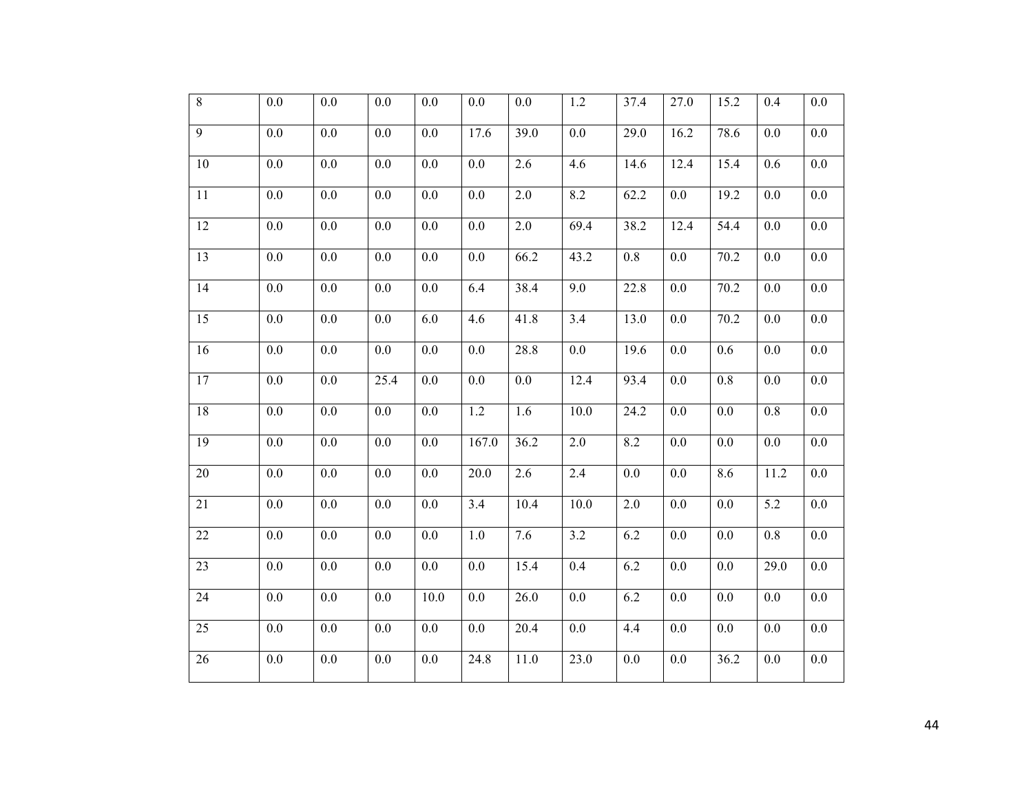| 8 | 0.0 | 0.0 | 0.0 | 0.0 | 0.0 | 0.0 | 1.2 | 37.4 | 27.0 | 15.2 | 0.4 | 0.0 |
|---|---|---|---|---|---|---|---|---|---|---|---|---|
| 9 | 0.0 | 0.0 | 0.0 | 0.0 | 17.6 | 39.0 | 0.0 | 29.0 | 16.2 | 78.6 | 0.0 | 0.0 |
| 10 | 0.0 | 0.0 | 0.0 | 0.0 | 0.0 | 2.6 | 4.6 | 14.6 | 12.4 | 15.4 | 0.6 | 0.0 |
| 11 | 0.0 | 0.0 | 0.0 | 0.0 | 0.0 | 2.0 | 8.2 | 62.2 | 0.0 | 19.2 | 0.0 | 0.0 |
| 12 | 0.0 | 0.0 | 0.0 | 0.0 | 0.0 | 2.0 | 69.4 | 38.2 | 12.4 | 54.4 | 0.0 | 0.0 |
| 13 | 0.0 | 0.0 | 0.0 | 0.0 | 0.0 | 66.2 | 43.2 | 0.8 | 0.0 | 70.2 | 0.0 | 0.0 |
| 14 | 0.0 | 0.0 | 0.0 | 0.0 | 6.4 | 38.4 | 9.0 | 22.8 | 0.0 | 70.2 | 0.0 | 0.0 |
| 15 | 0.0 | 0.0 | 0.0 | 6.0 | 4.6 | 41.8 | 3.4 | 13.0 | 0.0 | 70.2 | 0.0 | 0.0 |
| 16 | 0.0 | 0.0 | 0.0 | 0.0 | 0.0 | 28.8 | 0.0 | 19.6 | 0.0 | 0.6 | 0.0 | 0.0 |
| 17 | 0.0 | 0.0 | 25.4 | 0.0 | 0.0 | 0.0 | 12.4 | 93.4 | 0.0 | 0.8 | 0.0 | 0.0 |
| 18 | 0.0 | 0.0 | 0.0 | 0.0 | 1.2 | 1.6 | 10.0 | 24.2 | 0.0 | 0.0 | 0.8 | 0.0 |
| 19 | 0.0 | 0.0 | 0.0 | 0.0 | 167.0 | 36.2 | 2.0 | 8.2 | 0.0 | 0.0 | 0.0 | 0.0 |
| 20 | 0.0 | 0.0 | 0.0 | 0.0 | 20.0 | 2.6 | 2.4 | 0.0 | 0.0 | 8.6 | 11.2 | 0.0 |
| 21 | 0.0 | 0.0 | 0.0 | 0.0 | 3.4 | 10.4 | 10.0 | 2.0 | 0.0 | 0.0 | 5.2 | 0.0 |
| 22 | 0.0 | 0.0 | 0.0 | 0.0 | 1.0 | 7.6 | 3.2 | 6.2 | 0.0 | 0.0 | 0.8 | 0.0 |
| 23 | 0.0 | 0.0 | 0.0 | 0.0 | 0.0 | 15.4 | 0.4 | 6.2 | 0.0 | 0.0 | 29.0 | 0.0 |
| 24 | 0.0 | 0.0 | 0.0 | 10.0 | 0.0 | 26.0 | 0.0 | 6.2 | 0.0 | 0.0 | 0.0 | 0.0 |
| 25 | 0.0 | 0.0 | 0.0 | 0.0 | 0.0 | 20.4 | 0.0 | 4.4 | 0.0 | 0.0 | 0.0 | 0.0 |
| 26 | 0.0 | 0.0 | 0.0 | 0.0 | 24.8 | 11.0 | 23.0 | 0.0 | 0.0 | 36.2 | 0.0 | 0.0 |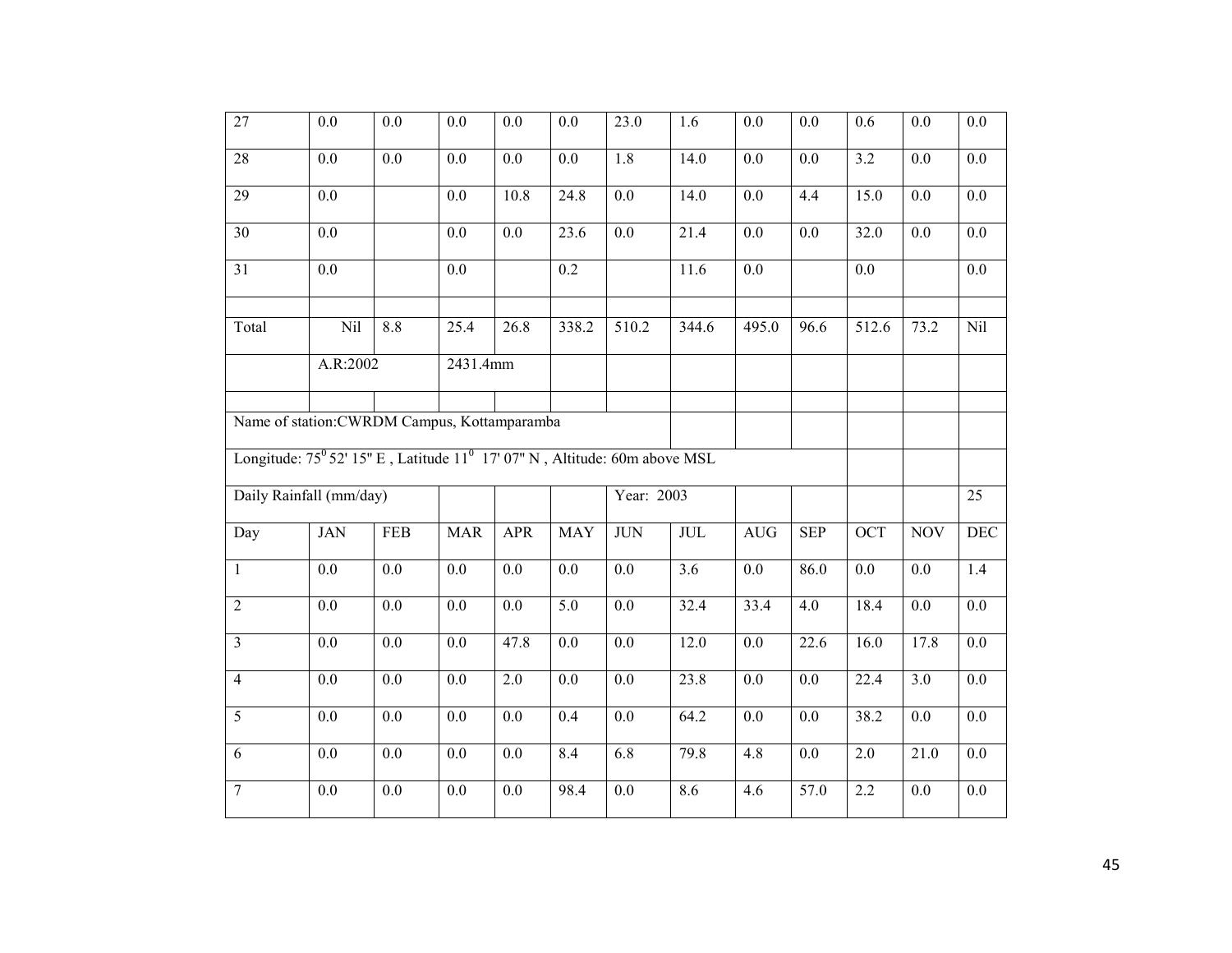| 27 | 0.0 | 0.0 | 0.0 | 0.0 | 0.0 | 23.0 | 1.6 | 0.0 | 0.0 | 0.6 | 0.0 | 0.0 |
|---|---|---|---|---|---|---|---|---|---|---|---|---|
| 28 | 0.0 | 0.0 | 0.0 | 0.0 | 0.0 | 1.8 | 14.0 | 0.0 | 0.0 | 3.2 | 0.0 | 0.0 |
| 29 | 0.0 | | 0.0 | 10.8 | 24.8 | 0.0 | 14.0 | 0.0 | 4.4 | 15.0 | 0.0 | 0.0 |
| 30 | 0.0 | | 0.0 | 0.0 | 23.6 | 0.0 | 21.4 | 0.0 | 0.0 | 32.0 | 0.0 | 0.0 |
| 31 | 0.0 | | 0.0 | | 0.2 | | 11.6 | 0.0 | | 0.0 | | 0.0 |
| | | | | | | | | | | | | |
| Total | Nil | 8.8 | 25.4 | 26.8 | 338.2 | 510.2 | 344.6 | 495.0 | 96.6 | 512.6 | 73.2 | Nil |
| | A.R:2002 | | 2431.4mm | | | | | | | | | |

Name of station:CWRDM Campus, Kottamparamba

Longitude: $75^0$ 52' 15" E , Latitude $11^0$ 17' 07" N , Altitude: 60m above MSL

| Daily Rainfall (mm/day) | | | | | | Year: 2003 | | | | | | 25 |
|---|---|---|---|---|---|---|---|---|---|---|---|---|
| Day | JAN | FEB | MAR | APR | MAY | JUN | JUL | AUG | SEP | OCT | NOV | DEC |
| 1 | 0.0 | 0.0 | 0.0 | 0.0 | 0.0 | 0.0 | 3.6 | 0.0 | 86.0 | 0.0 | 0.0 | 1.4 |
| 2 | 0.0 | 0.0 | 0.0 | 0.0 | 5.0 | 0.0 | 32.4 | 33.4 | 4.0 | 18.4 | 0.0 | 0.0 |
| 3 | 0.0 | 0.0 | 0.0 | 47.8 | 0.0 | 0.0 | 12.0 | 0.0 | 22.6 | 16.0 | 17.8 | 0.0 |
| 4 | 0.0 | 0.0 | 0.0 | 2.0 | 0.0 | 0.0 | 23.8 | 0.0 | 0.0 | 22.4 | 3.0 | 0.0 |
| 5 | 0.0 | 0.0 | 0.0 | 0.0 | 0.4 | 0.0 | 64.2 | 0.0 | 0.0 | 38.2 | 0.0 | 0.0 |
| 6 | 0.0 | 0.0 | 0.0 | 0.0 | 8.4 | 6.8 | 79.8 | 4.8 | 0.0 | 2.0 | 21.0 | 0.0 |
| 7 | 0.0 | 0.0 | 0.0 | 0.0 | 98.4 | 0.0 | 8.6 | 4.6 | 57.0 | 2.2 | 0.0 | 0.0 |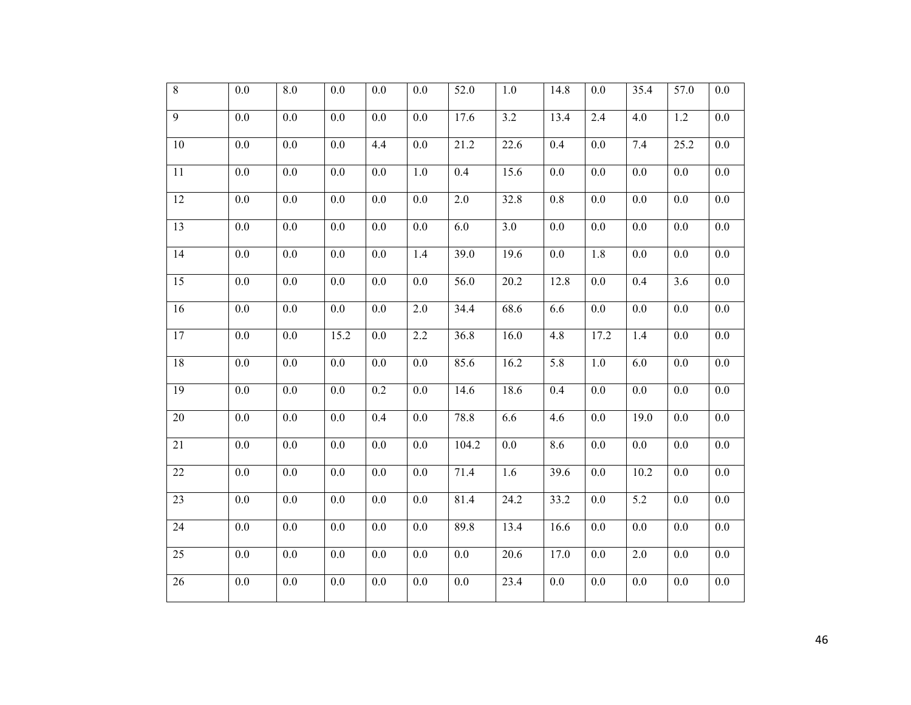| 8 | 0.0 | 8.0 | 0.0 | 0.0 | 0.0 | 52.0 | 1.0 | 14.8 | 0.0 | 35.4 | 57.0 | 0.0 |
|---|---|---|---|---|---|---|---|---|---|---|---|---|
| 9 | 0.0 | 0.0 | 0.0 | 0.0 | 0.0 | 17.6 | 3.2 | 13.4 | 2.4 | 4.0 | 1.2 | 0.0 |
| 10 | 0.0 | 0.0 | 0.0 | 4.4 | 0.0 | 21.2 | 22.6 | 0.4 | 0.0 | 7.4 | 25.2 | 0.0 |
| 11 | 0.0 | 0.0 | 0.0 | 0.0 | 1.0 | 0.4 | 15.6 | 0.0 | 0.0 | 0.0 | 0.0 | 0.0 |
| 12 | 0.0 | 0.0 | 0.0 | 0.0 | 0.0 | 2.0 | 32.8 | 0.8 | 0.0 | 0.0 | 0.0 | 0.0 |
| 13 | 0.0 | 0.0 | 0.0 | 0.0 | 0.0 | 6.0 | 3.0 | 0.0 | 0.0 | 0.0 | 0.0 | 0.0 |
| 14 | 0.0 | 0.0 | 0.0 | 0.0 | 1.4 | 39.0 | 19.6 | 0.0 | 1.8 | 0.0 | 0.0 | 0.0 |
| 15 | 0.0 | 0.0 | 0.0 | 0.0 | 0.0 | 56.0 | 20.2 | 12.8 | 0.0 | 0.4 | 3.6 | 0.0 |
| 16 | 0.0 | 0.0 | 0.0 | 0.0 | 2.0 | 34.4 | 68.6 | 6.6 | 0.0 | 0.0 | 0.0 | 0.0 |
| 17 | 0.0 | 0.0 | 15.2 | 0.0 | 2.2 | 36.8 | 16.0 | 4.8 | 17.2 | 1.4 | 0.0 | 0.0 |
| 18 | 0.0 | 0.0 | 0.0 | 0.0 | 0.0 | 85.6 | 16.2 | 5.8 | 1.0 | 6.0 | 0.0 | 0.0 |
| 19 | 0.0 | 0.0 | 0.0 | 0.2 | 0.0 | 14.6 | 18.6 | 0.4 | 0.0 | 0.0 | 0.0 | 0.0 |
| 20 | 0.0 | 0.0 | 0.0 | 0.4 | 0.0 | 78.8 | 6.6 | 4.6 | 0.0 | 19.0 | 0.0 | 0.0 |
| 21 | 0.0 | 0.0 | 0.0 | 0.0 | 0.0 | 104.2 | 0.0 | 8.6 | 0.0 | 0.0 | 0.0 | 0.0 |
| 22 | 0.0 | 0.0 | 0.0 | 0.0 | 0.0 | 71.4 | 1.6 | 39.6 | 0.0 | 10.2 | 0.0 | 0.0 |
| 23 | 0.0 | 0.0 | 0.0 | 0.0 | 0.0 | 81.4 | 24.2 | 33.2 | 0.0 | 5.2 | 0.0 | 0.0 |
| 24 | 0.0 | 0.0 | 0.0 | 0.0 | 0.0 | 89.8 | 13.4 | 16.6 | 0.0 | 0.0 | 0.0 | 0.0 |
| 25 | 0.0 | 0.0 | 0.0 | 0.0 | 0.0 | 0.0 | 20.6 | 17.0 | 0.0 | 2.0 | 0.0 | 0.0 |
| 26 | 0.0 | 0.0 | 0.0 | 0.0 | 0.0 | 0.0 | 23.4 | 0.0 | 0.0 | 0.0 | 0.0 | 0.0 |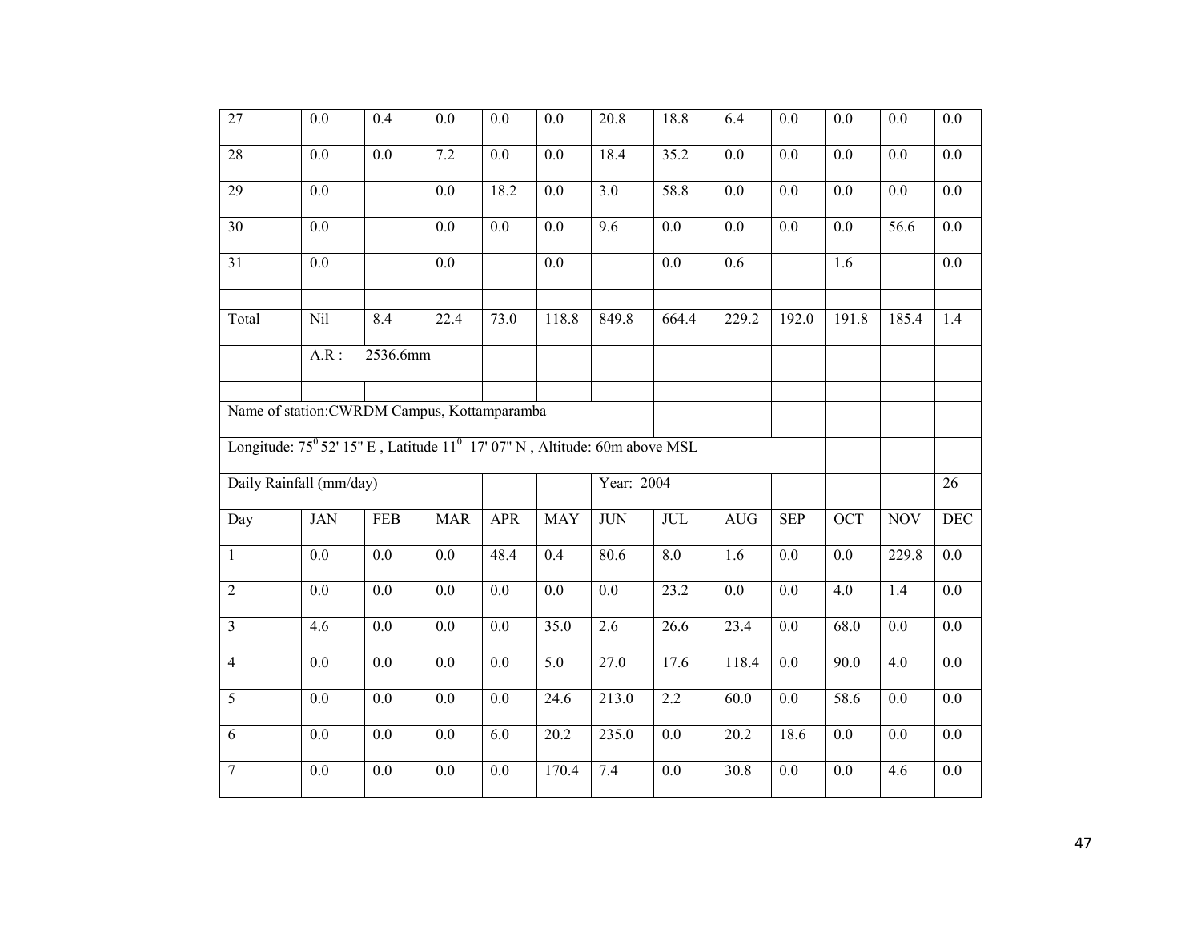| 27 | 0.0 | 0.4 | 0.0 | 0.0 | 0.0 | 20.8 | 18.8 | 6.4 | 0.0 | 0.0 | 0.0 | 0.0 |
|---|---|---|---|---|---|---|---|---|---|---|---|---|
| 28 | 0.0 | 0.0 | 7.2 | 0.0 | 0.0 | 18.4 | 35.2 | 0.0 | 0.0 | 0.0 | 0.0 | 0.0 |
| 29 | 0.0 | | 0.0 | 18.2 | 0.0 | 3.0 | 58.8 | 0.0 | 0.0 | 0.0 | 0.0 | 0.0 |
| 30 | 0.0 | | 0.0 | 0.0 | 0.0 | 9.6 | 0.0 | 0.0 | 0.0 | 0.0 | 56.6 | 0.0 |
| 31 | 0.0 | | 0.0 | | 0.0 | | 0.0 | 0.6 | | 1.6 | | 0.0 |
| | | | | | | | | | | | | |
| Total | Nil | 8.4 | 22.4 | 73.0 | 118.8 | 849.8 | 664.4 | 229.2 | 192.0 | 191.8 | 185.4 | 1.4 |
| | A.R : | 2536.6mm | | | | | | | | | | |

Name of station:CWRDM Campus, Kottamparamba

Longitude: 75$^0$ 52' 15" E , Latitude 11$^0$ 17' 07" N , Altitude: 60m above MSL

Daily Rainfall (mm/day) Year: 2004 26

| Day | JAN | FEB | MAR | APR | MAY | JUN | JUL | AUG | SEP | OCT | NOV | DEC |
|---|---|---|---|---|---|---|---|---|---|---|---|---|
| 1 | 0.0 | 0.0 | 0.0 | 48.4 | 0.4 | 80.6 | 8.0 | 1.6 | 0.0 | 0.0 | 229.8 | 0.0 |
| 2 | 0.0 | 0.0 | 0.0 | 0.0 | 0.0 | 0.0 | 23.2 | 0.0 | 0.0 | 4.0 | 1.4 | 0.0 |
| 3 | 4.6 | 0.0 | 0.0 | 0.0 | 35.0 | 2.6 | 26.6 | 23.4 | 0.0 | 68.0 | 0.0 | 0.0 |
| 4 | 0.0 | 0.0 | 0.0 | 0.0 | 5.0 | 27.0 | 17.6 | 118.4 | 0.0 | 90.0 | 4.0 | 0.0 |
| 5 | 0.0 | 0.0 | 0.0 | 0.0 | 24.6 | 213.0 | 2.2 | 60.0 | 0.0 | 58.6 | 0.0 | 0.0 |
| 6 | 0.0 | 0.0 | 0.0 | 6.0 | 20.2 | 235.0 | 0.0 | 20.2 | 18.6 | 0.0 | 0.0 | 0.0 |
| 7 | 0.0 | 0.0 | 0.0 | 0.0 | 170.4 | 7.4 | 0.0 | 30.8 | 0.0 | 0.0 | 4.6 | 0.0 |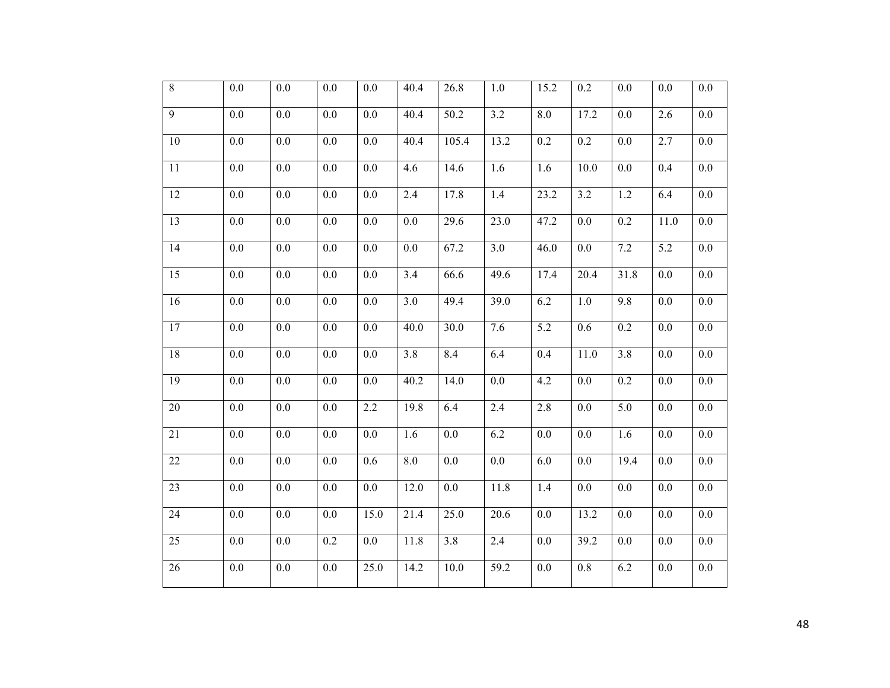| 8 | 0.0 | 0.0 | 0.0 | 0.0 | 40.4 | 26.8 | 1.0 | 15.2 | 0.2 | 0.0 | 0.0 | 0.0 |
|---|---|---|---|---|---|---|---|---|---|---|---|---|
| 9 | 0.0 | 0.0 | 0.0 | 0.0 | 40.4 | 50.2 | 3.2 | 8.0 | 17.2 | 0.0 | 2.6 | 0.0 |
| 10 | 0.0 | 0.0 | 0.0 | 0.0 | 40.4 | 105.4 | 13.2 | 0.2 | 0.2 | 0.0 | 2.7 | 0.0 |
| 11 | 0.0 | 0.0 | 0.0 | 0.0 | 4.6 | 14.6 | 1.6 | 1.6 | 10.0 | 0.0 | 0.4 | 0.0 |
| 12 | 0.0 | 0.0 | 0.0 | 0.0 | 2.4 | 17.8 | 1.4 | 23.2 | 3.2 | 1.2 | 6.4 | 0.0 |
| 13 | 0.0 | 0.0 | 0.0 | 0.0 | 0.0 | 29.6 | 23.0 | 47.2 | 0.0 | 0.2 | 11.0 | 0.0 |
| 14 | 0.0 | 0.0 | 0.0 | 0.0 | 0.0 | 67.2 | 3.0 | 46.0 | 0.0 | 7.2 | 5.2 | 0.0 |
| 15 | 0.0 | 0.0 | 0.0 | 0.0 | 3.4 | 66.6 | 49.6 | 17.4 | 20.4 | 31.8 | 0.0 | 0.0 |
| 16 | 0.0 | 0.0 | 0.0 | 0.0 | 3.0 | 49.4 | 39.0 | 6.2 | 1.0 | 9.8 | 0.0 | 0.0 |
| 17 | 0.0 | 0.0 | 0.0 | 0.0 | 40.0 | 30.0 | 7.6 | 5.2 | 0.6 | 0.2 | 0.0 | 0.0 |
| 18 | 0.0 | 0.0 | 0.0 | 0.0 | 3.8 | 8.4 | 6.4 | 0.4 | 11.0 | 3.8 | 0.0 | 0.0 |
| 19 | 0.0 | 0.0 | 0.0 | 0.0 | 40.2 | 14.0 | 0.0 | 4.2 | 0.0 | 0.2 | 0.0 | 0.0 |
| 20 | 0.0 | 0.0 | 0.0 | 2.2 | 19.8 | 6.4 | 2.4 | 2.8 | 0.0 | 5.0 | 0.0 | 0.0 |
| 21 | 0.0 | 0.0 | 0.0 | 0.0 | 1.6 | 0.0 | 6.2 | 0.0 | 0.0 | 1.6 | 0.0 | 0.0 |
| 22 | 0.0 | 0.0 | 0.0 | 0.6 | 8.0 | 0.0 | 0.0 | 6.0 | 0.0 | 19.4 | 0.0 | 0.0 |
| 23 | 0.0 | 0.0 | 0.0 | 0.0 | 12.0 | 0.0 | 11.8 | 1.4 | 0.0 | 0.0 | 0.0 | 0.0 |
| 24 | 0.0 | 0.0 | 0.0 | 15.0 | 21.4 | 25.0 | 20.6 | 0.0 | 13.2 | 0.0 | 0.0 | 0.0 |
| 25 | 0.0 | 0.0 | 0.2 | 0.0 | 11.8 | 3.8 | 2.4 | 0.0 | 39.2 | 0.0 | 0.0 | 0.0 |
| 26 | 0.0 | 0.0 | 0.0 | 25.0 | 14.2 | 10.0 | 59.2 | 0.0 | 0.8 | 6.2 | 0.0 | 0.0 |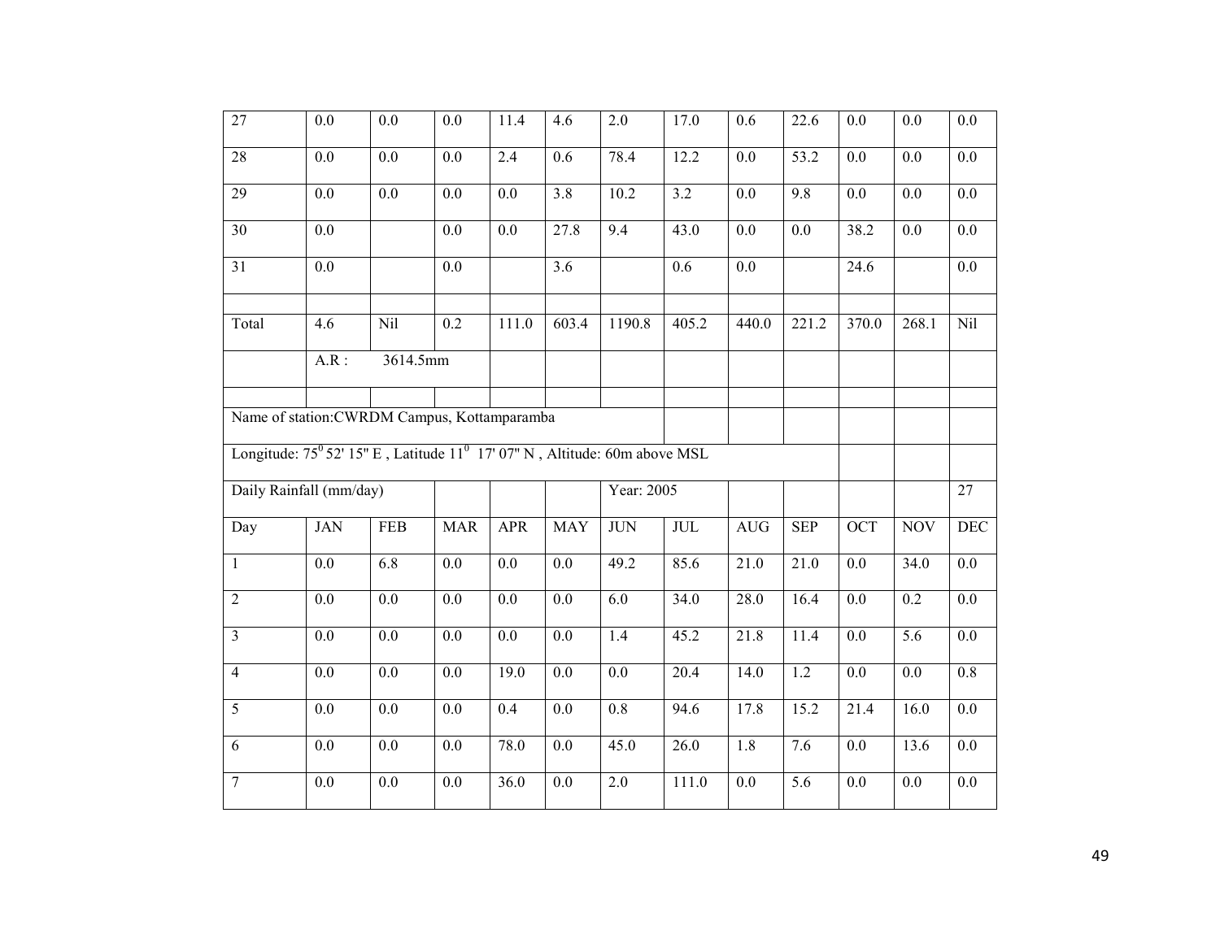| 27 | 0.0 | 0.0 | 0.0 | 11.4 | 4.6 | 2.0 | 17.0 | 0.6 | 22.6 | 0.0 | 0.0 | 0.0 |
|---|---|---|---|---|---|---|---|---|---|---|---|---|
| 28 | 0.0 | 0.0 | 0.0 | 2.4 | 0.6 | 78.4 | 12.2 | 0.0 | 53.2 | 0.0 | 0.0 | 0.0 |
| 29 | 0.0 | 0.0 | 0.0 | 0.0 | 3.8 | 10.2 | 3.2 | 0.0 | 9.8 | 0.0 | 0.0 | 0.0 |
| 30 | 0.0 | | 0.0 | 0.0 | 27.8 | 9.4 | 43.0 | 0.0 | 0.0 | 38.2 | 0.0 | 0.0 |
| 31 | 0.0 | | 0.0 | | 3.6 | | 0.6 | 0.0 | | 24.6 | | 0.0 |
| | | | | | | | | | | | | |
| Total | 4.6 | Nil | 0.2 | 111.0 | 603.4 | 1190.8 | 405.2 | 440.0 | 221.2 | 370.0 | 268.1 | Nil |
| | A.R : | 3614.5mm | | | | | | | | | | |

Name of station:CWRDM Campus, Kottamparamba

Longitude: $75^0$ 52' 15" E , Latitude $11^0$ 17' 07" N , Altitude: 60m above MSL

Daily Rainfall (mm/day) — Year: 2005 — 27

| Day | JAN | FEB | MAR | APR | MAY | JUN | JUL | AUG | SEP | OCT | NOV | DEC |
|---|---|---|---|---|---|---|---|---|---|---|---|---|
| 1 | 0.0 | 6.8 | 0.0 | 0.0 | 0.0 | 49.2 | 85.6 | 21.0 | 21.0 | 0.0 | 34.0 | 0.0 |
| 2 | 0.0 | 0.0 | 0.0 | 0.0 | 0.0 | 6.0 | 34.0 | 28.0 | 16.4 | 0.0 | 0.2 | 0.0 |
| 3 | 0.0 | 0.0 | 0.0 | 0.0 | 0.0 | 1.4 | 45.2 | 21.8 | 11.4 | 0.0 | 5.6 | 0.0 |
| 4 | 0.0 | 0.0 | 0.0 | 19.0 | 0.0 | 0.0 | 20.4 | 14.0 | 1.2 | 0.0 | 0.0 | 0.8 |
| 5 | 0.0 | 0.0 | 0.0 | 0.4 | 0.0 | 0.8 | 94.6 | 17.8 | 15.2 | 21.4 | 16.0 | 0.0 |
| 6 | 0.0 | 0.0 | 0.0 | 78.0 | 0.0 | 45.0 | 26.0 | 1.8 | 7.6 | 0.0 | 13.6 | 0.0 |
| 7 | 0.0 | 0.0 | 0.0 | 36.0 | 0.0 | 2.0 | 111.0 | 0.0 | 5.6 | 0.0 | 0.0 | 0.0 |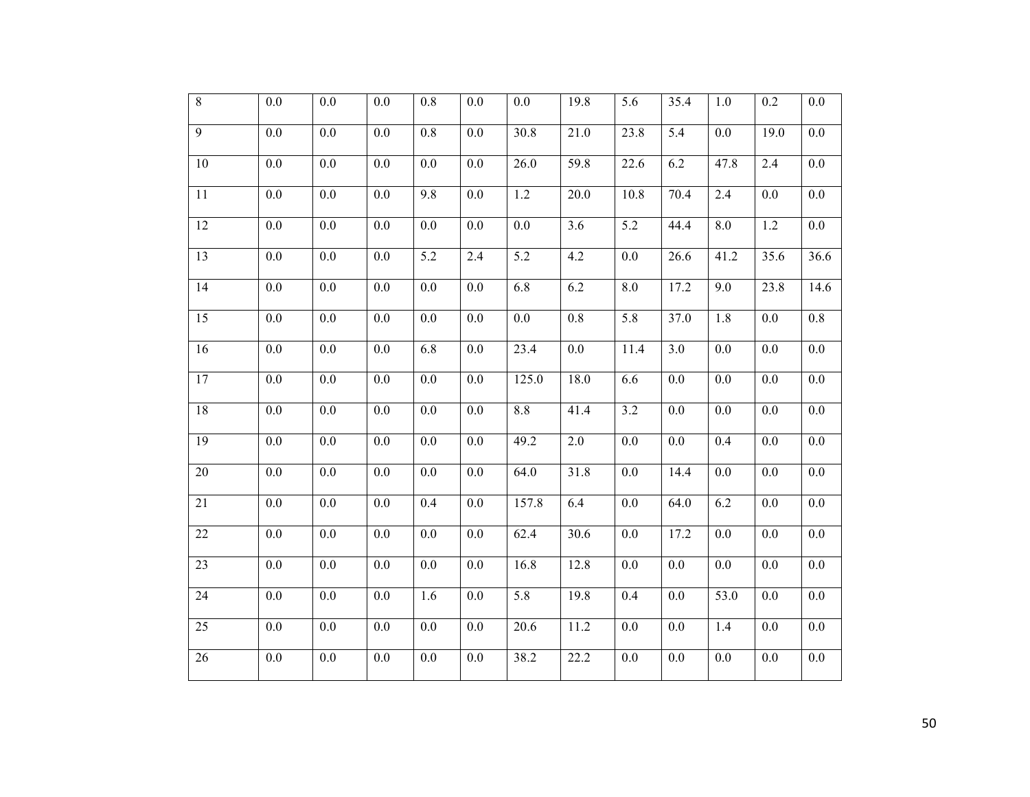| 8 | 0.0 | 0.0 | 0.0 | 0.8 | 0.0 | 0.0 | 19.8 | 5.6 | 35.4 | 1.0 | 0.2 | 0.0 |
|---|---|---|---|---|---|---|---|---|---|---|---|---|
| 9 | 0.0 | 0.0 | 0.0 | 0.8 | 0.0 | 30.8 | 21.0 | 23.8 | 5.4 | 0.0 | 19.0 | 0.0 |
| 10 | 0.0 | 0.0 | 0.0 | 0.0 | 0.0 | 26.0 | 59.8 | 22.6 | 6.2 | 47.8 | 2.4 | 0.0 |
| 11 | 0.0 | 0.0 | 0.0 | 9.8 | 0.0 | 1.2 | 20.0 | 10.8 | 70.4 | 2.4 | 0.0 | 0.0 |
| 12 | 0.0 | 0.0 | 0.0 | 0.0 | 0.0 | 0.0 | 3.6 | 5.2 | 44.4 | 8.0 | 1.2 | 0.0 |
| 13 | 0.0 | 0.0 | 0.0 | 5.2 | 2.4 | 5.2 | 4.2 | 0.0 | 26.6 | 41.2 | 35.6 | 36.6 |
| 14 | 0.0 | 0.0 | 0.0 | 0.0 | 0.0 | 6.8 | 6.2 | 8.0 | 17.2 | 9.0 | 23.8 | 14.6 |
| 15 | 0.0 | 0.0 | 0.0 | 0.0 | 0.0 | 0.0 | 0.8 | 5.8 | 37.0 | 1.8 | 0.0 | 0.8 |
| 16 | 0.0 | 0.0 | 0.0 | 6.8 | 0.0 | 23.4 | 0.0 | 11.4 | 3.0 | 0.0 | 0.0 | 0.0 |
| 17 | 0.0 | 0.0 | 0.0 | 0.0 | 0.0 | 125.0 | 18.0 | 6.6 | 0.0 | 0.0 | 0.0 | 0.0 |
| 18 | 0.0 | 0.0 | 0.0 | 0.0 | 0.0 | 8.8 | 41.4 | 3.2 | 0.0 | 0.0 | 0.0 | 0.0 |
| 19 | 0.0 | 0.0 | 0.0 | 0.0 | 0.0 | 49.2 | 2.0 | 0.0 | 0.0 | 0.4 | 0.0 | 0.0 |
| 20 | 0.0 | 0.0 | 0.0 | 0.0 | 0.0 | 64.0 | 31.8 | 0.0 | 14.4 | 0.0 | 0.0 | 0.0 |
| 21 | 0.0 | 0.0 | 0.0 | 0.4 | 0.0 | 157.8 | 6.4 | 0.0 | 64.0 | 6.2 | 0.0 | 0.0 |
| 22 | 0.0 | 0.0 | 0.0 | 0.0 | 0.0 | 62.4 | 30.6 | 0.0 | 17.2 | 0.0 | 0.0 | 0.0 |
| 23 | 0.0 | 0.0 | 0.0 | 0.0 | 0.0 | 16.8 | 12.8 | 0.0 | 0.0 | 0.0 | 0.0 | 0.0 |
| 24 | 0.0 | 0.0 | 0.0 | 1.6 | 0.0 | 5.8 | 19.8 | 0.4 | 0.0 | 53.0 | 0.0 | 0.0 |
| 25 | 0.0 | 0.0 | 0.0 | 0.0 | 0.0 | 20.6 | 11.2 | 0.0 | 0.0 | 1.4 | 0.0 | 0.0 |
| 26 | 0.0 | 0.0 | 0.0 | 0.0 | 0.0 | 38.2 | 22.2 | 0.0 | 0.0 | 0.0 | 0.0 | 0.0 |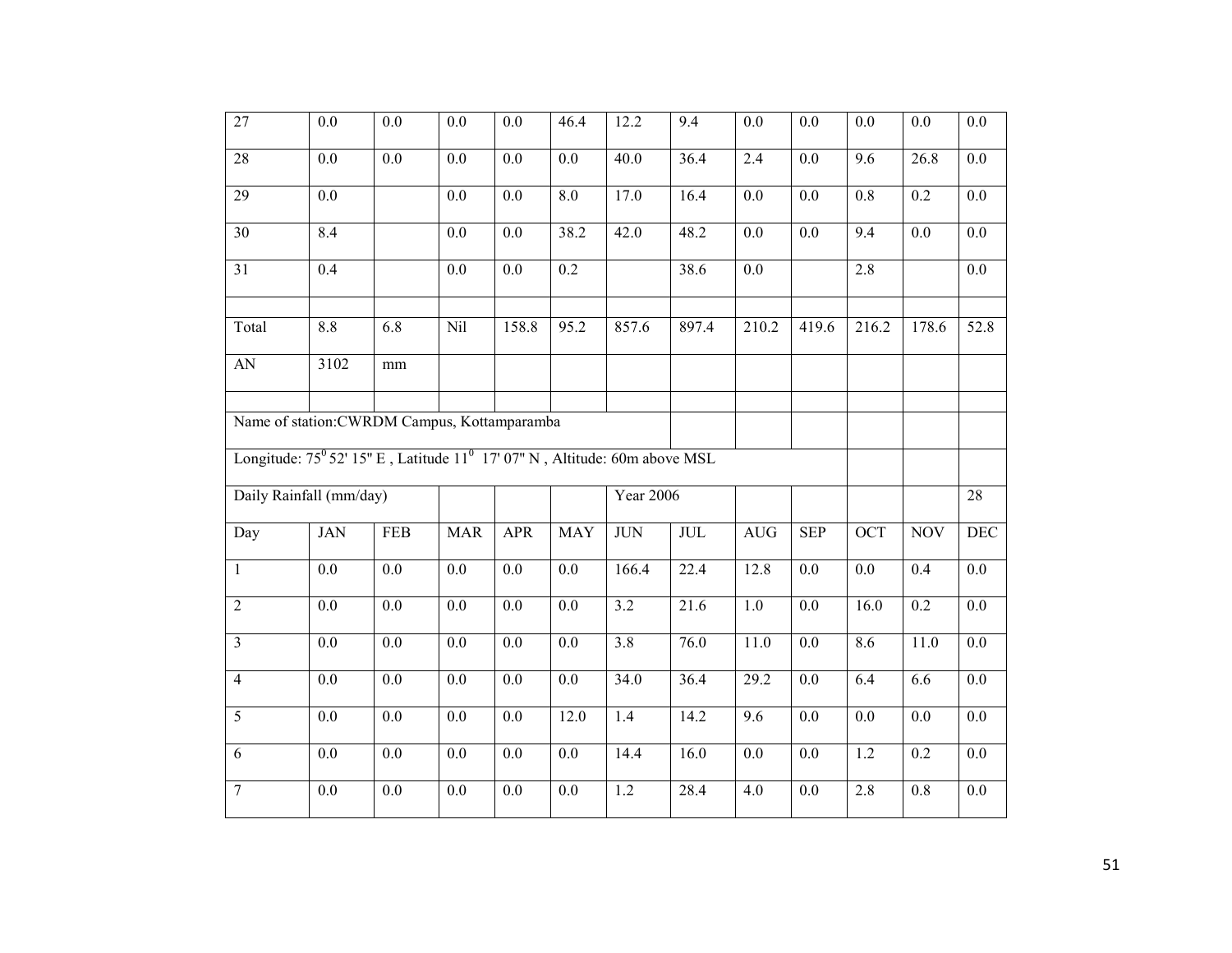| 27 | 0.0 | 0.0 | 0.0 | 0.0 | 46.4 | 12.2 | 9.4 | 0.0 | 0.0 | 0.0 | 0.0 | 0.0 |
|---|---|---|---|---|---|---|---|---|---|---|---|---|
| 28 | 0.0 | 0.0 | 0.0 | 0.0 | 0.0 | 40.0 | 36.4 | 2.4 | 0.0 | 9.6 | 26.8 | 0.0 |
| 29 | 0.0 | | 0.0 | 0.0 | 8.0 | 17.0 | 16.4 | 0.0 | 0.0 | 0.8 | 0.2 | 0.0 |
| 30 | 8.4 | | 0.0 | 0.0 | 38.2 | 42.0 | 48.2 | 0.0 | 0.0 | 9.4 | 0.0 | 0.0 |
| 31 | 0.4 | | 0.0 | 0.0 | 0.2 | | 38.6 | 0.0 | | 2.8 | | 0.0 |
| | | | | | | | | | | | | |
| Total | 8.8 | 6.8 | Nil | 158.8 | 95.2 | 857.6 | 897.4 | 210.2 | 419.6 | 216.2 | 178.6 | 52.8 |
| AN | 3102 | mm | | | | | | | | | | |

Name of station:CWRDM Campus, Kottamparamba

Longitude: $75^0$ 52' 15" E , Latitude $11^0$ 17' 07" N , Altitude: 60m above MSL

| Daily Rainfall (mm/day) | | | | | | Year 2006 | | | | | | 28 |
|---|---|---|---|---|---|---|---|---|---|---|---|---|
| Day | JAN | FEB | MAR | APR | MAY | JUN | JUL | AUG | SEP | OCT | NOV | DEC |
| 1 | 0.0 | 0.0 | 0.0 | 0.0 | 0.0 | 166.4 | 22.4 | 12.8 | 0.0 | 0.0 | 0.4 | 0.0 |
| 2 | 0.0 | 0.0 | 0.0 | 0.0 | 0.0 | 3.2 | 21.6 | 1.0 | 0.0 | 16.0 | 0.2 | 0.0 |
| 3 | 0.0 | 0.0 | 0.0 | 0.0 | 0.0 | 3.8 | 76.0 | 11.0 | 0.0 | 8.6 | 11.0 | 0.0 |
| 4 | 0.0 | 0.0 | 0.0 | 0.0 | 0.0 | 34.0 | 36.4 | 29.2 | 0.0 | 6.4 | 6.6 | 0.0 |
| 5 | 0.0 | 0.0 | 0.0 | 0.0 | 12.0 | 1.4 | 14.2 | 9.6 | 0.0 | 0.0 | 0.0 | 0.0 |
| 6 | 0.0 | 0.0 | 0.0 | 0.0 | 0.0 | 14.4 | 16.0 | 0.0 | 0.0 | 1.2 | 0.2 | 0.0 |
| 7 | 0.0 | 0.0 | 0.0 | 0.0 | 0.0 | 1.2 | 28.4 | 4.0 | 0.0 | 2.8 | 0.8 | 0.0 |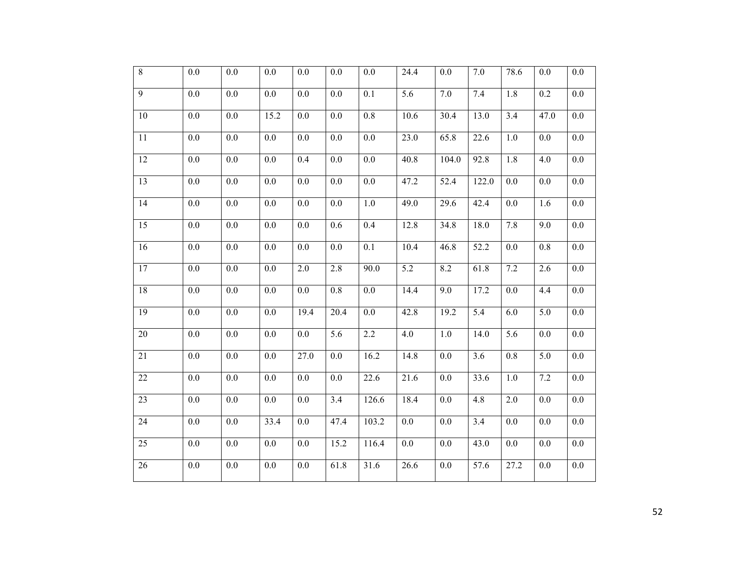| 8 | 0.0 | 0.0 | 0.0 | 0.0 | 0.0 | 0.0 | 24.4 | 0.0 | 7.0 | 78.6 | 0.0 | 0.0 |
|---|---|---|---|---|---|---|---|---|---|---|---|---|
| 9 | 0.0 | 0.0 | 0.0 | 0.0 | 0.0 | 0.1 | 5.6 | 7.0 | 7.4 | 1.8 | 0.2 | 0.0 |
| 10 | 0.0 | 0.0 | 15.2 | 0.0 | 0.0 | 0.8 | 10.6 | 30.4 | 13.0 | 3.4 | 47.0 | 0.0 |
| 11 | 0.0 | 0.0 | 0.0 | 0.0 | 0.0 | 0.0 | 23.0 | 65.8 | 22.6 | 1.0 | 0.0 | 0.0 |
| 12 | 0.0 | 0.0 | 0.0 | 0.4 | 0.0 | 0.0 | 40.8 | 104.0 | 92.8 | 1.8 | 4.0 | 0.0 |
| 13 | 0.0 | 0.0 | 0.0 | 0.0 | 0.0 | 0.0 | 47.2 | 52.4 | 122.0 | 0.0 | 0.0 | 0.0 |
| 14 | 0.0 | 0.0 | 0.0 | 0.0 | 0.0 | 1.0 | 49.0 | 29.6 | 42.4 | 0.0 | 1.6 | 0.0 |
| 15 | 0.0 | 0.0 | 0.0 | 0.0 | 0.6 | 0.4 | 12.8 | 34.8 | 18.0 | 7.8 | 9.0 | 0.0 |
| 16 | 0.0 | 0.0 | 0.0 | 0.0 | 0.0 | 0.1 | 10.4 | 46.8 | 52.2 | 0.0 | 0.8 | 0.0 |
| 17 | 0.0 | 0.0 | 0.0 | 2.0 | 2.8 | 90.0 | 5.2 | 8.2 | 61.8 | 7.2 | 2.6 | 0.0 |
| 18 | 0.0 | 0.0 | 0.0 | 0.0 | 0.8 | 0.0 | 14.4 | 9.0 | 17.2 | 0.0 | 4.4 | 0.0 |
| 19 | 0.0 | 0.0 | 0.0 | 19.4 | 20.4 | 0.0 | 42.8 | 19.2 | 5.4 | 6.0 | 5.0 | 0.0 |
| 20 | 0.0 | 0.0 | 0.0 | 0.0 | 5.6 | 2.2 | 4.0 | 1.0 | 14.0 | 5.6 | 0.0 | 0.0 |
| 21 | 0.0 | 0.0 | 0.0 | 27.0 | 0.0 | 16.2 | 14.8 | 0.0 | 3.6 | 0.8 | 5.0 | 0.0 |
| 22 | 0.0 | 0.0 | 0.0 | 0.0 | 0.0 | 22.6 | 21.6 | 0.0 | 33.6 | 1.0 | 7.2 | 0.0 |
| 23 | 0.0 | 0.0 | 0.0 | 0.0 | 3.4 | 126.6 | 18.4 | 0.0 | 4.8 | 2.0 | 0.0 | 0.0 |
| 24 | 0.0 | 0.0 | 33.4 | 0.0 | 47.4 | 103.2 | 0.0 | 0.0 | 3.4 | 0.0 | 0.0 | 0.0 |
| 25 | 0.0 | 0.0 | 0.0 | 0.0 | 15.2 | 116.4 | 0.0 | 0.0 | 43.0 | 0.0 | 0.0 | 0.0 |
| 26 | 0.0 | 0.0 | 0.0 | 0.0 | 61.8 | 31.6 | 26.6 | 0.0 | 57.6 | 27.2 | 0.0 | 0.0 |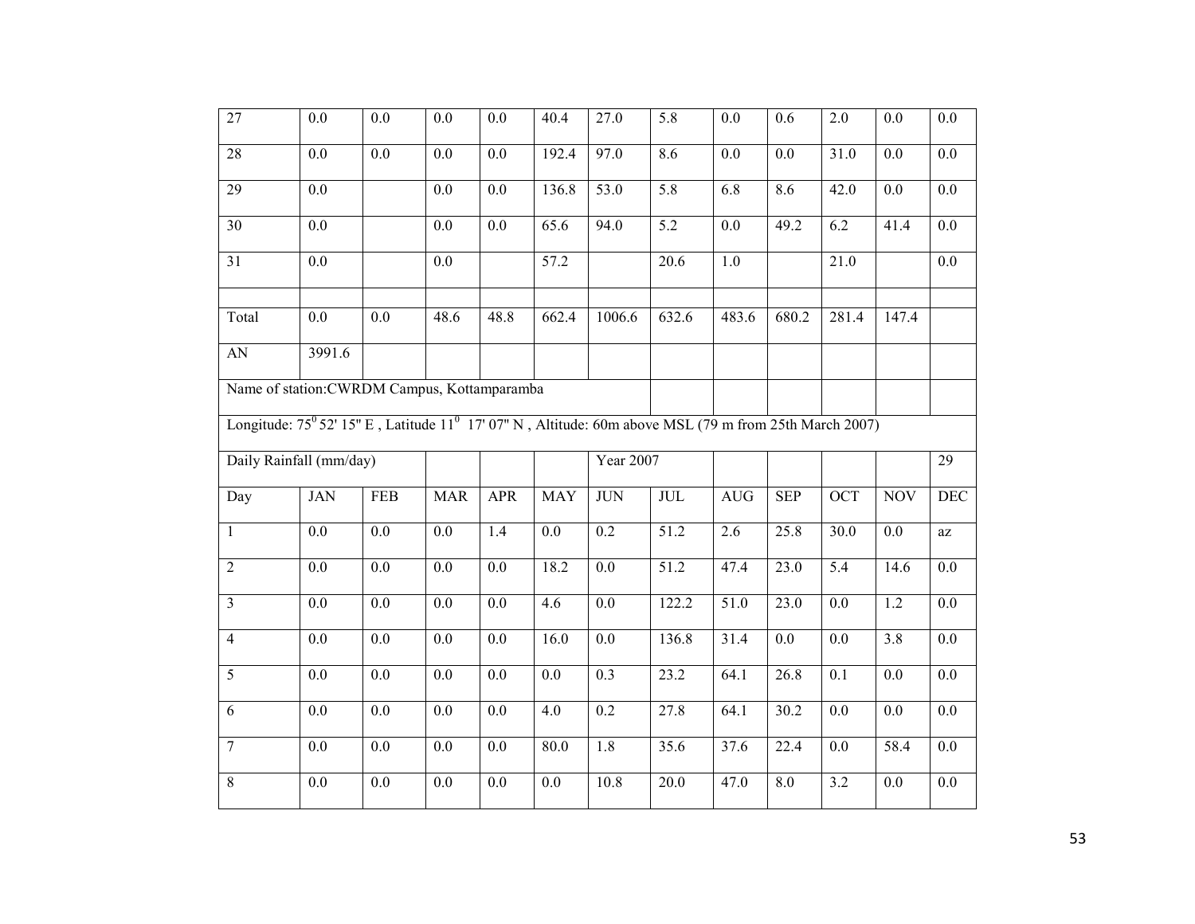| 27 | 0.0 | 0.0 | 0.0 | 0.0 | 40.4 | 27.0 | 5.8 | 0.0 | 0.6 | 2.0 | 0.0 | 0.0 |
|---|---|---|---|---|---|---|---|---|---|---|---|---|
| 28 | 0.0 | 0.0 | 0.0 | 0.0 | 192.4 | 97.0 | 8.6 | 0.0 | 0.0 | 31.0 | 0.0 | 0.0 |
| 29 | 0.0 | | 0.0 | 0.0 | 136.8 | 53.0 | 5.8 | 6.8 | 8.6 | 42.0 | 0.0 | 0.0 |
| 30 | 0.0 | | 0.0 | 0.0 | 65.6 | 94.0 | 5.2 | 0.0 | 49.2 | 6.2 | 41.4 | 0.0 |
| 31 | 0.0 | | 0.0 | | 57.2 | | 20.6 | 1.0 | | 21.0 | | 0.0 |
| | | | | | | | | | | | | |
| Total | 0.0 | 0.0 | 48.6 | 48.8 | 662.4 | 1006.6 | 632.6 | 483.6 | 680.2 | 281.4 | 147.4 | |
| AN | 3991.6 | | | | | | | | | | | |

Name of station:CWRDM Campus, Kottamparamba

Longitude: $75^0$ 52' 15" E , Latitude $11^0$ 17' 07" N , Altitude: 60m above MSL (79 m from 25th March 2007)

Daily Rainfall (mm/day) — Year 2007 — 29

| Day | JAN | FEB | MAR | APR | MAY | JUN | JUL | AUG | SEP | OCT | NOV | DEC |
|---|---|---|---|---|---|---|---|---|---|---|---|---|
| 1 | 0.0 | 0.0 | 0.0 | 1.4 | 0.0 | 0.2 | 51.2 | 2.6 | 25.8 | 30.0 | 0.0 | az |
| 2 | 0.0 | 0.0 | 0.0 | 0.0 | 18.2 | 0.0 | 51.2 | 47.4 | 23.0 | 5.4 | 14.6 | 0.0 |
| 3 | 0.0 | 0.0 | 0.0 | 0.0 | 4.6 | 0.0 | 122.2 | 51.0 | 23.0 | 0.0 | 1.2 | 0.0 |
| 4 | 0.0 | 0.0 | 0.0 | 0.0 | 16.0 | 0.0 | 136.8 | 31.4 | 0.0 | 0.0 | 3.8 | 0.0 |
| 5 | 0.0 | 0.0 | 0.0 | 0.0 | 0.0 | 0.3 | 23.2 | 64.1 | 26.8 | 0.1 | 0.0 | 0.0 |
| 6 | 0.0 | 0.0 | 0.0 | 0.0 | 4.0 | 0.2 | 27.8 | 64.1 | 30.2 | 0.0 | 0.0 | 0.0 |
| 7 | 0.0 | 0.0 | 0.0 | 0.0 | 80.0 | 1.8 | 35.6 | 37.6 | 22.4 | 0.0 | 58.4 | 0.0 |
| 8 | 0.0 | 0.0 | 0.0 | 0.0 | 0.0 | 10.8 | 20.0 | 47.0 | 8.0 | 3.2 | 0.0 | 0.0 |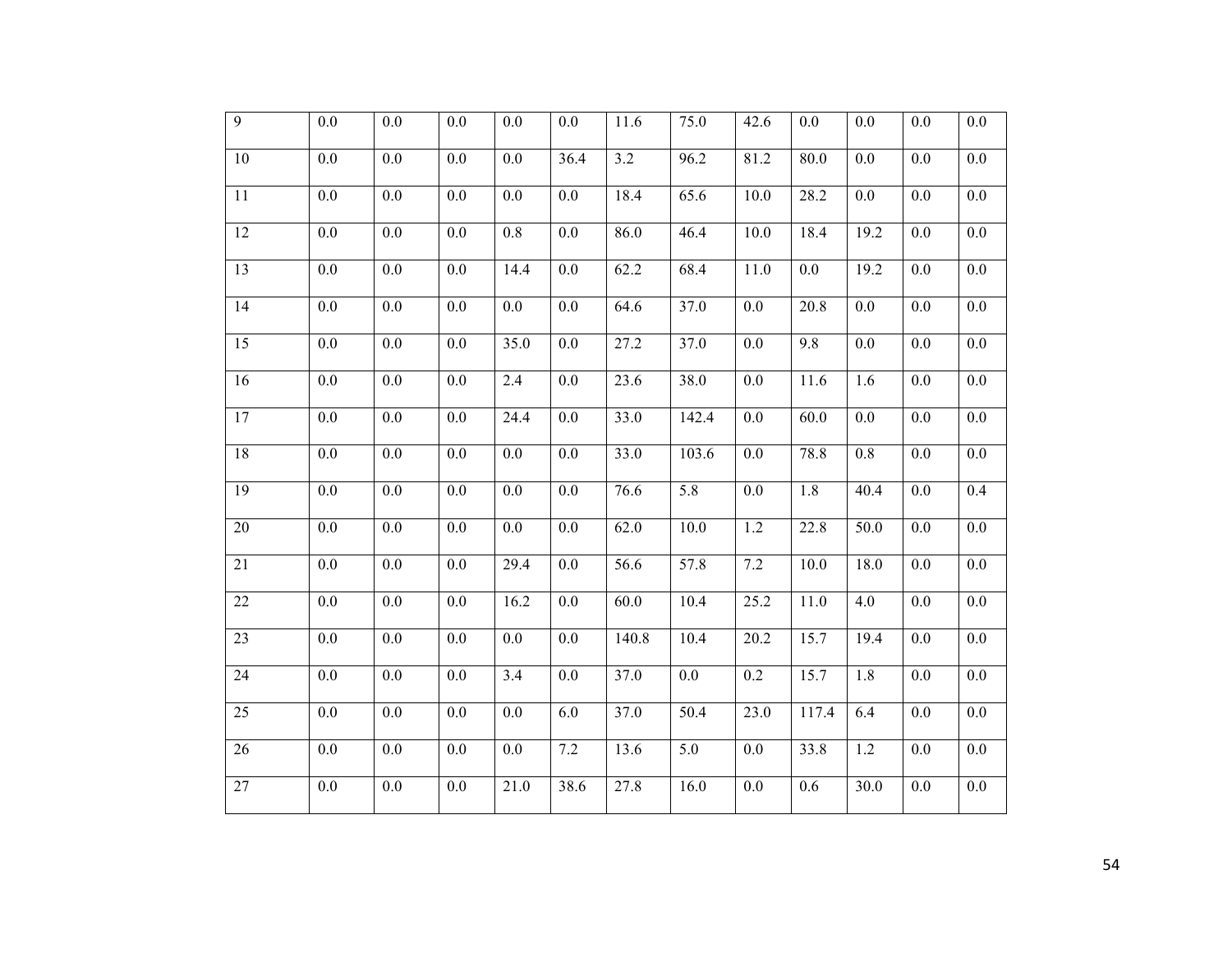| 9 | 0.0 | 0.0 | 0.0 | 0.0 | 0.0 | 11.6 | 75.0 | 42.6 | 0.0 | 0.0 | 0.0 | 0.0 |
|---|---|---|---|---|---|---|---|---|---|---|---|---|
| 10 | 0.0 | 0.0 | 0.0 | 0.0 | 36.4 | 3.2 | 96.2 | 81.2 | 80.0 | 0.0 | 0.0 | 0.0 |
| 11 | 0.0 | 0.0 | 0.0 | 0.0 | 0.0 | 18.4 | 65.6 | 10.0 | 28.2 | 0.0 | 0.0 | 0.0 |
| 12 | 0.0 | 0.0 | 0.0 | 0.8 | 0.0 | 86.0 | 46.4 | 10.0 | 18.4 | 19.2 | 0.0 | 0.0 |
| 13 | 0.0 | 0.0 | 0.0 | 14.4 | 0.0 | 62.2 | 68.4 | 11.0 | 0.0 | 19.2 | 0.0 | 0.0 |
| 14 | 0.0 | 0.0 | 0.0 | 0.0 | 0.0 | 64.6 | 37.0 | 0.0 | 20.8 | 0.0 | 0.0 | 0.0 |
| 15 | 0.0 | 0.0 | 0.0 | 35.0 | 0.0 | 27.2 | 37.0 | 0.0 | 9.8 | 0.0 | 0.0 | 0.0 |
| 16 | 0.0 | 0.0 | 0.0 | 2.4 | 0.0 | 23.6 | 38.0 | 0.0 | 11.6 | 1.6 | 0.0 | 0.0 |
| 17 | 0.0 | 0.0 | 0.0 | 24.4 | 0.0 | 33.0 | 142.4 | 0.0 | 60.0 | 0.0 | 0.0 | 0.0 |
| 18 | 0.0 | 0.0 | 0.0 | 0.0 | 0.0 | 33.0 | 103.6 | 0.0 | 78.8 | 0.8 | 0.0 | 0.0 |
| 19 | 0.0 | 0.0 | 0.0 | 0.0 | 0.0 | 76.6 | 5.8 | 0.0 | 1.8 | 40.4 | 0.0 | 0.4 |
| 20 | 0.0 | 0.0 | 0.0 | 0.0 | 0.0 | 62.0 | 10.0 | 1.2 | 22.8 | 50.0 | 0.0 | 0.0 |
| 21 | 0.0 | 0.0 | 0.0 | 29.4 | 0.0 | 56.6 | 57.8 | 7.2 | 10.0 | 18.0 | 0.0 | 0.0 |
| 22 | 0.0 | 0.0 | 0.0 | 16.2 | 0.0 | 60.0 | 10.4 | 25.2 | 11.0 | 4.0 | 0.0 | 0.0 |
| 23 | 0.0 | 0.0 | 0.0 | 0.0 | 0.0 | 140.8 | 10.4 | 20.2 | 15.7 | 19.4 | 0.0 | 0.0 |
| 24 | 0.0 | 0.0 | 0.0 | 3.4 | 0.0 | 37.0 | 0.0 | 0.2 | 15.7 | 1.8 | 0.0 | 0.0 |
| 25 | 0.0 | 0.0 | 0.0 | 0.0 | 6.0 | 37.0 | 50.4 | 23.0 | 117.4 | 6.4 | 0.0 | 0.0 |
| 26 | 0.0 | 0.0 | 0.0 | 0.0 | 7.2 | 13.6 | 5.0 | 0.0 | 33.8 | 1.2 | 0.0 | 0.0 |
| 27 | 0.0 | 0.0 | 0.0 | 21.0 | 38.6 | 27.8 | 16.0 | 0.0 | 0.6 | 30.0 | 0.0 | 0.0 |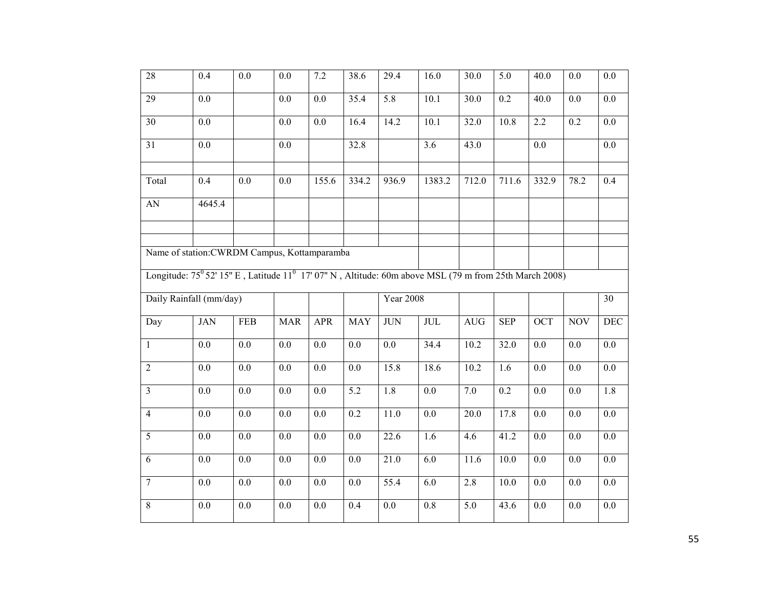| 28 | 0.4 | 0.0 | 0.0 | 7.2 | 38.6 | 29.4 | 16.0 | 30.0 | 5.0 | 40.0 | 0.0 | 0.0 |
|---|---|---|---|---|---|---|---|---|---|---|---|---|
| 29 | 0.0 | | 0.0 | 0.0 | 35.4 | 5.8 | 10.1 | 30.0 | 0.2 | 40.0 | 0.0 | 0.0 |
| 30 | 0.0 | | 0.0 | 0.0 | 16.4 | 14.2 | 10.1 | 32.0 | 10.8 | 2.2 | 0.2 | 0.0 |
| 31 | 0.0 | | 0.0 | | 32.8 | | 3.6 | 43.0 | | 0.0 | | 0.0 |
| | | | | | | | | | | | | |
| Total | 0.4 | 0.0 | 0.0 | 155.6 | 334.2 | 936.9 | 1383.2 | 712.0 | 711.6 | 332.9 | 78.2 | 0.4 |
| AN | 4645.4 | | | | | | | | | | | |

Name of station:CWRDM Campus, Kottamparamba

Longitude: $75^0$ 52' 15" E , Latitude $11^0$ 17' 07" N , Altitude: 60m above MSL (79 m from 25th March 2008)

| Daily Rainfall (mm/day) | | | | | | Year 2008 | | | | | | 30 |
|---|---|---|---|---|---|---|---|---|---|---|---|---|
| Day | JAN | FEB | MAR | APR | MAY | JUN | JUL | AUG | SEP | OCT | NOV | DEC |
| 1 | 0.0 | 0.0 | 0.0 | 0.0 | 0.0 | 0.0 | 34.4 | 10.2 | 32.0 | 0.0 | 0.0 | 0.0 |
| 2 | 0.0 | 0.0 | 0.0 | 0.0 | 0.0 | 15.8 | 18.6 | 10.2 | 1.6 | 0.0 | 0.0 | 0.0 |
| 3 | 0.0 | 0.0 | 0.0 | 0.0 | 5.2 | 1.8 | 0.0 | 7.0 | 0.2 | 0.0 | 0.0 | 1.8 |
| 4 | 0.0 | 0.0 | 0.0 | 0.0 | 0.2 | 11.0 | 0.0 | 20.0 | 17.8 | 0.0 | 0.0 | 0.0 |
| 5 | 0.0 | 0.0 | 0.0 | 0.0 | 0.0 | 22.6 | 1.6 | 4.6 | 41.2 | 0.0 | 0.0 | 0.0 |
| 6 | 0.0 | 0.0 | 0.0 | 0.0 | 0.0 | 21.0 | 6.0 | 11.6 | 10.0 | 0.0 | 0.0 | 0.0 |
| 7 | 0.0 | 0.0 | 0.0 | 0.0 | 0.0 | 55.4 | 6.0 | 2.8 | 10.0 | 0.0 | 0.0 | 0.0 |
| 8 | 0.0 | 0.0 | 0.0 | 0.0 | 0.4 | 0.0 | 0.8 | 5.0 | 43.6 | 0.0 | 0.0 | 0.0 |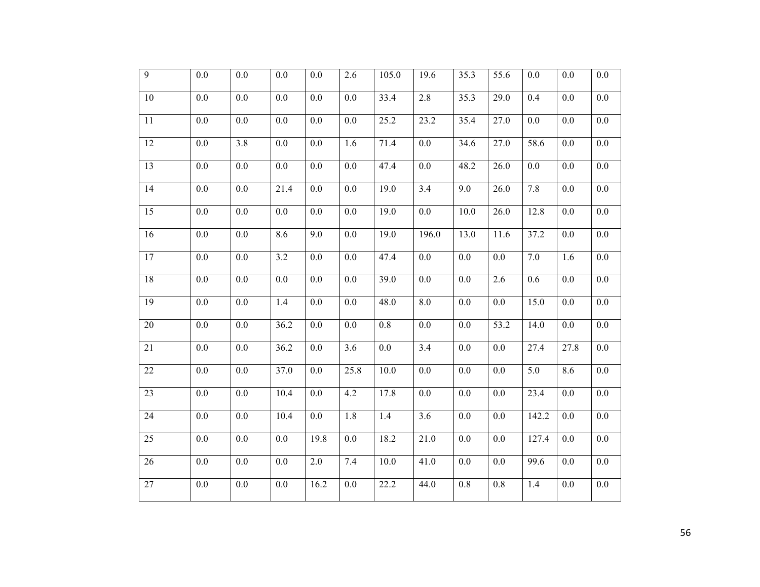| 9 | 0.0 | 0.0 | 0.0 | 0.0 | 2.6 | 105.0 | 19.6 | 35.3 | 55.6 | 0.0 | 0.0 | 0.0 |
|---|---|---|---|---|---|---|---|---|---|---|---|---|
| 10 | 0.0 | 0.0 | 0.0 | 0.0 | 0.0 | 33.4 | 2.8 | 35.3 | 29.0 | 0.4 | 0.0 | 0.0 |
| 11 | 0.0 | 0.0 | 0.0 | 0.0 | 0.0 | 25.2 | 23.2 | 35.4 | 27.0 | 0.0 | 0.0 | 0.0 |
| 12 | 0.0 | 3.8 | 0.0 | 0.0 | 1.6 | 71.4 | 0.0 | 34.6 | 27.0 | 58.6 | 0.0 | 0.0 |
| 13 | 0.0 | 0.0 | 0.0 | 0.0 | 0.0 | 47.4 | 0.0 | 48.2 | 26.0 | 0.0 | 0.0 | 0.0 |
| 14 | 0.0 | 0.0 | 21.4 | 0.0 | 0.0 | 19.0 | 3.4 | 9.0 | 26.0 | 7.8 | 0.0 | 0.0 |
| 15 | 0.0 | 0.0 | 0.0 | 0.0 | 0.0 | 19.0 | 0.0 | 10.0 | 26.0 | 12.8 | 0.0 | 0.0 |
| 16 | 0.0 | 0.0 | 8.6 | 9.0 | 0.0 | 19.0 | 196.0 | 13.0 | 11.6 | 37.2 | 0.0 | 0.0 |
| 17 | 0.0 | 0.0 | 3.2 | 0.0 | 0.0 | 47.4 | 0.0 | 0.0 | 0.0 | 7.0 | 1.6 | 0.0 |
| 18 | 0.0 | 0.0 | 0.0 | 0.0 | 0.0 | 39.0 | 0.0 | 0.0 | 2.6 | 0.6 | 0.0 | 0.0 |
| 19 | 0.0 | 0.0 | 1.4 | 0.0 | 0.0 | 48.0 | 8.0 | 0.0 | 0.0 | 15.0 | 0.0 | 0.0 |
| 20 | 0.0 | 0.0 | 36.2 | 0.0 | 0.0 | 0.8 | 0.0 | 0.0 | 53.2 | 14.0 | 0.0 | 0.0 |
| 21 | 0.0 | 0.0 | 36.2 | 0.0 | 3.6 | 0.0 | 3.4 | 0.0 | 0.0 | 27.4 | 27.8 | 0.0 |
| 22 | 0.0 | 0.0 | 37.0 | 0.0 | 25.8 | 10.0 | 0.0 | 0.0 | 0.0 | 5.0 | 8.6 | 0.0 |
| 23 | 0.0 | 0.0 | 10.4 | 0.0 | 4.2 | 17.8 | 0.0 | 0.0 | 0.0 | 23.4 | 0.0 | 0.0 |
| 24 | 0.0 | 0.0 | 10.4 | 0.0 | 1.8 | 1.4 | 3.6 | 0.0 | 0.0 | 142.2 | 0.0 | 0.0 |
| 25 | 0.0 | 0.0 | 0.0 | 19.8 | 0.0 | 18.2 | 21.0 | 0.0 | 0.0 | 127.4 | 0.0 | 0.0 |
| 26 | 0.0 | 0.0 | 0.0 | 2.0 | 7.4 | 10.0 | 41.0 | 0.0 | 0.0 | 99.6 | 0.0 | 0.0 |
| 27 | 0.0 | 0.0 | 0.0 | 16.2 | 0.0 | 22.2 | 44.0 | 0.8 | 0.8 | 1.4 | 0.0 | 0.0 |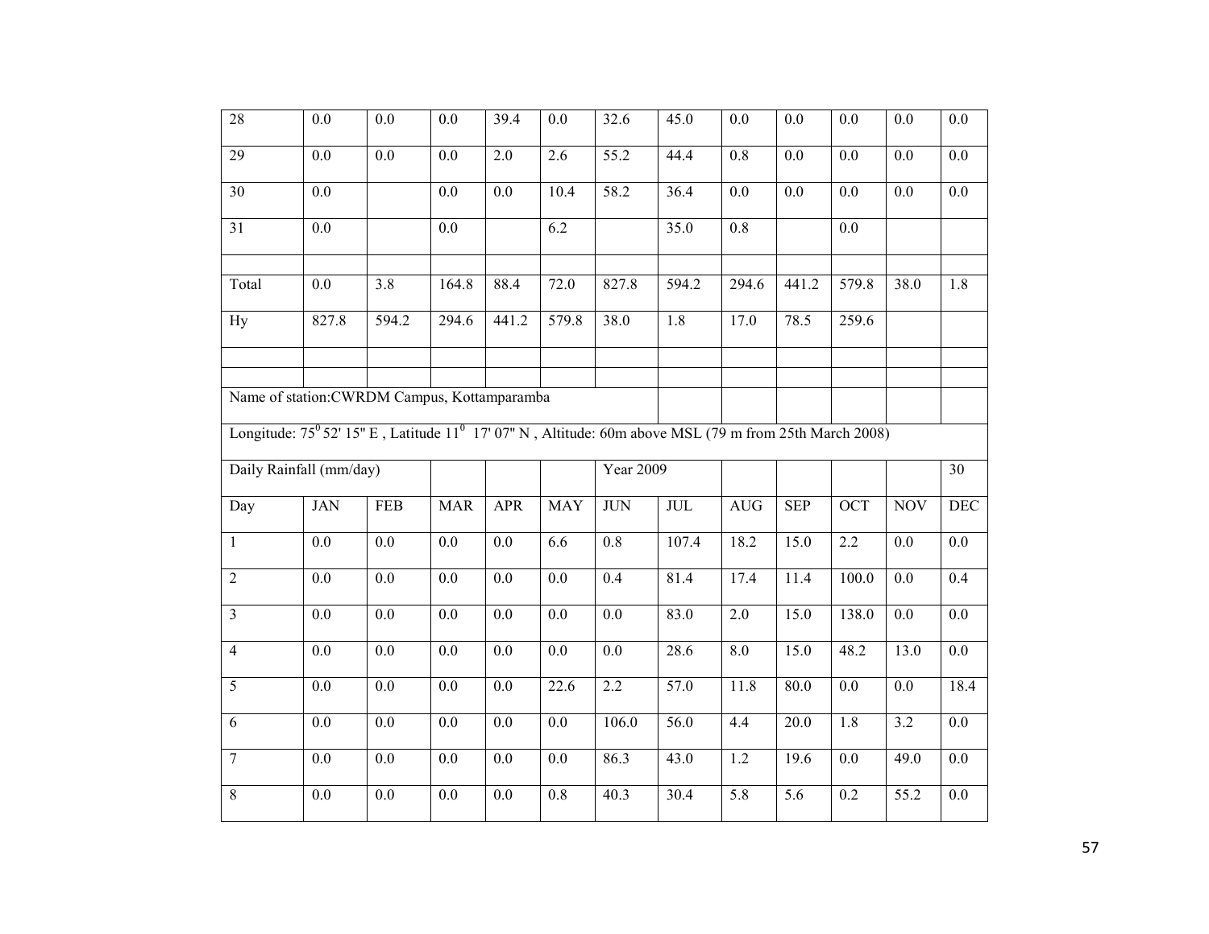| 28 | 0.0 | 0.0 | 0.0 | 39.4 | 0.0 | 32.6 | 45.0 | 0.0 | 0.0 | 0.0 | 0.0 | 0.0 |
|---|---|---|---|---|---|---|---|---|---|---|---|---|
| 29 | 0.0 | 0.0 | 0.0 | 2.0 | 2.6 | 55.2 | 44.4 | 0.8 | 0.0 | 0.0 | 0.0 | 0.0 |
| 30 | 0.0 | | 0.0 | 0.0 | 10.4 | 58.2 | 36.4 | 0.0 | 0.0 | 0.0 | 0.0 | 0.0 |
| 31 | 0.0 | | 0.0 | | 6.2 | | 35.0 | 0.8 | | 0.0 | | |
| | | | | | | | | | | | | |
| Total | 0.0 | 3.8 | 164.8 | 88.4 | 72.0 | 827.8 | 594.2 | 294.6 | 441.2 | 579.8 | 38.0 | 1.8 |
| Hy | 827.8 | 594.2 | 294.6 | 441.2 | 579.8 | 38.0 | 1.8 | 17.0 | 78.5 | 259.6 | | |

Name of station:CWRDM Campus, Kottamparamba

Longitude: $75^0$ 52' 15" E , Latitude $11^0$ 17' 07" N , Altitude: 60m above MSL (79 m from 25th March 2008)

| Daily Rainfall (mm/day) | | | | | | Year 2009 | | | | | | 30 |
|---|---|---|---|---|---|---|---|---|---|---|---|---|
| Day | JAN | FEB | MAR | APR | MAY | JUN | JUL | AUG | SEP | OCT | NOV | DEC |
| 1 | 0.0 | 0.0 | 0.0 | 0.0 | 6.6 | 0.8 | 107.4 | 18.2 | 15.0 | 2.2 | 0.0 | 0.0 |
| 2 | 0.0 | 0.0 | 0.0 | 0.0 | 0.0 | 0.4 | 81.4 | 17.4 | 11.4 | 100.0 | 0.0 | 0.4 |
| 3 | 0.0 | 0.0 | 0.0 | 0.0 | 0.0 | 0.0 | 83.0 | 2.0 | 15.0 | 138.0 | 0.0 | 0.0 |
| 4 | 0.0 | 0.0 | 0.0 | 0.0 | 0.0 | 0.0 | 28.6 | 8.0 | 15.0 | 48.2 | 13.0 | 0.0 |
| 5 | 0.0 | 0.0 | 0.0 | 0.0 | 22.6 | 2.2 | 57.0 | 11.8 | 80.0 | 0.0 | 0.0 | 18.4 |
| 6 | 0.0 | 0.0 | 0.0 | 0.0 | 0.0 | 106.0 | 56.0 | 4.4 | 20.0 | 1.8 | 3.2 | 0.0 |
| 7 | 0.0 | 0.0 | 0.0 | 0.0 | 0.0 | 86.3 | 43.0 | 1.2 | 19.6 | 0.0 | 49.0 | 0.0 |
| 8 | 0.0 | 0.0 | 0.0 | 0.0 | 0.8 | 40.3 | 30.4 | 5.8 | 5.6 | 0.2 | 55.2 | 0.0 |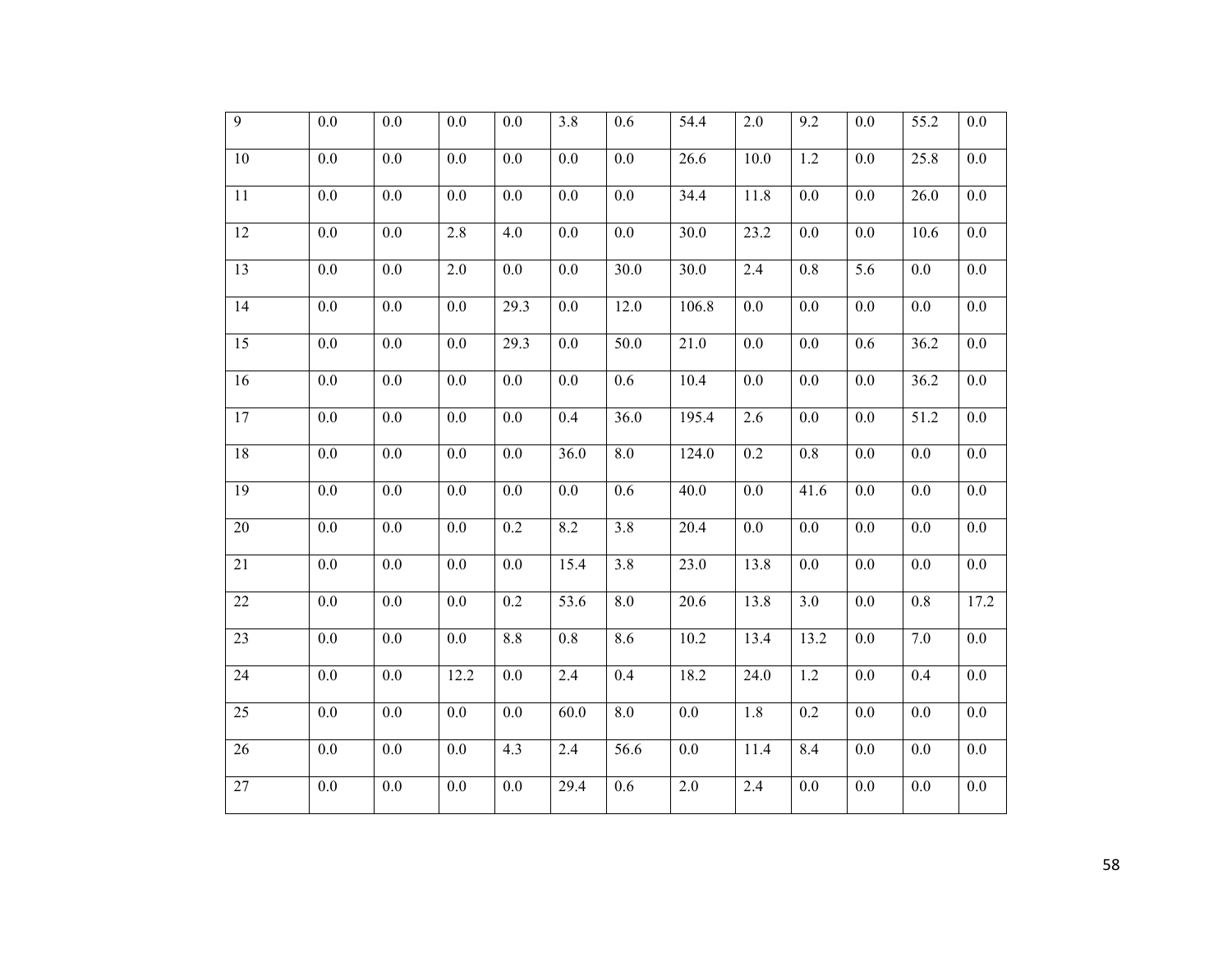| 9 | 0.0 | 0.0 | 0.0 | 0.0 | 3.8 | 0.6 | 54.4 | 2.0 | 9.2 | 0.0 | 55.2 | 0.0 |
|---|---|---|---|---|---|---|---|---|---|---|---|---|
| 10 | 0.0 | 0.0 | 0.0 | 0.0 | 0.0 | 0.0 | 26.6 | 10.0 | 1.2 | 0.0 | 25.8 | 0.0 |
| 11 | 0.0 | 0.0 | 0.0 | 0.0 | 0.0 | 0.0 | 34.4 | 11.8 | 0.0 | 0.0 | 26.0 | 0.0 |
| 12 | 0.0 | 0.0 | 2.8 | 4.0 | 0.0 | 0.0 | 30.0 | 23.2 | 0.0 | 0.0 | 10.6 | 0.0 |
| 13 | 0.0 | 0.0 | 2.0 | 0.0 | 0.0 | 30.0 | 30.0 | 2.4 | 0.8 | 5.6 | 0.0 | 0.0 |
| 14 | 0.0 | 0.0 | 0.0 | 29.3 | 0.0 | 12.0 | 106.8 | 0.0 | 0.0 | 0.0 | 0.0 | 0.0 |
| 15 | 0.0 | 0.0 | 0.0 | 29.3 | 0.0 | 50.0 | 21.0 | 0.0 | 0.0 | 0.6 | 36.2 | 0.0 |
| 16 | 0.0 | 0.0 | 0.0 | 0.0 | 0.0 | 0.6 | 10.4 | 0.0 | 0.0 | 0.0 | 36.2 | 0.0 |
| 17 | 0.0 | 0.0 | 0.0 | 0.0 | 0.4 | 36.0 | 195.4 | 2.6 | 0.0 | 0.0 | 51.2 | 0.0 |
| 18 | 0.0 | 0.0 | 0.0 | 0.0 | 36.0 | 8.0 | 124.0 | 0.2 | 0.8 | 0.0 | 0.0 | 0.0 |
| 19 | 0.0 | 0.0 | 0.0 | 0.0 | 0.0 | 0.6 | 40.0 | 0.0 | 41.6 | 0.0 | 0.0 | 0.0 |
| 20 | 0.0 | 0.0 | 0.0 | 0.2 | 8.2 | 3.8 | 20.4 | 0.0 | 0.0 | 0.0 | 0.0 | 0.0 |
| 21 | 0.0 | 0.0 | 0.0 | 0.0 | 15.4 | 3.8 | 23.0 | 13.8 | 0.0 | 0.0 | 0.0 | 0.0 |
| 22 | 0.0 | 0.0 | 0.0 | 0.2 | 53.6 | 8.0 | 20.6 | 13.8 | 3.0 | 0.0 | 0.8 | 17.2 |
| 23 | 0.0 | 0.0 | 0.0 | 8.8 | 0.8 | 8.6 | 10.2 | 13.4 | 13.2 | 0.0 | 7.0 | 0.0 |
| 24 | 0.0 | 0.0 | 12.2 | 0.0 | 2.4 | 0.4 | 18.2 | 24.0 | 1.2 | 0.0 | 0.4 | 0.0 |
| 25 | 0.0 | 0.0 | 0.0 | 0.0 | 60.0 | 8.0 | 0.0 | 1.8 | 0.2 | 0.0 | 0.0 | 0.0 |
| 26 | 0.0 | 0.0 | 0.0 | 4.3 | 2.4 | 56.6 | 0.0 | 11.4 | 8.4 | 0.0 | 0.0 | 0.0 |
| 27 | 0.0 | 0.0 | 0.0 | 0.0 | 29.4 | 0.6 | 2.0 | 2.4 | 0.0 | 0.0 | 0.0 | 0.0 |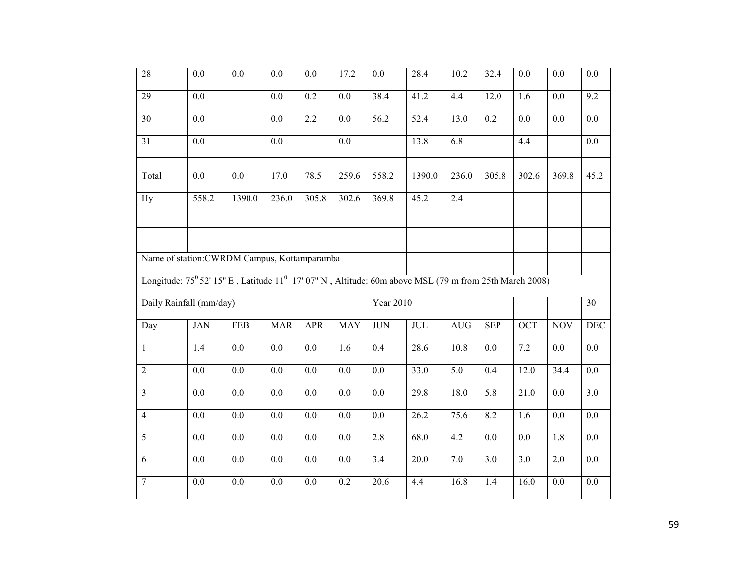| 28 | 0.0 | 0.0 | 0.0 | 0.0 | 17.2 | 0.0 | 28.4 | 10.2 | 32.4 | 0.0 | 0.0 | 0.0 |
|---|---|---|---|---|---|---|---|---|---|---|---|---|
| 29 | 0.0 | | 0.0 | 0.2 | 0.0 | 38.4 | 41.2 | 4.4 | 12.0 | 1.6 | 0.0 | 9.2 |
| 30 | 0.0 | | 0.0 | 2.2 | 0.0 | 56.2 | 52.4 | 13.0 | 0.2 | 0.0 | 0.0 | 0.0 |
| 31 | 0.0 | | 0.0 | | 0.0 | | 13.8 | 6.8 | | 4.4 | | 0.0 |
| | | | | | | | | | | | | |
| Total | 0.0 | 0.0 | 17.0 | 78.5 | 259.6 | 558.2 | 1390.0 | 236.0 | 305.8 | 302.6 | 369.8 | 45.2 |
| Hy | 558.2 | 1390.0 | 236.0 | 305.8 | 302.6 | 369.8 | 45.2 | 2.4 | | | | |

Name of station:CWRDM Campus, Kottamparamba

Longitude: $75^0$ 52' 15" E , Latitude $11^0$ 17' 07" N , Altitude: 60m above MSL (79 m from 25th March 2008)

| Daily Rainfall (mm/day) | | | | | | Year 2010 | | | | | | 30 |
|---|---|---|---|---|---|---|---|---|---|---|---|---|
| Day | JAN | FEB | MAR | APR | MAY | JUN | JUL | AUG | SEP | OCT | NOV | DEC |
| 1 | 1.4 | 0.0 | 0.0 | 0.0 | 1.6 | 0.4 | 28.6 | 10.8 | 0.0 | 7.2 | 0.0 | 0.0 |
| 2 | 0.0 | 0.0 | 0.0 | 0.0 | 0.0 | 0.0 | 33.0 | 5.0 | 0.4 | 12.0 | 34.4 | 0.0 |
| 3 | 0.0 | 0.0 | 0.0 | 0.0 | 0.0 | 0.0 | 29.8 | 18.0 | 5.8 | 21.0 | 0.0 | 3.0 |
| 4 | 0.0 | 0.0 | 0.0 | 0.0 | 0.0 | 0.0 | 26.2 | 75.6 | 8.2 | 1.6 | 0.0 | 0.0 |
| 5 | 0.0 | 0.0 | 0.0 | 0.0 | 0.0 | 2.8 | 68.0 | 4.2 | 0.0 | 0.0 | 1.8 | 0.0 |
| 6 | 0.0 | 0.0 | 0.0 | 0.0 | 0.0 | 3.4 | 20.0 | 7.0 | 3.0 | 3.0 | 2.0 | 0.0 |
| 7 | 0.0 | 0.0 | 0.0 | 0.0 | 0.2 | 20.6 | 4.4 | 16.8 | 1.4 | 16.0 | 0.0 | 0.0 |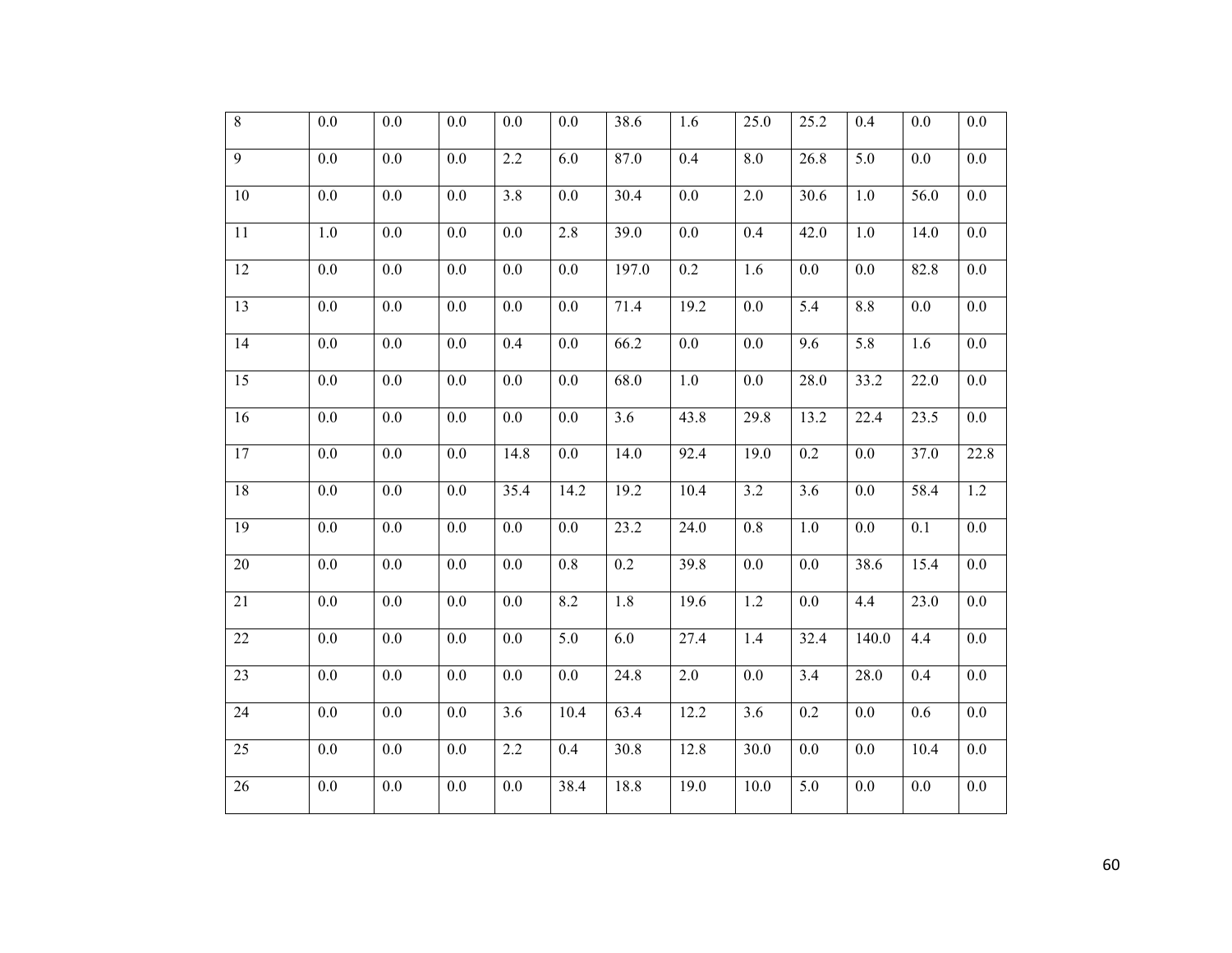| 8 | 0.0 | 0.0 | 0.0 | 0.0 | 0.0 | 38.6 | 1.6 | 25.0 | 25.2 | 0.4 | 0.0 | 0.0 |
|---|---|---|---|---|---|---|---|---|---|---|---|---|
| 9 | 0.0 | 0.0 | 0.0 | 2.2 | 6.0 | 87.0 | 0.4 | 8.0 | 26.8 | 5.0 | 0.0 | 0.0 |
| 10 | 0.0 | 0.0 | 0.0 | 3.8 | 0.0 | 30.4 | 0.0 | 2.0 | 30.6 | 1.0 | 56.0 | 0.0 |
| 11 | 1.0 | 0.0 | 0.0 | 0.0 | 2.8 | 39.0 | 0.0 | 0.4 | 42.0 | 1.0 | 14.0 | 0.0 |
| 12 | 0.0 | 0.0 | 0.0 | 0.0 | 0.0 | 197.0 | 0.2 | 1.6 | 0.0 | 0.0 | 82.8 | 0.0 |
| 13 | 0.0 | 0.0 | 0.0 | 0.0 | 0.0 | 71.4 | 19.2 | 0.0 | 5.4 | 8.8 | 0.0 | 0.0 |
| 14 | 0.0 | 0.0 | 0.0 | 0.4 | 0.0 | 66.2 | 0.0 | 0.0 | 9.6 | 5.8 | 1.6 | 0.0 |
| 15 | 0.0 | 0.0 | 0.0 | 0.0 | 0.0 | 68.0 | 1.0 | 0.0 | 28.0 | 33.2 | 22.0 | 0.0 |
| 16 | 0.0 | 0.0 | 0.0 | 0.0 | 0.0 | 3.6 | 43.8 | 29.8 | 13.2 | 22.4 | 23.5 | 0.0 |
| 17 | 0.0 | 0.0 | 0.0 | 14.8 | 0.0 | 14.0 | 92.4 | 19.0 | 0.2 | 0.0 | 37.0 | 22.8 |
| 18 | 0.0 | 0.0 | 0.0 | 35.4 | 14.2 | 19.2 | 10.4 | 3.2 | 3.6 | 0.0 | 58.4 | 1.2 |
| 19 | 0.0 | 0.0 | 0.0 | 0.0 | 0.0 | 23.2 | 24.0 | 0.8 | 1.0 | 0.0 | 0.1 | 0.0 |
| 20 | 0.0 | 0.0 | 0.0 | 0.0 | 0.8 | 0.2 | 39.8 | 0.0 | 0.0 | 38.6 | 15.4 | 0.0 |
| 21 | 0.0 | 0.0 | 0.0 | 0.0 | 8.2 | 1.8 | 19.6 | 1.2 | 0.0 | 4.4 | 23.0 | 0.0 |
| 22 | 0.0 | 0.0 | 0.0 | 0.0 | 5.0 | 6.0 | 27.4 | 1.4 | 32.4 | 140.0 | 4.4 | 0.0 |
| 23 | 0.0 | 0.0 | 0.0 | 0.0 | 0.0 | 24.8 | 2.0 | 0.0 | 3.4 | 28.0 | 0.4 | 0.0 |
| 24 | 0.0 | 0.0 | 0.0 | 3.6 | 10.4 | 63.4 | 12.2 | 3.6 | 0.2 | 0.0 | 0.6 | 0.0 |
| 25 | 0.0 | 0.0 | 0.0 | 2.2 | 0.4 | 30.8 | 12.8 | 30.0 | 0.0 | 0.0 | 10.4 | 0.0 |
| 26 | 0.0 | 0.0 | 0.0 | 0.0 | 38.4 | 18.8 | 19.0 | 10.0 | 5.0 | 0.0 | 0.0 | 0.0 |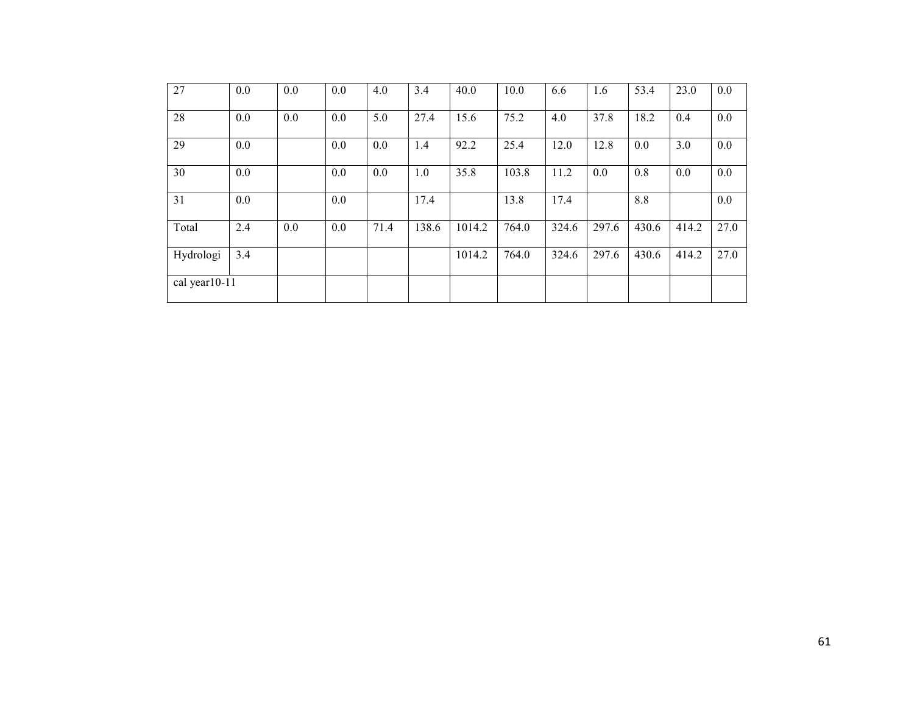| | | | | | | | | | | | | |
|---|---|---|---|---|---|---|---|---|---|---|---|---|
| 27 | 0.0 | 0.0 | 0.0 | 4.0 | 3.4 | 40.0 | 10.0 | 6.6 | 1.6 | 53.4 | 23.0 | 0.0 |
| 28 | 0.0 | 0.0 | 0.0 | 5.0 | 27.4 | 15.6 | 75.2 | 4.0 | 37.8 | 18.2 | 0.4 | 0.0 |
| 29 | 0.0 | | 0.0 | 0.0 | 1.4 | 92.2 | 25.4 | 12.0 | 12.8 | 0.0 | 3.0 | 0.0 |
| 30 | 0.0 | | 0.0 | 0.0 | 1.0 | 35.8 | 103.8 | 11.2 | 0.0 | 0.8 | 0.0 | 0.0 |
| 31 | 0.0 | | 0.0 | | 17.4 | | 13.8 | 17.4 | | 8.8 | | 0.0 |
| Total | 2.4 | 0.0 | 0.0 | 71.4 | 138.6 | 1014.2 | 764.0 | 324.6 | 297.6 | 430.6 | 414.2 | 27.0 |
| Hydrologi | 3.4 | | | | | 1014.2 | 764.0 | 324.6 | 297.6 | 430.6 | 414.2 | 27.0 |
| cal year10-11 | | | | | | | | | | | | |